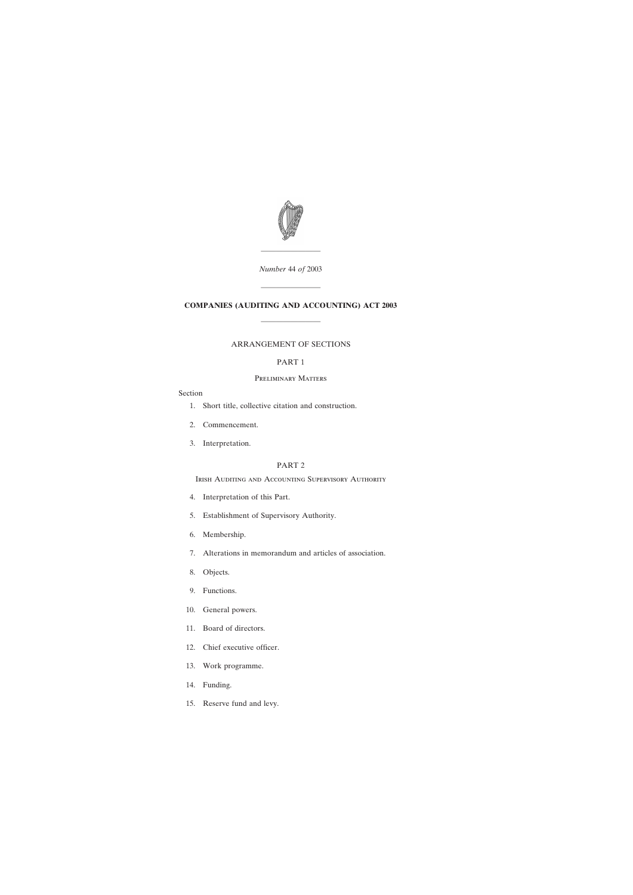*Number* 44 *of* 2003

# COMPANIES (AUDITING AND ACCOUNTING) ACT 2003

ARRANGEMENT OF SECTIONS

## PART 1

### Preliminary Matters

Section

1. Short title, collective citation and construction.
2. Commencement.
3. Interpretation.

## PART 2

### Irish Auditing and Accounting Supervisory Authority

4. Interpretation of this Part.
5. Establishment of Supervisory Authority.
6. Membership.
7. Alterations in memorandum and articles of association.
8. Objects.
9. Functions.
10. General powers.
11. Board of directors.
12. Chief executive officer.
13. Work programme.
14. Funding.
15. Reserve fund and levy.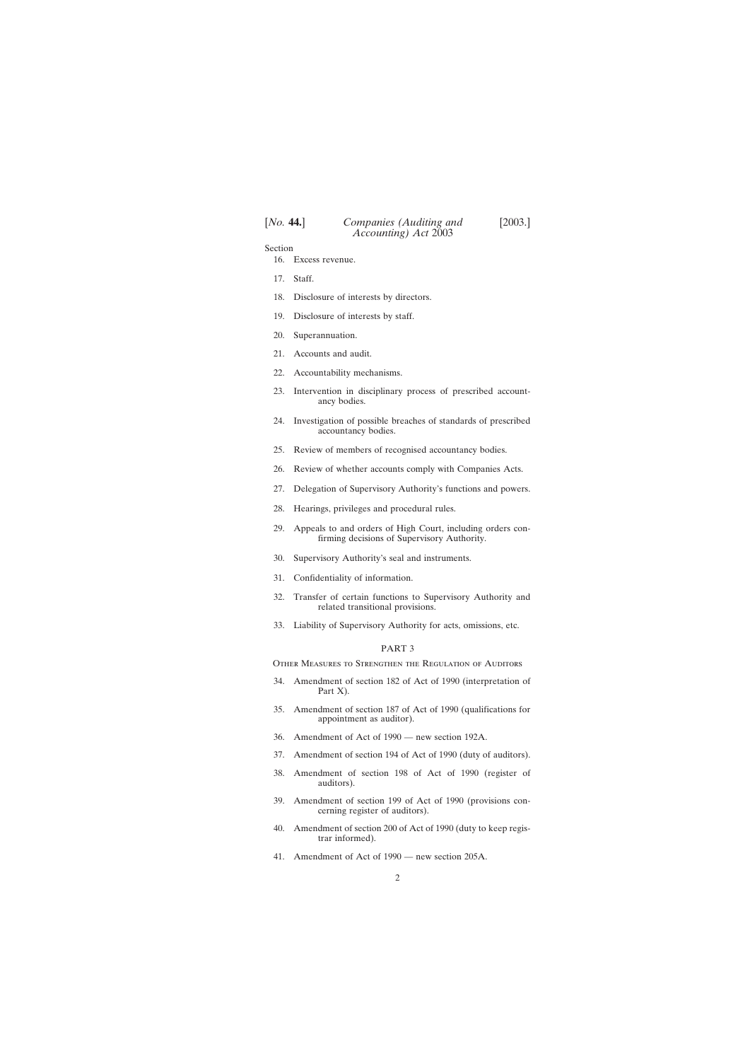Section

16. Excess revenue.

17. Staff.

18. Disclosure of interests by directors.

19. Disclosure of interests by staff.

20. Superannuation.

21. Accounts and audit.

22. Accountability mechanisms.

23. Intervention in disciplinary process of prescribed accountancy bodies.

24. Investigation of possible breaches of standards of prescribed accountancy bodies.

25. Review of members of recognised accountancy bodies.

26. Review of whether accounts comply with Companies Acts.

27. Delegation of Supervisory Authority's functions and powers.

28. Hearings, privileges and procedural rules.

29. Appeals to and orders of High Court, including orders confirming decisions of Supervisory Authority.

30. Supervisory Authority's seal and instruments.

31. Confidentiality of information.

32. Transfer of certain functions to Supervisory Authority and related transitional provisions.

33. Liability of Supervisory Authority for acts, omissions, etc.

## PART 3

### Other Measures to Strengthen the Regulation of Auditors

34. Amendment of section 182 of Act of 1990 (interpretation of Part X).

35. Amendment of section 187 of Act of 1990 (qualifications for appointment as auditor).

36. Amendment of Act of 1990 — new section 192A.

37. Amendment of section 194 of Act of 1990 (duty of auditors).

38. Amendment of section 198 of Act of 1990 (register of auditors).

39. Amendment of section 199 of Act of 1990 (provisions concerning register of auditors).

40. Amendment of section 200 of Act of 1990 (duty to keep registrar informed).

41. Amendment of Act of 1990 — new section 205A.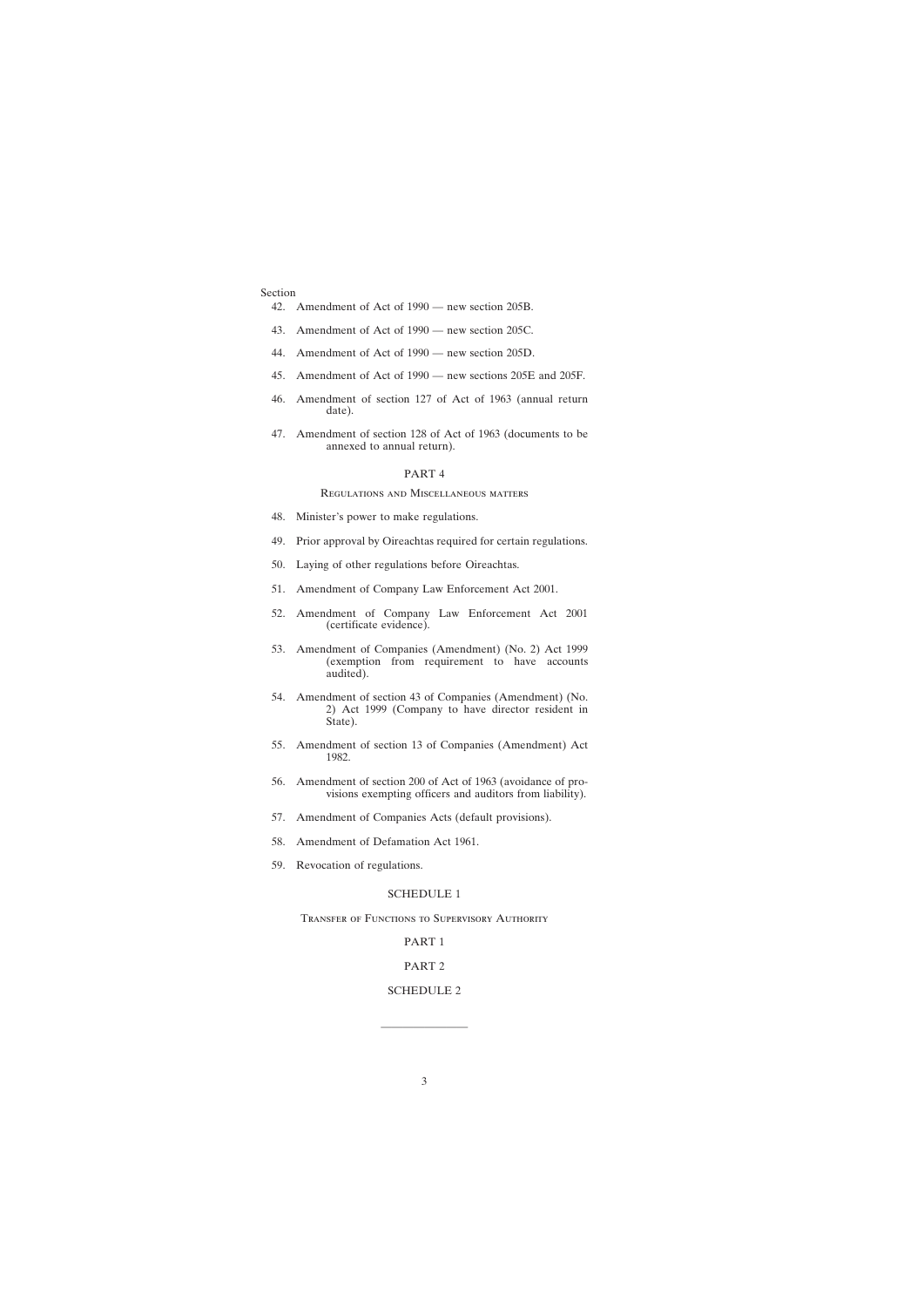Section

42. Amendment of Act of 1990 — new section 205B.

43. Amendment of Act of 1990 — new section 205C.

44. Amendment of Act of 1990 — new section 205D.

45. Amendment of Act of 1990 — new sections 205E and 205F.

46. Amendment of section 127 of Act of 1963 (annual return date).

47. Amendment of section 128 of Act of 1963 (documents to be annexed to annual return).

## PART 4

### Regulations and Miscellaneous matters

48. Minister's power to make regulations.

49. Prior approval by Oireachtas required for certain regulations.

50. Laying of other regulations before Oireachtas.

51. Amendment of Company Law Enforcement Act 2001.

52. Amendment of Company Law Enforcement Act 2001 (certificate evidence).

53. Amendment of Companies (Amendment) (No. 2) Act 1999 (exemption from requirement to have accounts audited).

54. Amendment of section 43 of Companies (Amendment) (No. 2) Act 1999 (Company to have director resident in State).

55. Amendment of section 13 of Companies (Amendment) Act 1982.

56. Amendment of section 200 of Act of 1963 (avoidance of provisions exempting officers and auditors from liability).

57. Amendment of Companies Acts (default provisions).

58. Amendment of Defamation Act 1961.

59. Revocation of regulations.

## SCHEDULE 1

### Transfer of Functions to Supervisory Authority

PART 1

PART 2

## SCHEDULE 2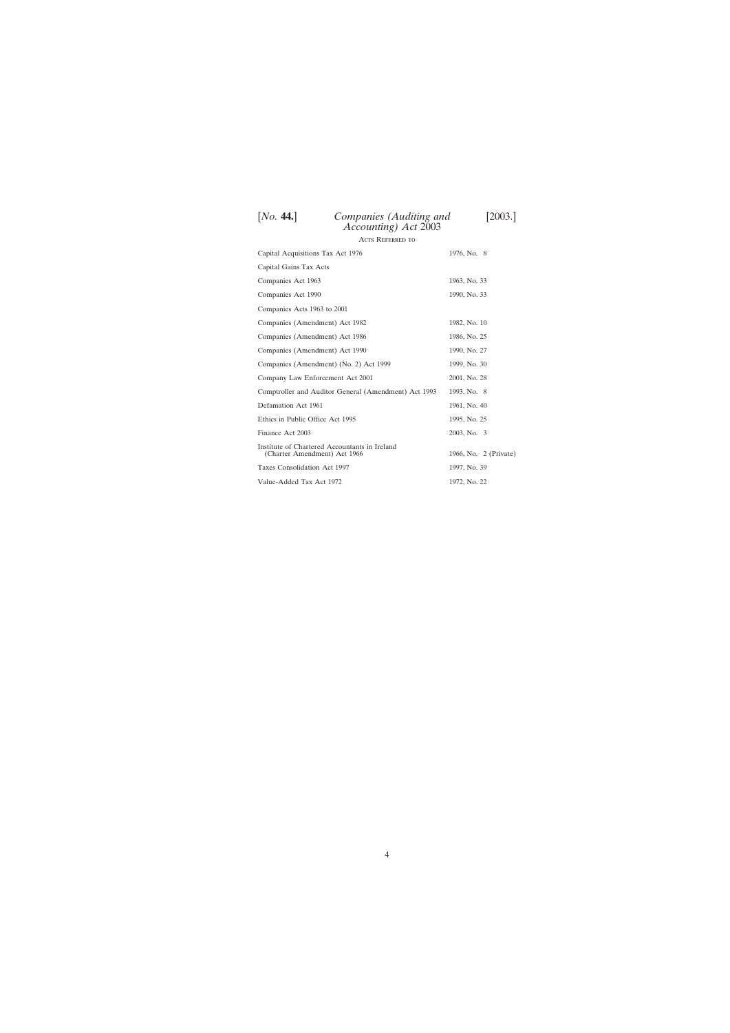## Acts Referred to

| | |
|---|---|
| Capital Acquisitions Tax Act 1976 | 1976, No. 8 |
| Capital Gains Tax Acts | |
| Companies Act 1963 | 1963, No. 33 |
| Companies Act 1990 | 1990, No. 33 |
| Companies Acts 1963 to 2001 | |
| Companies (Amendment) Act 1982 | 1982, No. 10 |
| Companies (Amendment) Act 1986 | 1986, No. 25 |
| Companies (Amendment) Act 1990 | 1990, No. 27 |
| Companies (Amendment) (No. 2) Act 1999 | 1999, No. 30 |
| Company Law Enforcement Act 2001 | 2001, No. 28 |
| Comptroller and Auditor General (Amendment) Act 1993 | 1993, No. 8 |
| Defamation Act 1961 | 1961, No. 40 |
| Ethics in Public Office Act 1995 | 1995, No. 25 |
| Finance Act 2003 | 2003, No. 3 |
| Institute of Chartered Accountants in Ireland (Charter Amendment) Act 1966 | 1966, No. 2 (Private) |
| Taxes Consolidation Act 1997 | 1997, No. 39 |
| Value-Added Tax Act 1972 | 1972, No. 22 |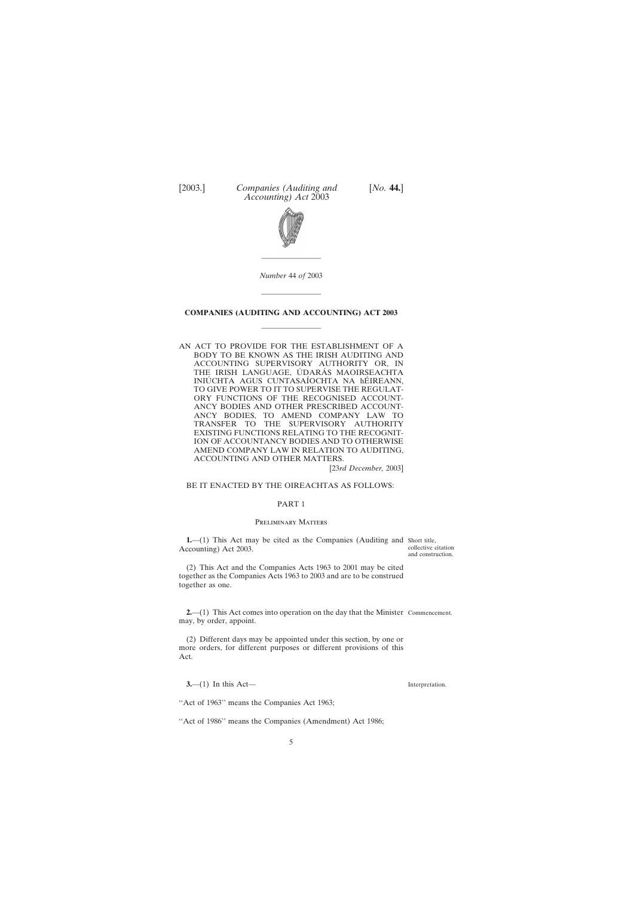[2003.] *Companies (Auditing and Accounting) Act* 2003 [*No.* **44.**]

*Number* 44 *of* 2003

# COMPANIES (AUDITING AND ACCOUNTING) ACT 2003

AN ACT TO PROVIDE FOR THE ESTABLISHMENT OF A BODY TO BE KNOWN AS THE IRISH AUDITING AND ACCOUNTING SUPERVISORY AUTHORITY OR, IN THE IRISH LANGUAGE, ÚDARÁS MAOIRSEACHTA INIÚCHTA AGUS CUNTASAÍOCHTA NA hÉIREANN, TO GIVE POWER TO IT TO SUPERVISE THE REGULATORY FUNCTIONS OF THE RECOGNISED ACCOUNTANCY BODIES AND OTHER PRESCRIBED ACCOUNTANCY BODIES, TO AMEND COMPANY LAW TO TRANSFER TO THE SUPERVISORY AUTHORITY EXISTING FUNCTIONS RELATING TO THE RECOGNITION OF ACCOUNTANCY BODIES AND TO OTHERWISE AMEND COMPANY LAW IN RELATION TO AUDITING, ACCOUNTING AND OTHER MATTERS.

[23*rd December,* 2003]

BE IT ENACTED BY THE OIREACHTAS AS FOLLOWS:

## PART 1

### Preliminary Matters

Short title, collective citation and construction.

**1.**—(1) This Act may be cited as the Companies (Auditing and Accounting) Act 2003.

(2) This Act and the Companies Acts 1963 to 2001 may be cited together as the Companies Acts 1963 to 2003 and are to be construed together as one.

Commencement.

**2.**—(1) This Act comes into operation on the day that the Minister may, by order, appoint.

(2) Different days may be appointed under this section, by one or more orders, for different purposes or different provisions of this Act.

Interpretation.

**3.**—(1) In this Act—

''Act of 1963'' means the Companies Act 1963;

''Act of 1986'' means the Companies (Amendment) Act 1986;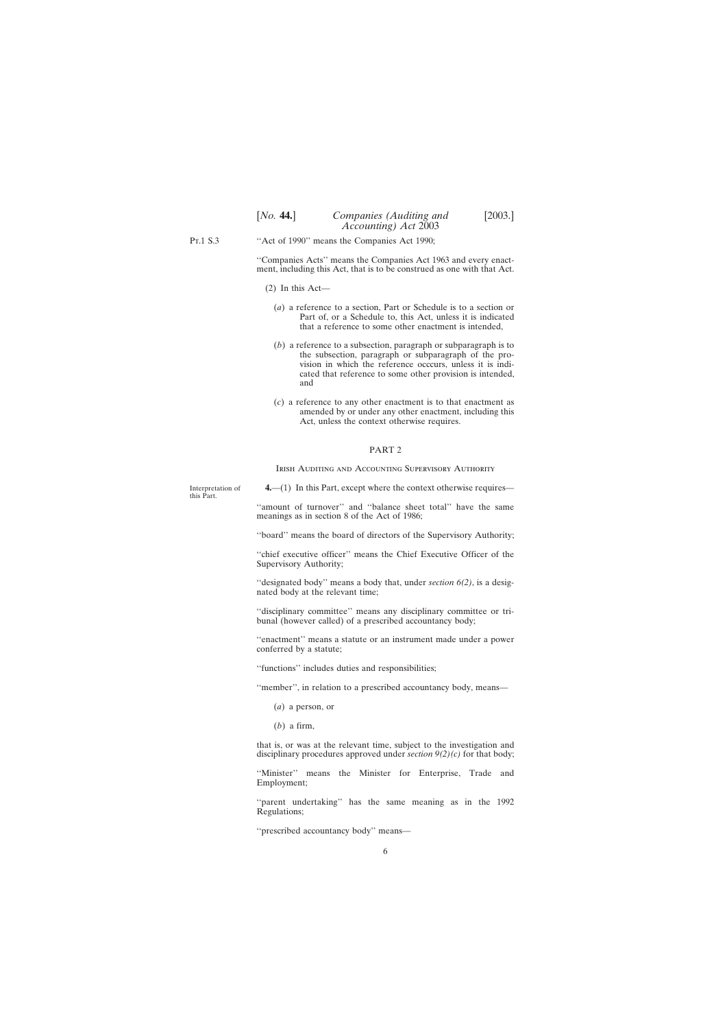Pt.1 S.3

"Act of 1990" means the Companies Act 1990;

"Companies Acts" means the Companies Act 1963 and every enactment, including this Act, that is to be construed as one with that Act.

(2) In this Act—

(*a*) a reference to a section, Part or Schedule is to a section or Part of, or a Schedule to, this Act, unless it is indicated that a reference to some other enactment is intended,

(*b*) a reference to a subsection, paragraph or subparagraph is to the subsection, paragraph or subparagraph of the provision in which the reference occcurs, unless it is indicated that reference to some other provision is intended, and

(*c*) a reference to any other enactment is to that enactment as amended by or under any other enactment, including this Act, unless the context otherwise requires.

## PART 2

### Irish Auditing and Accounting Supervisory Authority

Interpretation of this Part.

**4.**—(1) In this Part, except where the context otherwise requires—

"amount of turnover" and "balance sheet total" have the same meanings as in section 8 of the Act of 1986;

"board" means the board of directors of the Supervisory Authority;

"chief executive officer" means the Chief Executive Officer of the Supervisory Authority;

"designated body" means a body that, under *section 6(2)*, is a designated body at the relevant time;

"disciplinary committee" means any disciplinary committee or tribunal (however called) of a prescribed accountancy body;

"enactment" means a statute or an instrument made under a power conferred by a statute;

"functions" includes duties and responsibilities;

"member", in relation to a prescribed accountancy body, means—

(*a*) a person, or

(*b*) a firm,

that is, or was at the relevant time, subject to the investigation and disciplinary procedures approved under *section 9(2)(c)* for that body;

"Minister" means the Minister for Enterprise, Trade and Employment;

"parent undertaking" has the same meaning as in the 1992 Regulations;

"prescribed accountancy body" means—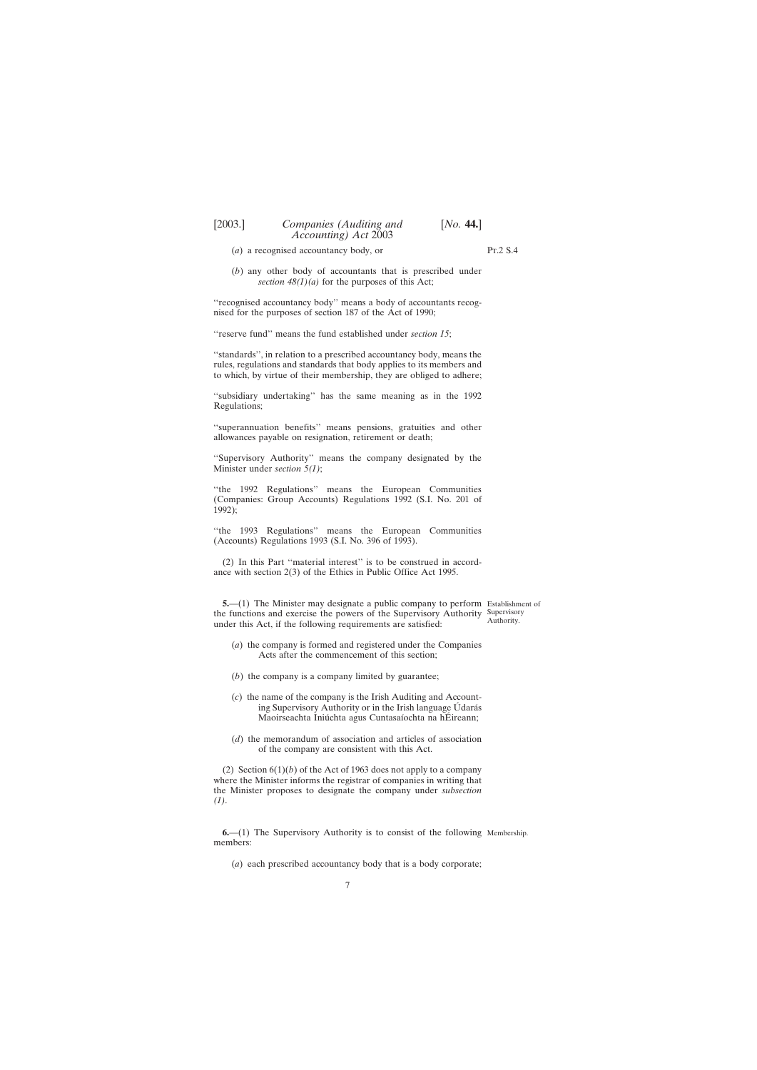(*a*) a recognised accountancy body, or

(*b*) any other body of accountants that is prescribed under *section 48(1)(a)* for the purposes of this Act;

''recognised accountancy body'' means a body of accountants recognised for the purposes of section 187 of the Act of 1990;

''reserve fund'' means the fund established under *section 15*;

''standards'', in relation to a prescribed accountancy body, means the rules, regulations and standards that body applies to its members and to which, by virtue of their membership, they are obliged to adhere;

''subsidiary undertaking'' has the same meaning as in the 1992 Regulations;

''superannuation benefits'' means pensions, gratuities and other allowances payable on resignation, retirement or death;

''Supervisory Authority'' means the company designated by the Minister under *section 5(1)*;

''the 1992 Regulations'' means the European Communities (Companies: Group Accounts) Regulations 1992 (S.I. No. 201 of 1992);

''the 1993 Regulations'' means the European Communities (Accounts) Regulations 1993 (S.I. No. 396 of 1993).

(2) In this Part ''material interest'' is to be construed in accordance with section 2(3) of the Ethics in Public Office Act 1995.

Establishment of Supervisory Authority.

**5.**—(1) The Minister may designate a public company to perform the functions and exercise the powers of the Supervisory Authority under this Act, if the following requirements are satisfied:

(*a*) the company is formed and registered under the Companies Acts after the commencement of this section;

(*b*) the company is a company limited by guarantee;

(*c*) the name of the company is the Irish Auditing and Accounting Supervisory Authority or in the Irish language Údarás Maoirseachta Iniúchta agus Cuntasaíochta na hÉireann;

(*d*) the memorandum of association and articles of association of the company are consistent with this Act.

(2) Section 6(1)(*b*) of the Act of 1963 does not apply to a company where the Minister informs the registrar of companies in writing that the Minister proposes to designate the company under *subsection (1)*.

Membership.

**6.**—(1) The Supervisory Authority is to consist of the following members:

(*a*) each prescribed accountancy body that is a body corporate;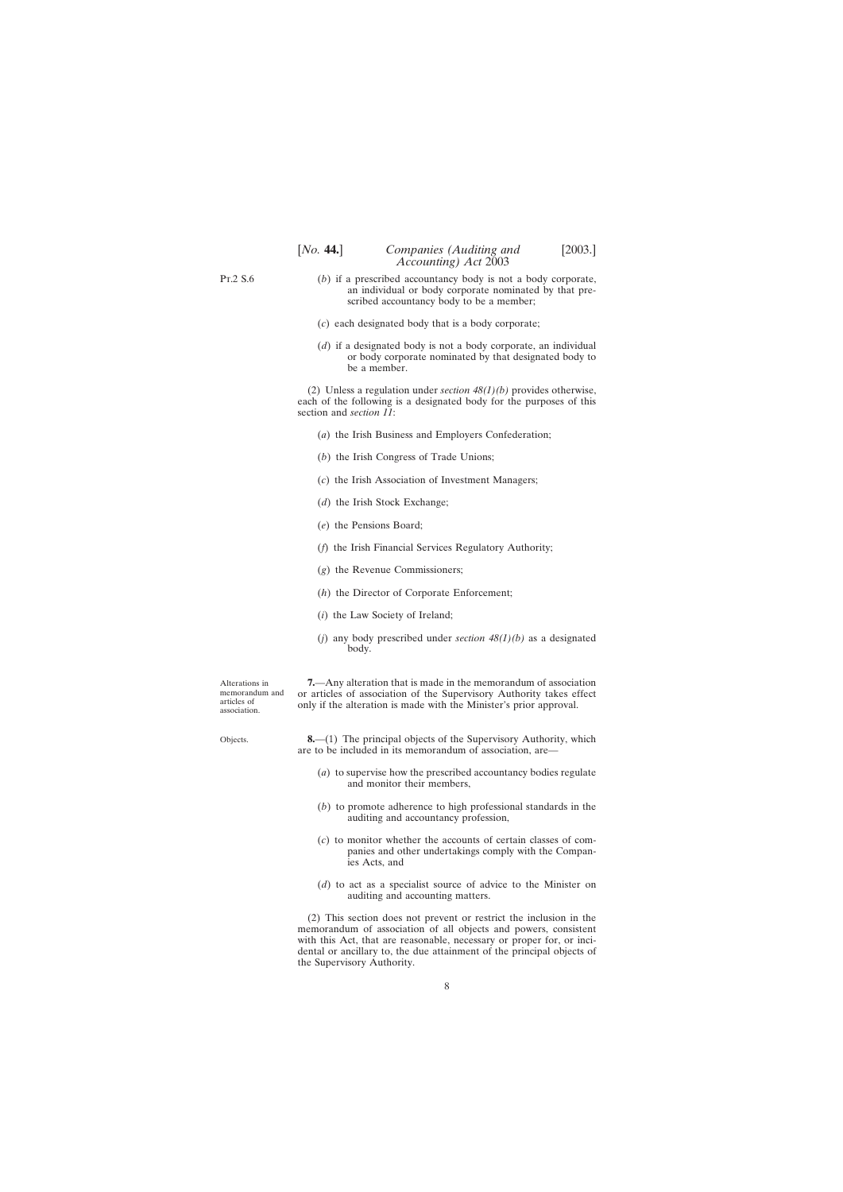(*b*) if a prescribed accountancy body is not a body corporate, an individual or body corporate nominated by that prescribed accountancy body to be a member;

(*c*) each designated body that is a body corporate;

(*d*) if a designated body is not a body corporate, an individual or body corporate nominated by that designated body to be a member.

(2) Unless a regulation under *section 48(1)(b)* provides otherwise, each of the following is a designated body for the purposes of this section and *section 11*:

(*a*) the Irish Business and Employers Confederation;

(*b*) the Irish Congress of Trade Unions;

(*c*) the Irish Association of Investment Managers;

(*d*) the Irish Stock Exchange;

(*e*) the Pensions Board;

(*f*) the Irish Financial Services Regulatory Authority;

(*g*) the Revenue Commissioners;

(*h*) the Director of Corporate Enforcement;

(*i*) the Law Society of Ireland;

(*j*) any body prescribed under *section 48(1)(b)* as a designated body.

Alterations in memorandum and articles of association.

**7.**—Any alteration that is made in the memorandum of association or articles of association of the Supervisory Authority takes effect only if the alteration is made with the Minister's prior approval.

Objects.

**8.**—(1) The principal objects of the Supervisory Authority, which are to be included in its memorandum of association, are—

(*a*) to supervise how the prescribed accountancy bodies regulate and monitor their members,

(*b*) to promote adherence to high professional standards in the auditing and accountancy profession,

(*c*) to monitor whether the accounts of certain classes of companies and other undertakings comply with the Companies Acts, and

(*d*) to act as a specialist source of advice to the Minister on auditing and accounting matters.

(2) This section does not prevent or restrict the inclusion in the memorandum of association of all objects and powers, consistent with this Act, that are reasonable, necessary or proper for, or incidental or ancillary to, the due attainment of the principal objects of the Supervisory Authority.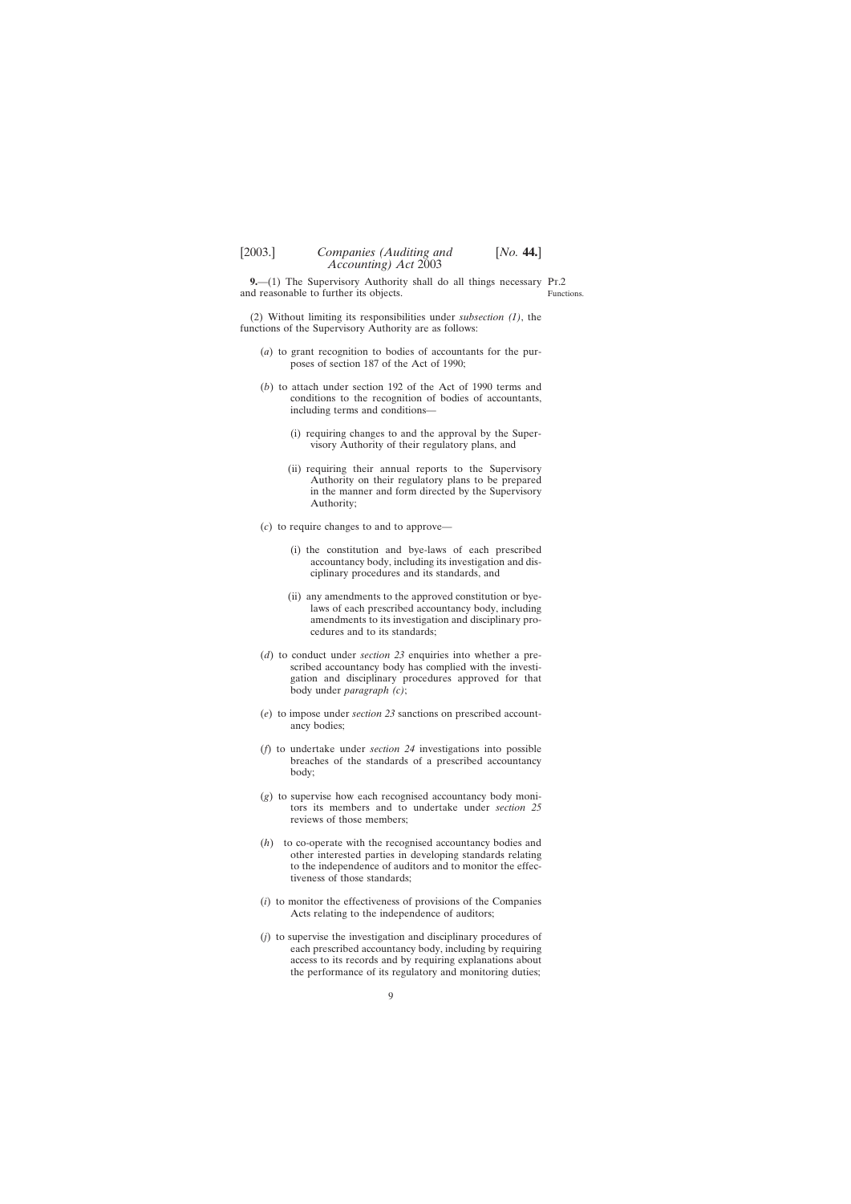**9.**—(1) The Supervisory Authority shall do all things necessary and reasonable to further its objects.

Pt.2
Functions.

(2) Without limiting its responsibilities under *subsection (1)*, the functions of the Supervisory Authority are as follows:

(*a*) to grant recognition to bodies of accountants for the purposes of section 187 of the Act of 1990;

(*b*) to attach under section 192 of the Act of 1990 terms and conditions to the recognition of bodies of accountants, including terms and conditions—

(i) requiring changes to and the approval by the Supervisory Authority of their regulatory plans, and

(ii) requiring their annual reports to the Supervisory Authority on their regulatory plans to be prepared in the manner and form directed by the Supervisory Authority;

(*c*) to require changes to and to approve—

(i) the constitution and bye-laws of each prescribed accountancy body, including its investigation and disciplinary procedures and its standards, and

(ii) any amendments to the approved constitution or bye-laws of each prescribed accountancy body, including amendments to its investigation and disciplinary procedures and to its standards;

(*d*) to conduct under *section 23* enquiries into whether a prescribed accountancy body has complied with the investigation and disciplinary procedures approved for that body under *paragraph (c)*;

(*e*) to impose under *section 23* sanctions on prescribed accountancy bodies;

(*f*) to undertake under *section 24* investigations into possible breaches of the standards of a prescribed accountancy body;

(*g*) to supervise how each recognised accountancy body monitors its members and to undertake under *section 25* reviews of those members;

(*h*) to co-operate with the recognised accountancy bodies and other interested parties in developing standards relating to the independence of auditors and to monitor the effectiveness of those standards;

(*i*) to monitor the effectiveness of provisions of the Companies Acts relating to the independence of auditors;

(*j*) to supervise the investigation and disciplinary procedures of each prescribed accountancy body, including by requiring access to its records and by requiring explanations about the performance of its regulatory and monitoring duties;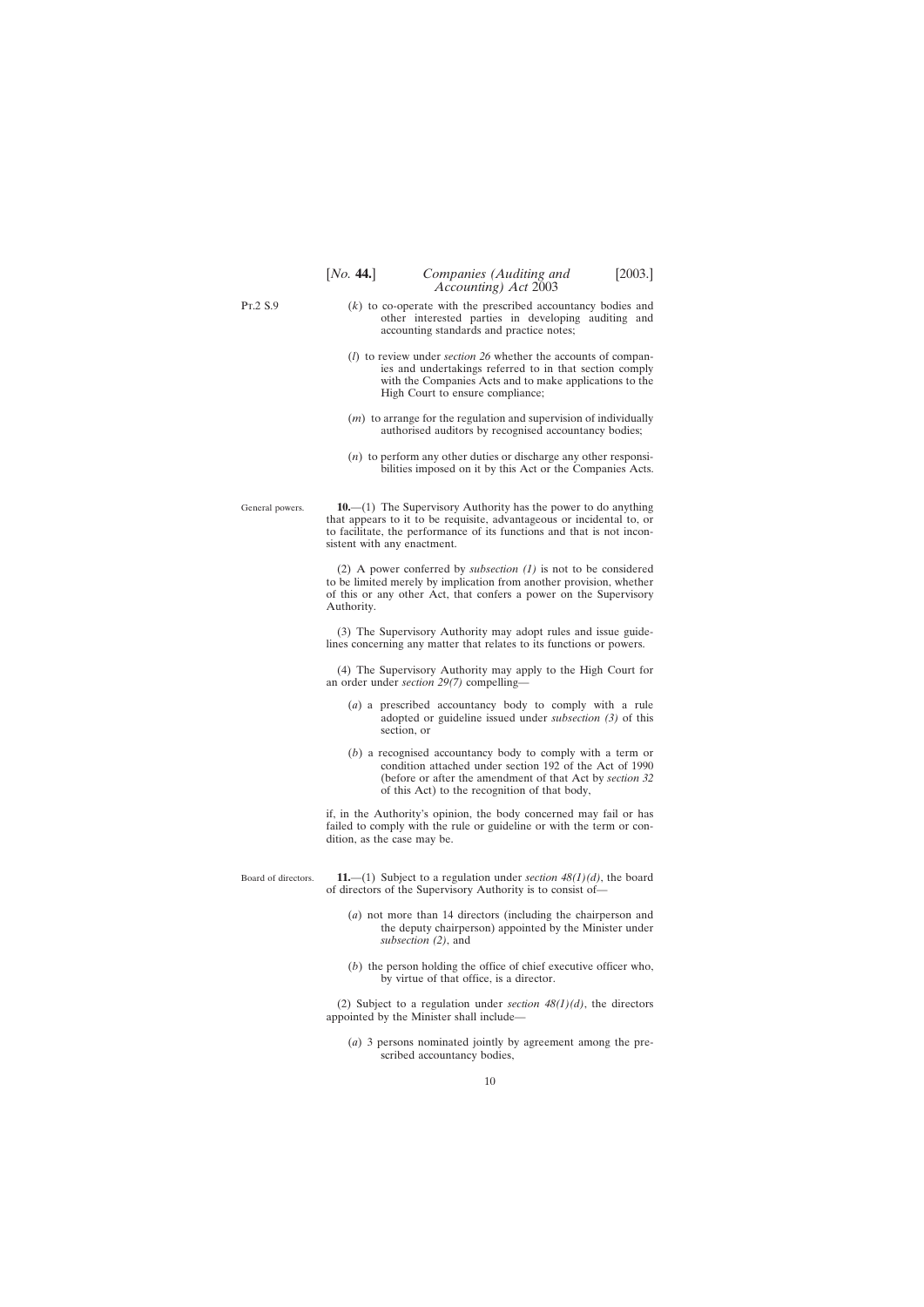(*k*) to co-operate with the prescribed accountancy bodies and other interested parties in developing auditing and accounting standards and practice notes;

(*l*) to review under *section 26* whether the accounts of companies and undertakings referred to in that section comply with the Companies Acts and to make applications to the High Court to ensure compliance;

(*m*) to arrange for the regulation and supervision of individually authorised auditors by recognised accountancy bodies;

(*n*) to perform any other duties or discharge any other responsibilities imposed on it by this Act or the Companies Acts.

General powers.

**10.**—(1) The Supervisory Authority has the power to do anything that appears to it to be requisite, advantageous or incidental to, or to facilitate, the performance of its functions and that is not inconsistent with any enactment.

(2) A power conferred by *subsection (1)* is not to be considered to be limited merely by implication from another provision, whether of this or any other Act, that confers a power on the Supervisory Authority.

(3) The Supervisory Authority may adopt rules and issue guidelines concerning any matter that relates to its functions or powers.

(4) The Supervisory Authority may apply to the High Court for an order under *section 29(7)* compelling—

(*a*) a prescribed accountancy body to comply with a rule adopted or guideline issued under *subsection (3)* of this section, or

(*b*) a recognised accountancy body to comply with a term or condition attached under section 192 of the Act of 1990 (before or after the amendment of that Act by *section 32* of this Act) to the recognition of that body,

if, in the Authority's opinion, the body concerned may fail or has failed to comply with the rule or guideline or with the term or condition, as the case may be.

Board of directors.

**11.**—(1) Subject to a regulation under *section 48(1)(d)*, the board of directors of the Supervisory Authority is to consist of—

(*a*) not more than 14 directors (including the chairperson and the deputy chairperson) appointed by the Minister under *subsection (2)*, and

(*b*) the person holding the office of chief executive officer who, by virtue of that office, is a director.

(2) Subject to a regulation under *section 48(1)(d)*, the directors appointed by the Minister shall include—

(*a*) 3 persons nominated jointly by agreement among the prescribed accountancy bodies,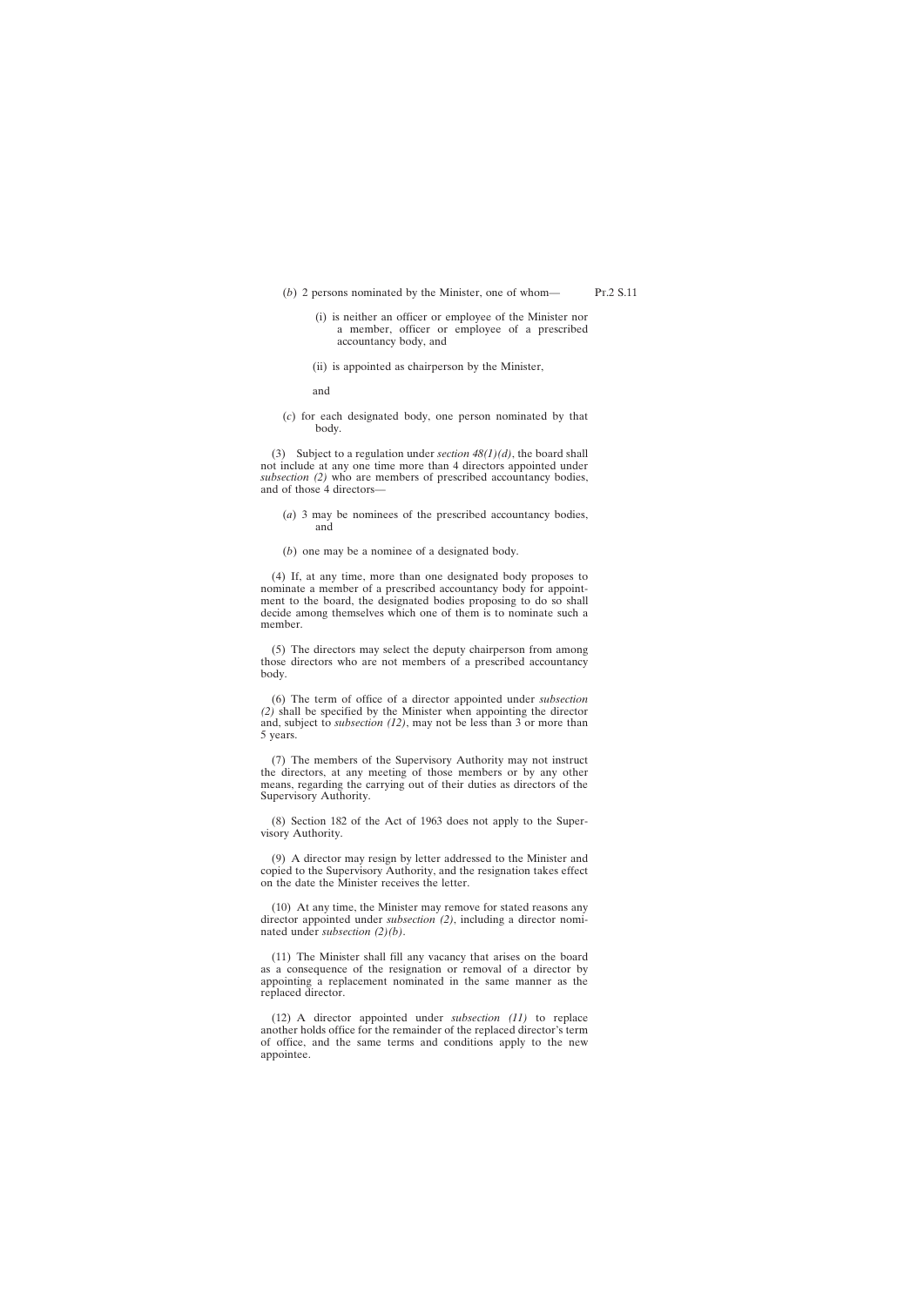(*b*) 2 persons nominated by the Minister, one of whom—

(i) is neither an officer or employee of the Minister nor a member, officer or employee of a prescribed accountancy body, and

(ii) is appointed as chairperson by the Minister,

and

(*c*) for each designated body, one person nominated by that body.

(3) Subject to a regulation under *section 48(1)(d)*, the board shall not include at any one time more than 4 directors appointed under *subsection (2)* who are members of prescribed accountancy bodies, and of those 4 directors—

(*a*) 3 may be nominees of the prescribed accountancy bodies, and

(*b*) one may be a nominee of a designated body.

(4) If, at any time, more than one designated body proposes to nominate a member of a prescribed accountancy body for appointment to the board, the designated bodies proposing to do so shall decide among themselves which one of them is to nominate such a member.

(5) The directors may select the deputy chairperson from among those directors who are not members of a prescribed accountancy body.

(6) The term of office of a director appointed under *subsection (2)* shall be specified by the Minister when appointing the director and, subject to *subsection (12)*, may not be less than 3 or more than 5 years.

(7) The members of the Supervisory Authority may not instruct the directors, at any meeting of those members or by any other means, regarding the carrying out of their duties as directors of the Supervisory Authority.

(8) Section 182 of the Act of 1963 does not apply to the Supervisory Authority.

(9) A director may resign by letter addressed to the Minister and copied to the Supervisory Authority, and the resignation takes effect on the date the Minister receives the letter.

(10) At any time, the Minister may remove for stated reasons any director appointed under *subsection (2)*, including a director nominated under *subsection (2)(b)*.

(11) The Minister shall fill any vacancy that arises on the board as a consequence of the resignation or removal of a director by appointing a replacement nominated in the same manner as the replaced director.

(12) A director appointed under *subsection (11)* to replace another holds office for the remainder of the replaced director's term of office, and the same terms and conditions apply to the new appointee.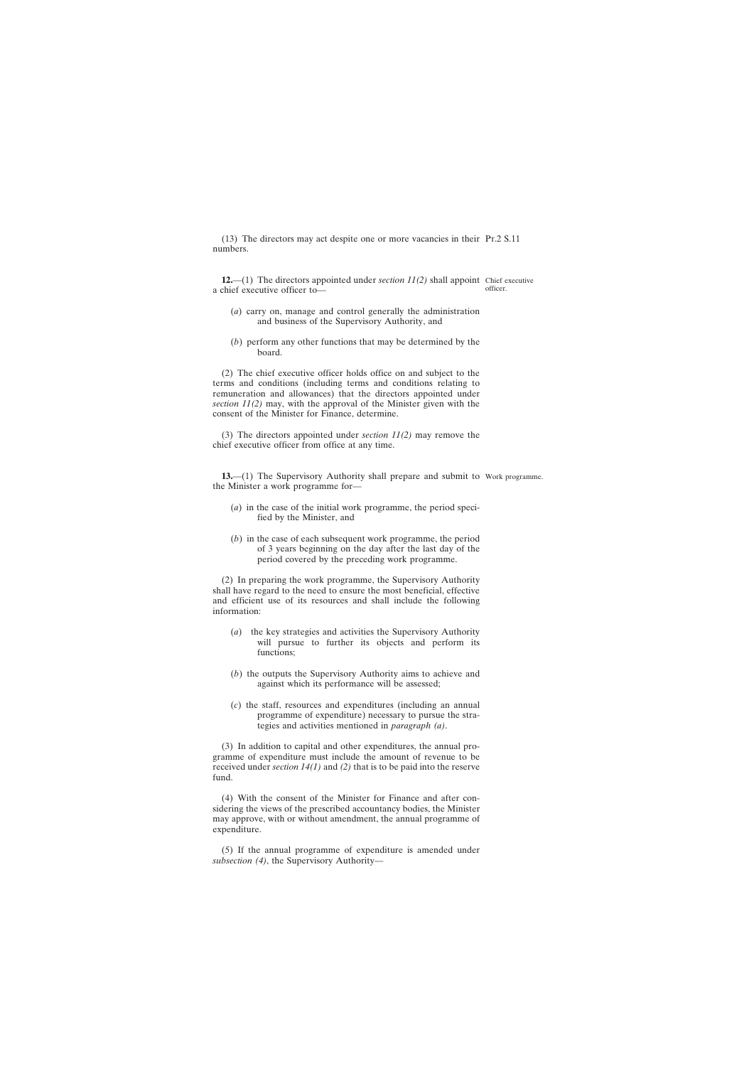(13) The directors may act despite one or more vacancies in their numbers.

**12.**—(1) The directors appointed under *section 11(2)* shall appoint a chief executive officer to—

Chief executive officer.

(*a*) carry on, manage and control generally the administration and business of the Supervisory Authority, and

(*b*) perform any other functions that may be determined by the board.

(2) The chief executive officer holds office on and subject to the terms and conditions (including terms and conditions relating to remuneration and allowances) that the directors appointed under *section 11(2)* may, with the approval of the Minister given with the consent of the Minister for Finance, determine.

(3) The directors appointed under *section 11(2)* may remove the chief executive officer from office at any time.

**13.**—(1) The Supervisory Authority shall prepare and submit to the Minister a work programme for—

Work programme.

(*a*) in the case of the initial work programme, the period specified by the Minister, and

(*b*) in the case of each subsequent work programme, the period of 3 years beginning on the day after the last day of the period covered by the preceding work programme.

(2) In preparing the work programme, the Supervisory Authority shall have regard to the need to ensure the most beneficial, effective and efficient use of its resources and shall include the following information:

(*a*) the key strategies and activities the Supervisory Authority will pursue to further its objects and perform its functions;

(*b*) the outputs the Supervisory Authority aims to achieve and against which its performance will be assessed;

(*c*) the staff, resources and expenditures (including an annual programme of expenditure) necessary to pursue the strategies and activities mentioned in *paragraph (a)*.

(3) In addition to capital and other expenditures, the annual programme of expenditure must include the amount of revenue to be received under *section 14(1)* and *(2)* that is to be paid into the reserve fund.

(4) With the consent of the Minister for Finance and after considering the views of the prescribed accountancy bodies, the Minister may approve, with or without amendment, the annual programme of expenditure.

(5) If the annual programme of expenditure is amended under *subsection (4)*, the Supervisory Authority—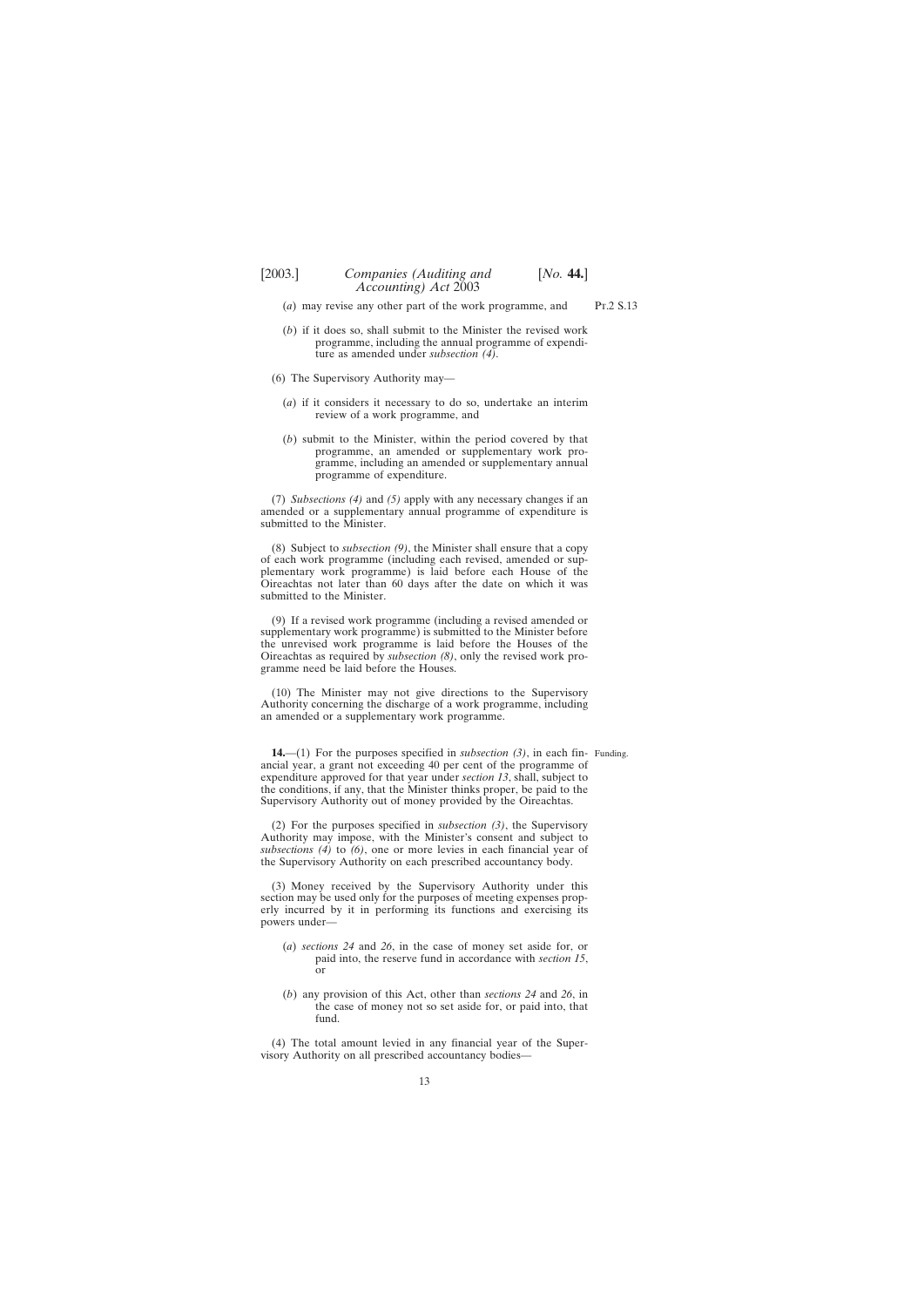(*a*) may revise any other part of the work programme, and

(*b*) if it does so, shall submit to the Minister the revised work programme, including the annual programme of expenditure as amended under *subsection (4)*.

(6) The Supervisory Authority may—

(*a*) if it considers it necessary to do so, undertake an interim review of a work programme, and

(*b*) submit to the Minister, within the period covered by that programme, an amended or supplementary work programme, including an amended or supplementary annual programme of expenditure.

(7) *Subsections (4)* and *(5)* apply with any necessary changes if an amended or a supplementary annual programme of expenditure is submitted to the Minister.

(8) Subject to *subsection (9)*, the Minister shall ensure that a copy of each work programme (including each revised, amended or supplementary work programme) is laid before each House of the Oireachtas not later than 60 days after the date on which it was submitted to the Minister.

(9) If a revised work programme (including a revised amended or supplementary work programme) is submitted to the Minister before the unrevised work programme is laid before the Houses of the Oireachtas as required by *subsection (8)*, only the revised work programme need be laid before the Houses.

(10) The Minister may not give directions to the Supervisory Authority concerning the discharge of a work programme, including an amended or a supplementary work programme.

Funding.

**14.**—(1) For the purposes specified in *subsection (3)*, in each financial year, a grant not exceeding 40 per cent of the programme of expenditure approved for that year under *section 13*, shall, subject to the conditions, if any, that the Minister thinks proper, be paid to the Supervisory Authority out of money provided by the Oireachtas.

(2) For the purposes specified in *subsection (3)*, the Supervisory Authority may impose, with the Minister's consent and subject to *subsections (4)* to *(6)*, one or more levies in each financial year of the Supervisory Authority on each prescribed accountancy body.

(3) Money received by the Supervisory Authority under this section may be used only for the purposes of meeting expenses properly incurred by it in performing its functions and exercising its powers under—

(*a*) *sections 24* and *26*, in the case of money set aside for, or paid into, the reserve fund in accordance with *section 15*, or

(*b*) any provision of this Act, other than *sections 24* and *26*, in the case of money not so set aside for, or paid into, that fund.

(4) The total amount levied in any financial year of the Supervisory Authority on all prescribed accountancy bodies—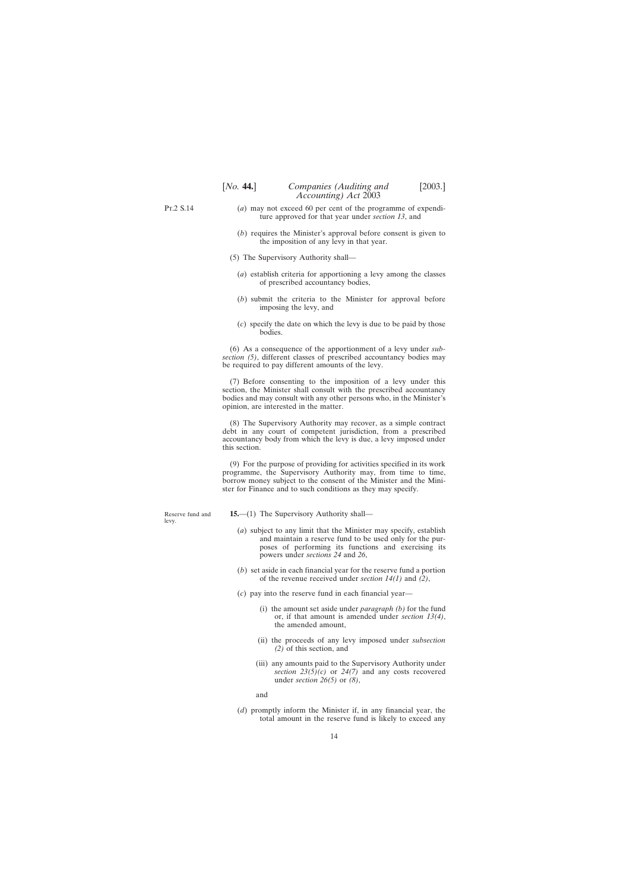(*a*) may not exceed 60 per cent of the programme of expenditure approved for that year under *section 13*, and

(*b*) requires the Minister's approval before consent is given to the imposition of any levy in that year.

(5) The Supervisory Authority shall—

(*a*) establish criteria for apportioning a levy among the classes of prescribed accountancy bodies,

(*b*) submit the criteria to the Minister for approval before imposing the levy, and

(*c*) specify the date on which the levy is due to be paid by those bodies.

(6) As a consequence of the apportionment of a levy under *subsection (5)*, different classes of prescribed accountancy bodies may be required to pay different amounts of the levy.

(7) Before consenting to the imposition of a levy under this section, the Minister shall consult with the prescribed accountancy bodies and may consult with any other persons who, in the Minister's opinion, are interested in the matter.

(8) The Supervisory Authority may recover, as a simple contract debt in any court of competent jurisdiction, from a prescribed accountancy body from which the levy is due, a levy imposed under this section.

(9) For the purpose of providing for activities specified in its work programme, the Supervisory Authority may, from time to time, borrow money subject to the consent of the Minister and the Minister for Finance and to such conditions as they may specify.

Reserve fund and levy.

**15.**—(1) The Supervisory Authority shall—

(*a*) subject to any limit that the Minister may specify, establish and maintain a reserve fund to be used only for the purposes of performing its functions and exercising its powers under *sections 24* and *26*,

(*b*) set aside in each financial year for the reserve fund a portion of the revenue received under *section 14(1)* and *(2)*,

(*c*) pay into the reserve fund in each financial year—

(i) the amount set aside under *paragraph (b)* for the fund or, if that amount is amended under *section 13(4)*, the amended amount,

(ii) the proceeds of any levy imposed under *subsection (2)* of this section, and

(iii) any amounts paid to the Supervisory Authority under *section 23(5)(c)* or *24(7)* and any costs recovered under *section 26(5)* or *(8)*,

and

(*d*) promptly inform the Minister if, in any financial year, the total amount in the reserve fund is likely to exceed any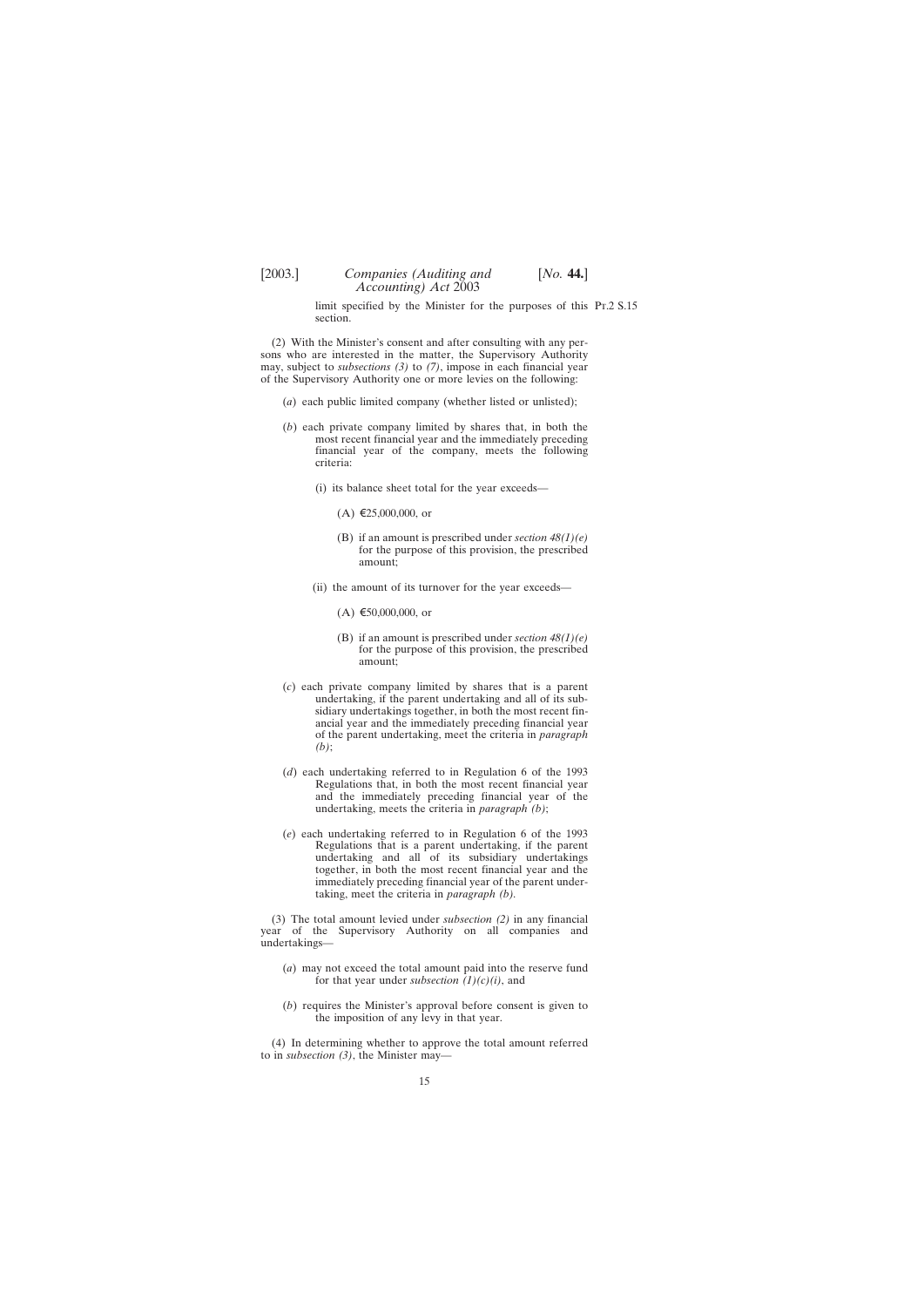limit specified by the Minister for the purposes of this section.

(2) With the Minister's consent and after consulting with any persons who are interested in the matter, the Supervisory Authority may, subject to *subsections (3)* to *(7)*, impose in each financial year of the Supervisory Authority one or more levies on the following:

(*a*) each public limited company (whether listed or unlisted);

(*b*) each private company limited by shares that, in both the most recent financial year and the immediately preceding financial year of the company, meets the following criteria:

(i) its balance sheet total for the year exceeds—

(A) €25,000,000, or

(B) if an amount is prescribed under *section 48(1)(e)* for the purpose of this provision, the prescribed amount;

(ii) the amount of its turnover for the year exceeds—

(A) €50,000,000, or

(B) if an amount is prescribed under *section 48(1)(e)* for the purpose of this provision, the prescribed amount;

(*c*) each private company limited by shares that is a parent undertaking, if the parent undertaking and all of its subsidiary undertakings together, in both the most recent financial year and the immediately preceding financial year of the parent undertaking, meet the criteria in *paragraph (b)*;

(*d*) each undertaking referred to in Regulation 6 of the 1993 Regulations that, in both the most recent financial year and the immediately preceding financial year of the undertaking, meets the criteria in *paragraph (b)*;

(*e*) each undertaking referred to in Regulation 6 of the 1993 Regulations that is a parent undertaking, if the parent undertaking and all of its subsidiary undertakings together, in both the most recent financial year and the immediately preceding financial year of the parent undertaking, meet the criteria in *paragraph (b)*.

(3) The total amount levied under *subsection (2)* in any financial year of the Supervisory Authority on all companies and undertakings—

(*a*) may not exceed the total amount paid into the reserve fund for that year under *subsection (1)(c)(i)*, and

(*b*) requires the Minister's approval before consent is given to the imposition of any levy in that year.

(4) In determining whether to approve the total amount referred to in *subsection (3)*, the Minister may—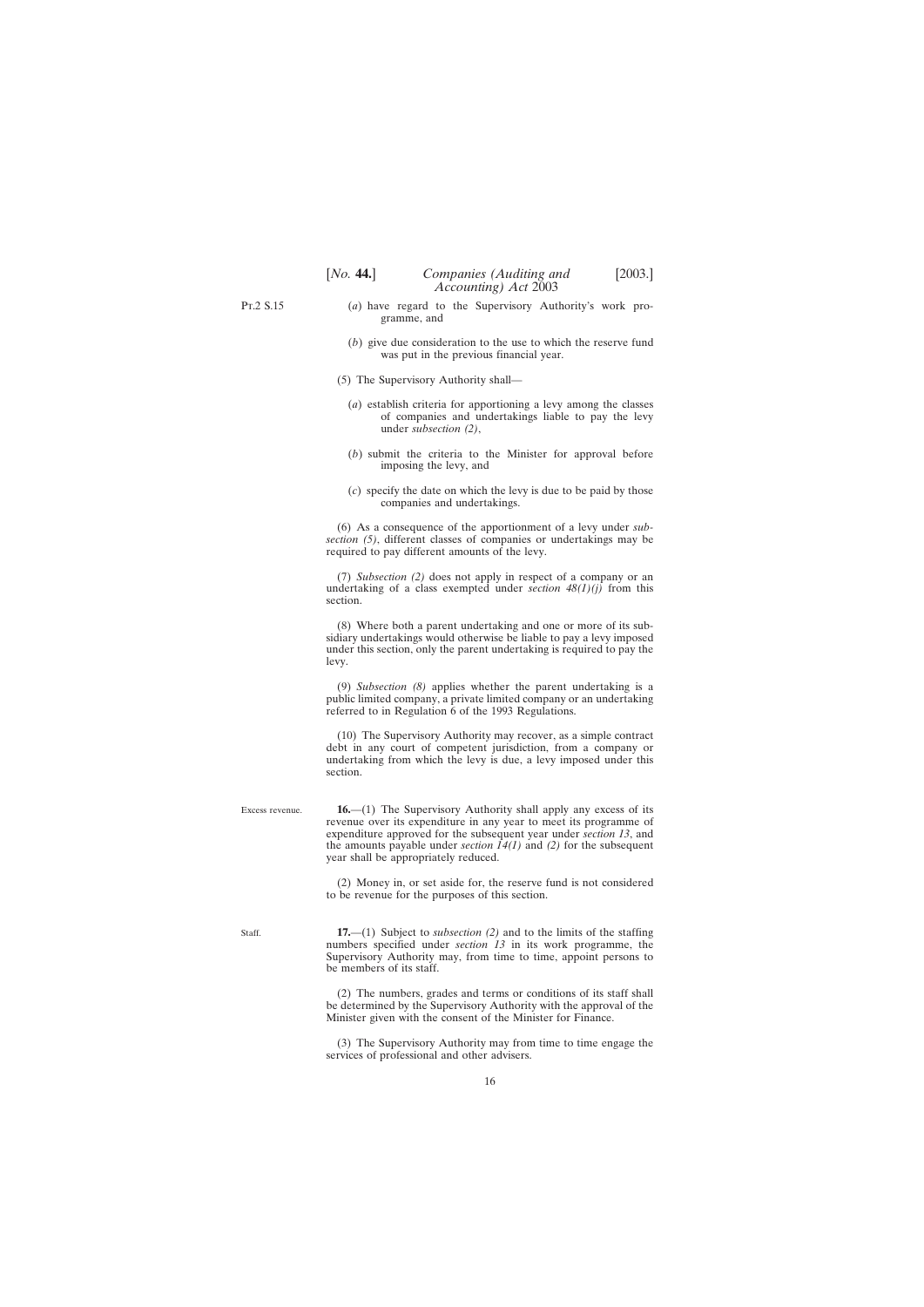(a) have regard to the Supervisory Authority's work programme, and

(b) give due consideration to the use to which the reserve fund was put in the previous financial year.

(5) The Supervisory Authority shall—

(a) establish criteria for apportioning a levy among the classes of companies and undertakings liable to pay the levy under *subsection (2)*,

(b) submit the criteria to the Minister for approval before imposing the levy, and

(c) specify the date on which the levy is due to be paid by those companies and undertakings.

(6) As a consequence of the apportionment of a levy under *subsection (5)*, different classes of companies or undertakings may be required to pay different amounts of the levy.

(7) *Subsection (2)* does not apply in respect of a company or an undertaking of a class exempted under *section 48(1)(j)* from this section.

(8) Where both a parent undertaking and one or more of its subsidiary undertakings would otherwise be liable to pay a levy imposed under this section, only the parent undertaking is required to pay the levy.

(9) *Subsection (8)* applies whether the parent undertaking is a public limited company, a private limited company or an undertaking referred to in Regulation 6 of the 1993 Regulations.

(10) The Supervisory Authority may recover, as a simple contract debt in any court of competent jurisdiction, from a company or undertaking from which the levy is due, a levy imposed under this section.

Excess revenue.

**16.**—(1) The Supervisory Authority shall apply any excess of its revenue over its expenditure in any year to meet its programme of expenditure approved for the subsequent year under *section 13*, and the amounts payable under *section 14(1)* and *(2)* for the subsequent year shall be appropriately reduced.

(2) Money in, or set aside for, the reserve fund is not considered to be revenue for the purposes of this section.

Staff.

**17.**—(1) Subject to *subsection (2)* and to the limits of the staffing numbers specified under *section 13* in its work programme, the Supervisory Authority may, from time to time, appoint persons to be members of its staff.

(2) The numbers, grades and terms or conditions of its staff shall be determined by the Supervisory Authority with the approval of the Minister given with the consent of the Minister for Finance.

(3) The Supervisory Authority may from time to time engage the services of professional and other advisers.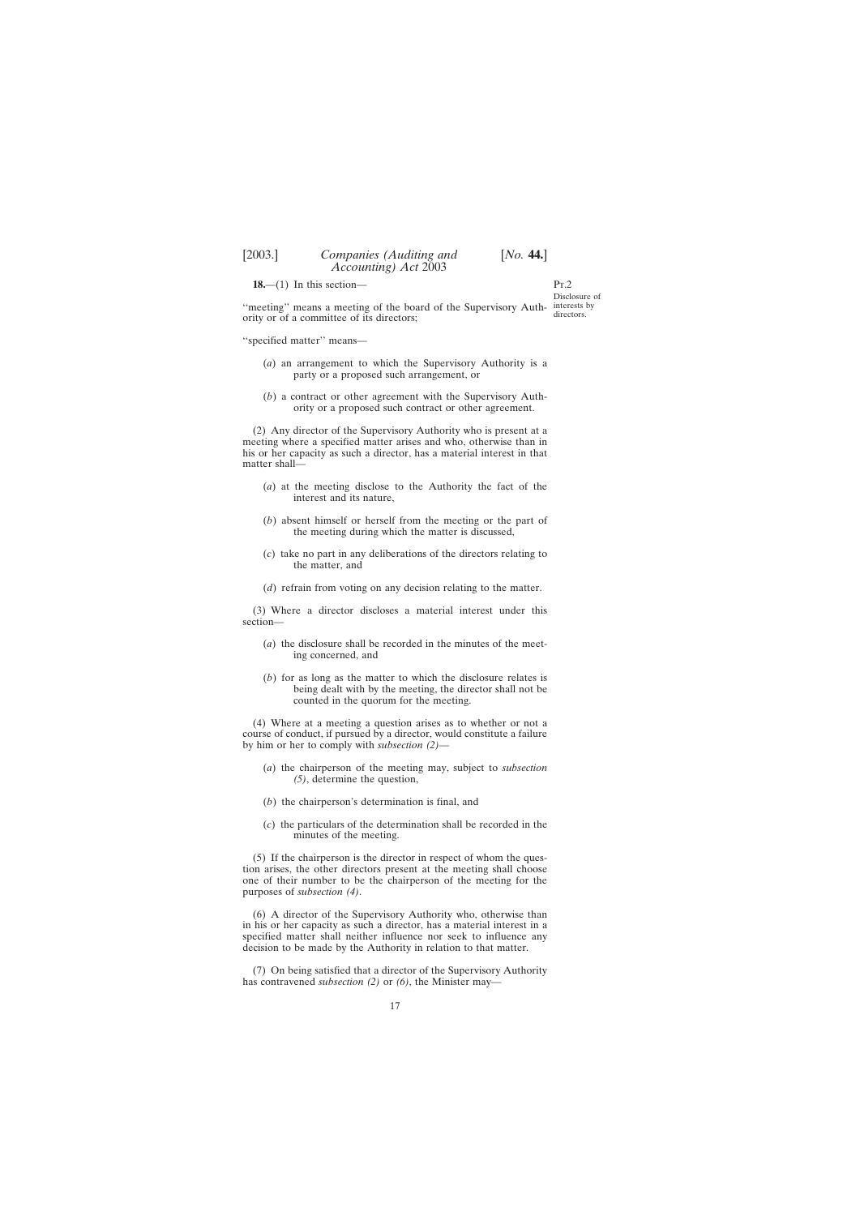Pt.2

Disclosure of interests by directors.

**18.**—(1) In this section—

''meeting'' means a meeting of the board of the Supervisory Authority or of a committee of its directors;

''specified matter'' means—

(*a*) an arrangement to which the Supervisory Authority is a party or a proposed such arrangement, or

(*b*) a contract or other agreement with the Supervisory Authority or a proposed such contract or other agreement.

(2) Any director of the Supervisory Authority who is present at a meeting where a specified matter arises and who, otherwise than in his or her capacity as such a director, has a material interest in that matter shall—

(*a*) at the meeting disclose to the Authority the fact of the interest and its nature,

(*b*) absent himself or herself from the meeting or the part of the meeting during which the matter is discussed,

(*c*) take no part in any deliberations of the directors relating to the matter, and

(*d*) refrain from voting on any decision relating to the matter.

(3) Where a director discloses a material interest under this section—

(*a*) the disclosure shall be recorded in the minutes of the meeting concerned, and

(*b*) for as long as the matter to which the disclosure relates is being dealt with by the meeting, the director shall not be counted in the quorum for the meeting.

(4) Where at a meeting a question arises as to whether or not a course of conduct, if pursued by a director, would constitute a failure by him or her to comply with *subsection (2)*—

(*a*) the chairperson of the meeting may, subject to *subsection (5)*, determine the question,

(*b*) the chairperson's determination is final, and

(*c*) the particulars of the determination shall be recorded in the minutes of the meeting.

(5) If the chairperson is the director in respect of whom the question arises, the other directors present at the meeting shall choose one of their number to be the chairperson of the meeting for the purposes of *subsection (4)*.

(6) A director of the Supervisory Authority who, otherwise than in his or her capacity as such a director, has a material interest in a specified matter shall neither influence nor seek to influence any decision to be made by the Authority in relation to that matter.

(7) On being satisfied that a director of the Supervisory Authority has contravened *subsection (2)* or *(6)*, the Minister may—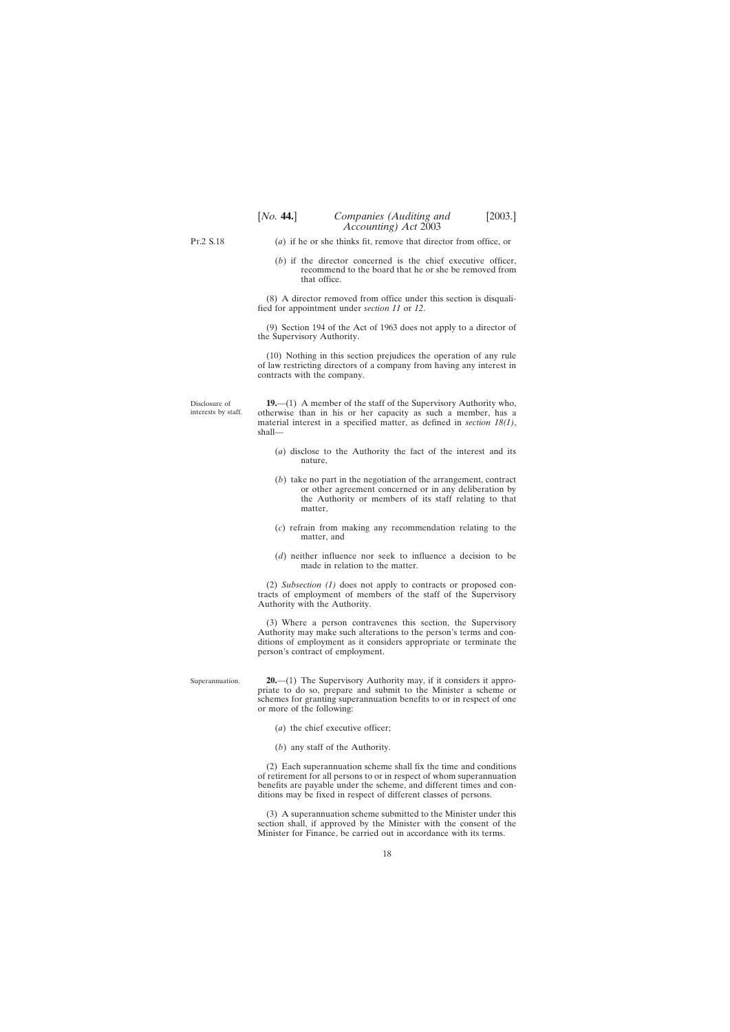(*a*) if he or she thinks fit, remove that director from office, or

(*b*) if the director concerned is the chief executive officer, recommend to the board that he or she be removed from that office.

(8) A director removed from office under this section is disqualified for appointment under *section 11* or *12*.

(9) Section 194 of the Act of 1963 does not apply to a director of the Supervisory Authority.

(10) Nothing in this section prejudices the operation of any rule of law restricting directors of a company from having any interest in contracts with the company.

Disclosure of interests by staff.

**19.**—(1) A member of the staff of the Supervisory Authority who, otherwise than in his or her capacity as such a member, has a material interest in a specified matter, as defined in *section 18(1)*, shall—

(*a*) disclose to the Authority the fact of the interest and its nature,

(*b*) take no part in the negotiation of the arrangement, contract or other agreement concerned or in any deliberation by the Authority or members of its staff relating to that matter,

(*c*) refrain from making any recommendation relating to the matter, and

(*d*) neither influence nor seek to influence a decision to be made in relation to the matter.

(2) *Subsection (1)* does not apply to contracts or proposed contracts of employment of members of the staff of the Supervisory Authority with the Authority.

(3) Where a person contravenes this section, the Supervisory Authority may make such alterations to the person's terms and conditions of employment as it considers appropriate or terminate the person's contract of employment.

Superannuation.

**20.**—(1) The Supervisory Authority may, if it considers it appropriate to do so, prepare and submit to the Minister a scheme or schemes for granting superannuation benefits to or in respect of one or more of the following:

(*a*) the chief executive officer;

(*b*) any staff of the Authority.

(2) Each superannuation scheme shall fix the time and conditions of retirement for all persons to or in respect of whom superannuation benefits are payable under the scheme, and different times and conditions may be fixed in respect of different classes of persons.

(3) A superannuation scheme submitted to the Minister under this section shall, if approved by the Minister with the consent of the Minister for Finance, be carried out in accordance with its terms.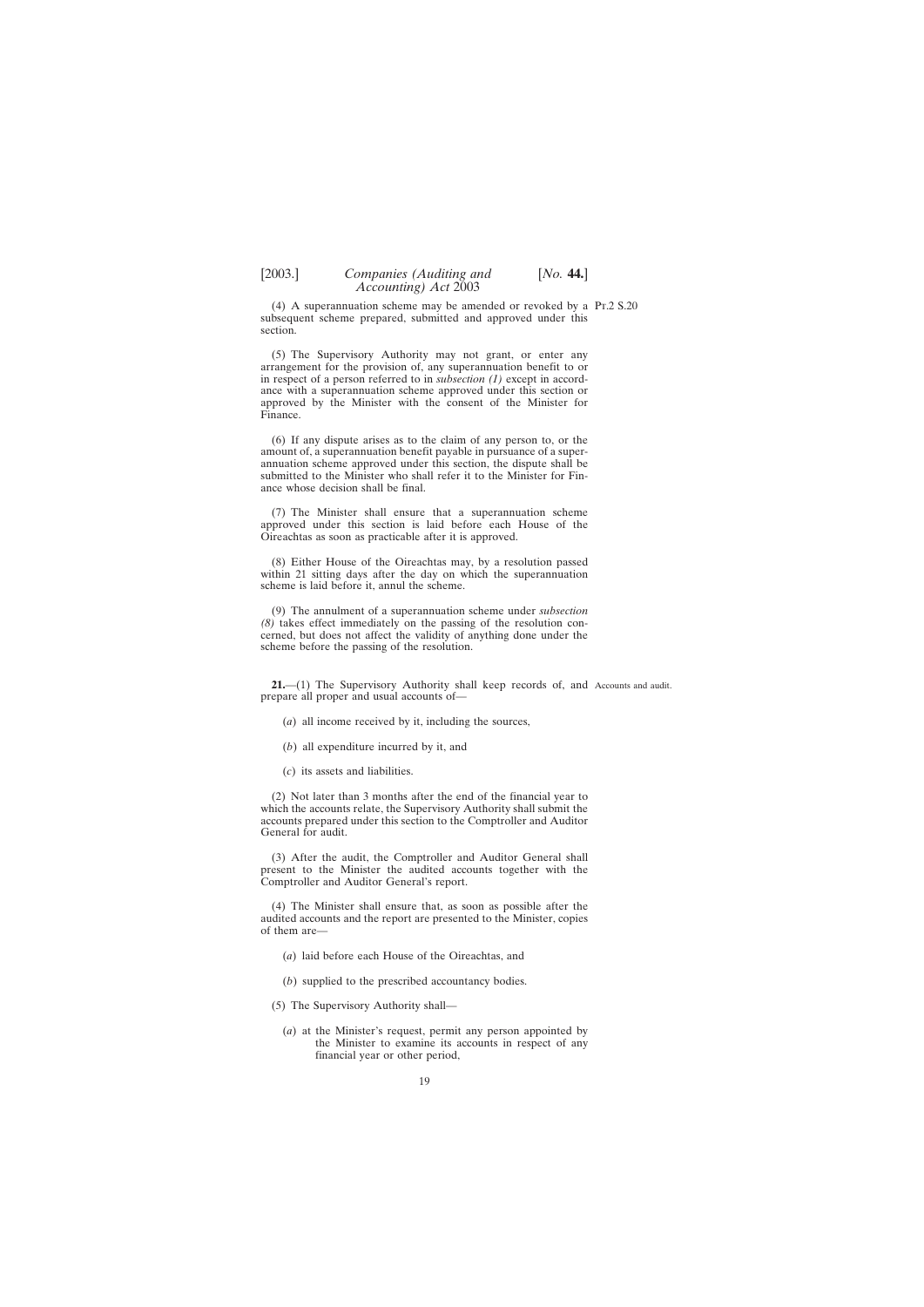(4) A superannuation scheme may be amended or revoked by a subsequent scheme prepared, submitted and approved under this section.

(5) The Supervisory Authority may not grant, or enter any arrangement for the provision of, any superannuation benefit to or in respect of a person referred to in *subsection (1)* except in accordance with a superannuation scheme approved under this section or approved by the Minister with the consent of the Minister for Finance.

(6) If any dispute arises as to the claim of any person to, or the amount of, a superannuation benefit payable in pursuance of a superannuation scheme approved under this section, the dispute shall be submitted to the Minister who shall refer it to the Minister for Finance whose decision shall be final.

(7) The Minister shall ensure that a superannuation scheme approved under this section is laid before each House of the Oireachtas as soon as practicable after it is approved.

(8) Either House of the Oireachtas may, by a resolution passed within 21 sitting days after the day on which the superannuation scheme is laid before it, annul the scheme.

(9) The annulment of a superannuation scheme under *subsection (8)* takes effect immediately on the passing of the resolution concerned, but does not affect the validity of anything done under the scheme before the passing of the resolution.

Accounts and audit.

**21.**—(1) The Supervisory Authority shall keep records of, and prepare all proper and usual accounts of—

(*a*) all income received by it, including the sources,

(*b*) all expenditure incurred by it, and

(*c*) its assets and liabilities.

(2) Not later than 3 months after the end of the financial year to which the accounts relate, the Supervisory Authority shall submit the accounts prepared under this section to the Comptroller and Auditor General for audit.

(3) After the audit, the Comptroller and Auditor General shall present to the Minister the audited accounts together with the Comptroller and Auditor General's report.

(4) The Minister shall ensure that, as soon as possible after the audited accounts and the report are presented to the Minister, copies of them are—

(*a*) laid before each House of the Oireachtas, and

(*b*) supplied to the prescribed accountancy bodies.

(5) The Supervisory Authority shall—

(*a*) at the Minister's request, permit any person appointed by the Minister to examine its accounts in respect of any financial year or other period,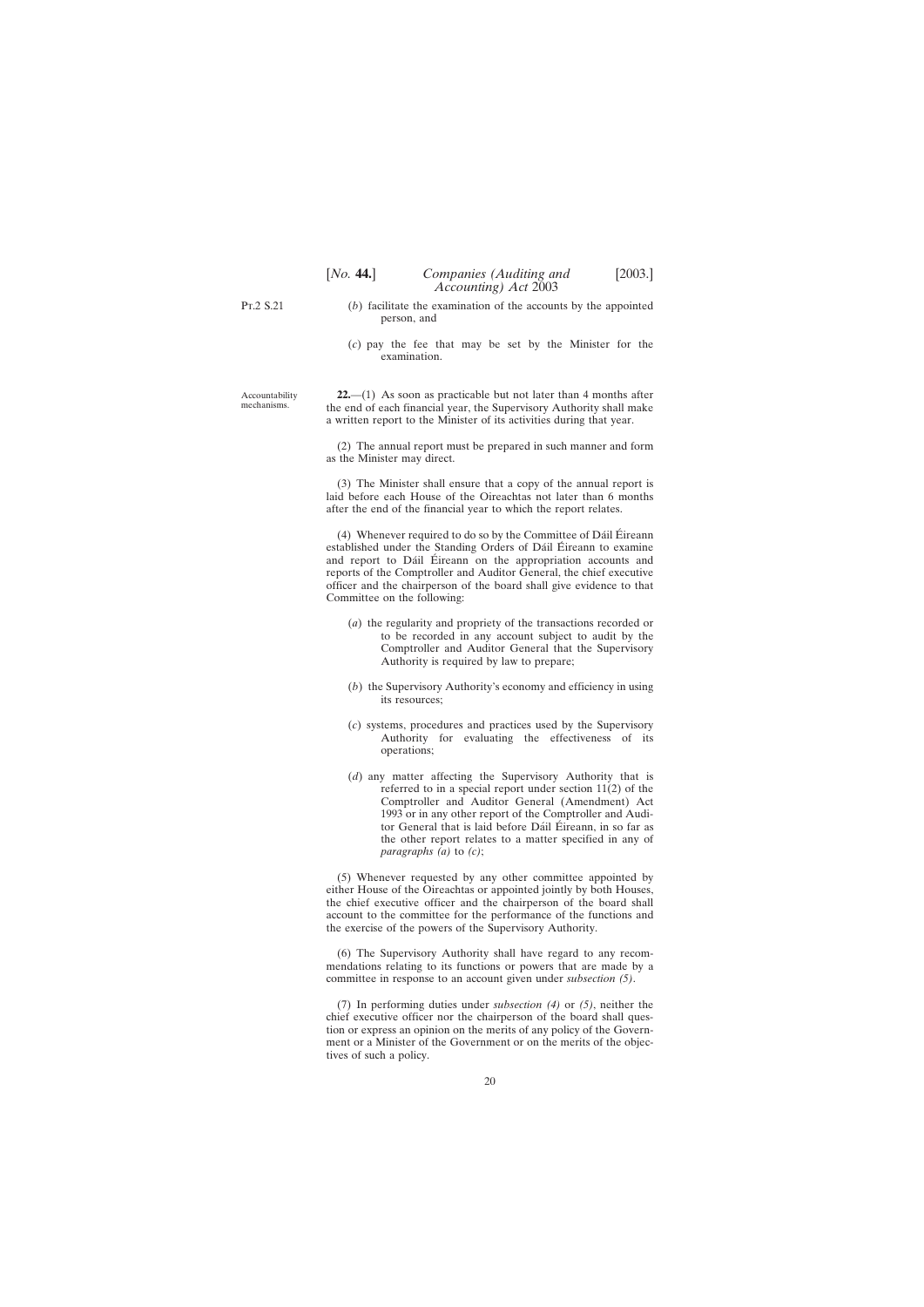(*b*) facilitate the examination of the accounts by the appointed person, and

(*c*) pay the fee that may be set by the Minister for the examination.

Accountability mechanisms.

**22.**—(1) As soon as practicable but not later than 4 months after the end of each financial year, the Supervisory Authority shall make a written report to the Minister of its activities during that year.

(2) The annual report must be prepared in such manner and form as the Minister may direct.

(3) The Minister shall ensure that a copy of the annual report is laid before each House of the Oireachtas not later than 6 months after the end of the financial year to which the report relates.

(4) Whenever required to do so by the Committee of Dáil Éireann established under the Standing Orders of Dáil Éireann to examine and report to Dáil Éireann on the appropriation accounts and reports of the Comptroller and Auditor General, the chief executive officer and the chairperson of the board shall give evidence to that Committee on the following:

(*a*) the regularity and propriety of the transactions recorded or to be recorded in any account subject to audit by the Comptroller and Auditor General that the Supervisory Authority is required by law to prepare;

(*b*) the Supervisory Authority's economy and efficiency in using its resources;

(*c*) systems, procedures and practices used by the Supervisory Authority for evaluating the effectiveness of its operations;

(*d*) any matter affecting the Supervisory Authority that is referred to in a special report under section 11(2) of the Comptroller and Auditor General (Amendment) Act 1993 or in any other report of the Comptroller and Auditor General that is laid before Dáil Éireann, in so far as the other report relates to a matter specified in any of *paragraphs (a)* to *(c)*;

(5) Whenever requested by any other committee appointed by either House of the Oireachtas or appointed jointly by both Houses, the chief executive officer and the chairperson of the board shall account to the committee for the performance of the functions and the exercise of the powers of the Supervisory Authority.

(6) The Supervisory Authority shall have regard to any recommendations relating to its functions or powers that are made by a committee in response to an account given under *subsection (5)*.

(7) In performing duties under *subsection (4)* or *(5)*, neither the chief executive officer nor the chairperson of the board shall question or express an opinion on the merits of any policy of the Government or a Minister of the Government or on the merits of the objectives of such a policy.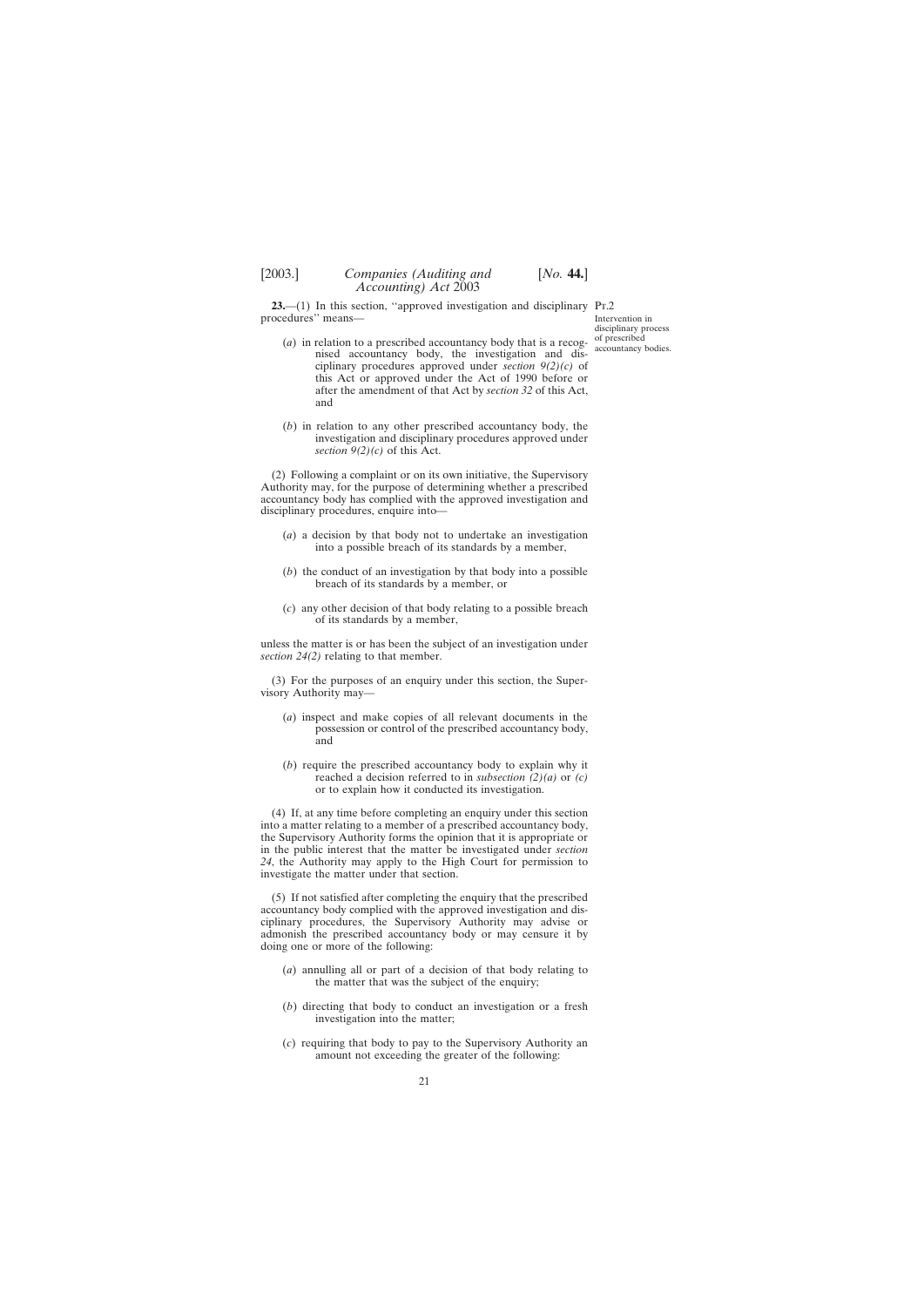**23.**—(1) In this section, ''approved investigation and disciplinary procedures'' means—

Pt.2

Intervention in disciplinary process of prescribed accountancy bodies.

(*a*) in relation to a prescribed accountancy body that is a recognised accountancy body, the investigation and disciplinary procedures approved under *section 9(2)(c)* of this Act or approved under the Act of 1990 before or after the amendment of that Act by *section 32* of this Act, and

(*b*) in relation to any other prescribed accountancy body, the investigation and disciplinary procedures approved under *section 9(2)(c)* of this Act.

(2) Following a complaint or on its own initiative, the Supervisory Authority may, for the purpose of determining whether a prescribed accountancy body has complied with the approved investigation and disciplinary procedures, enquire into—

(*a*) a decision by that body not to undertake an investigation into a possible breach of its standards by a member,

(*b*) the conduct of an investigation by that body into a possible breach of its standards by a member, or

(*c*) any other decision of that body relating to a possible breach of its standards by a member,

unless the matter is or has been the subject of an investigation under *section 24(2)* relating to that member.

(3) For the purposes of an enquiry under this section, the Supervisory Authority may—

(*a*) inspect and make copies of all relevant documents in the possession or control of the prescribed accountancy body, and

(*b*) require the prescribed accountancy body to explain why it reached a decision referred to in *subsection (2)(a)* or *(c)* or to explain how it conducted its investigation.

(4) If, at any time before completing an enquiry under this section into a matter relating to a member of a prescribed accountancy body, the Supervisory Authority forms the opinion that it is appropriate or in the public interest that the matter be investigated under *section 24*, the Authority may apply to the High Court for permission to investigate the matter under that section.

(5) If not satisfied after completing the enquiry that the prescribed accountancy body complied with the approved investigation and disciplinary procedures, the Supervisory Authority may advise or admonish the prescribed accountancy body or may censure it by doing one or more of the following:

(*a*) annulling all or part of a decision of that body relating to the matter that was the subject of the enquiry;

(*b*) directing that body to conduct an investigation or a fresh investigation into the matter;

(*c*) requiring that body to pay to the Supervisory Authority an amount not exceeding the greater of the following: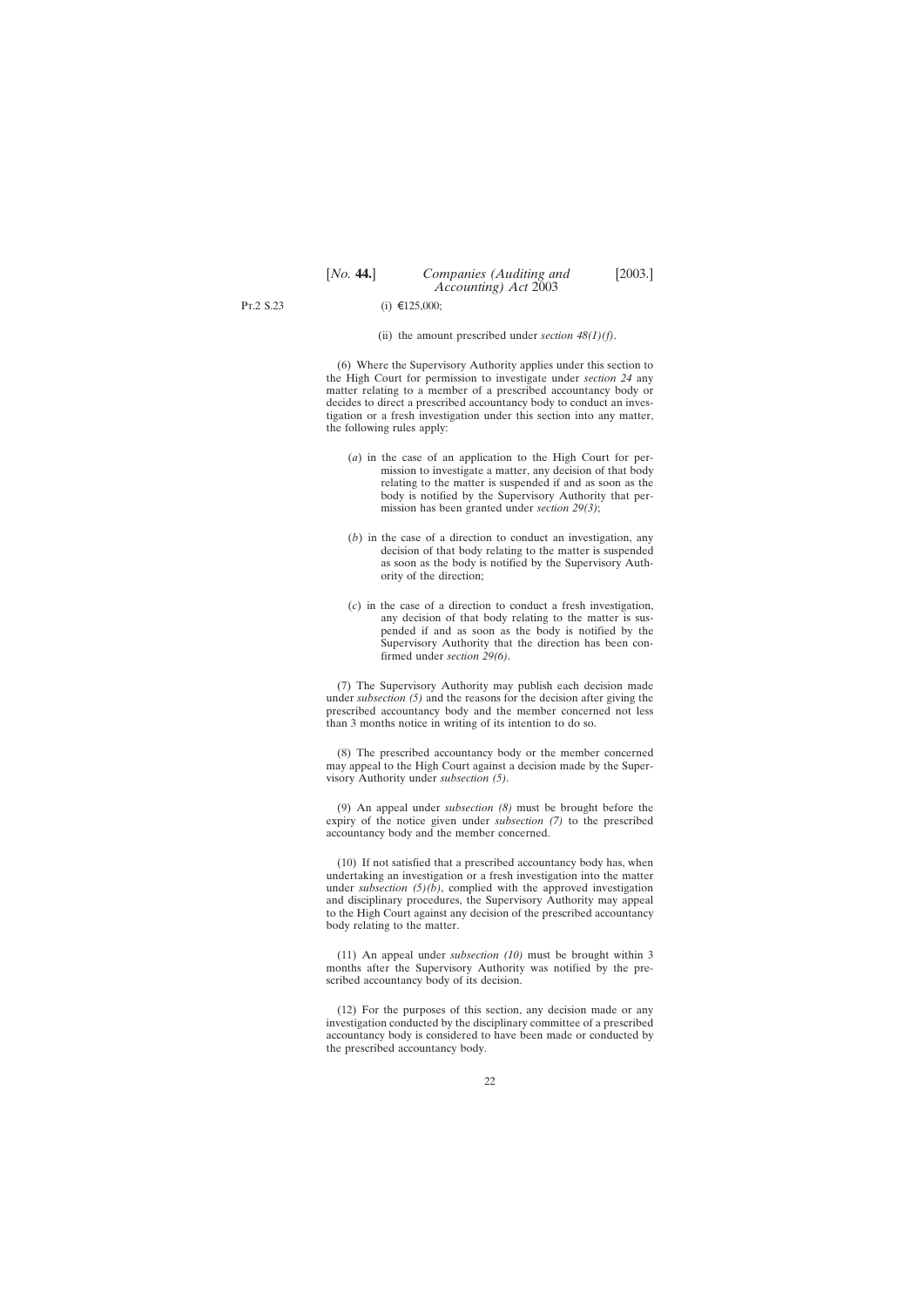(i) €125,000;

(ii) the amount prescribed under *section 48(1)(f)*.

(6) Where the Supervisory Authority applies under this section to the High Court for permission to investigate under *section 24* any matter relating to a member of a prescribed accountancy body or decides to direct a prescribed accountancy body to conduct an investigation or a fresh investigation under this section into any matter, the following rules apply:

(*a*) in the case of an application to the High Court for permission to investigate a matter, any decision of that body relating to the matter is suspended if and as soon as the body is notified by the Supervisory Authority that permission has been granted under *section 29(3)*;

(*b*) in the case of a direction to conduct an investigation, any decision of that body relating to the matter is suspended as soon as the body is notified by the Supervisory Authority of the direction;

(*c*) in the case of a direction to conduct a fresh investigation, any decision of that body relating to the matter is suspended if and as soon as the body is notified by the Supervisory Authority that the direction has been confirmed under *section 29(6)*.

(7) The Supervisory Authority may publish each decision made under *subsection (5)* and the reasons for the decision after giving the prescribed accountancy body and the member concerned not less than 3 months notice in writing of its intention to do so.

(8) The prescribed accountancy body or the member concerned may appeal to the High Court against a decision made by the Supervisory Authority under *subsection (5)*.

(9) An appeal under *subsection (8)* must be brought before the expiry of the notice given under *subsection (7)* to the prescribed accountancy body and the member concerned.

(10) If not satisfied that a prescribed accountancy body has, when undertaking an investigation or a fresh investigation into the matter under *subsection (5)(b)*, complied with the approved investigation and disciplinary procedures, the Supervisory Authority may appeal to the High Court against any decision of the prescribed accountancy body relating to the matter.

(11) An appeal under *subsection (10)* must be brought within 3 months after the Supervisory Authority was notified by the prescribed accountancy body of its decision.

(12) For the purposes of this section, any decision made or any investigation conducted by the disciplinary committee of a prescribed accountancy body is considered to have been made or conducted by the prescribed accountancy body.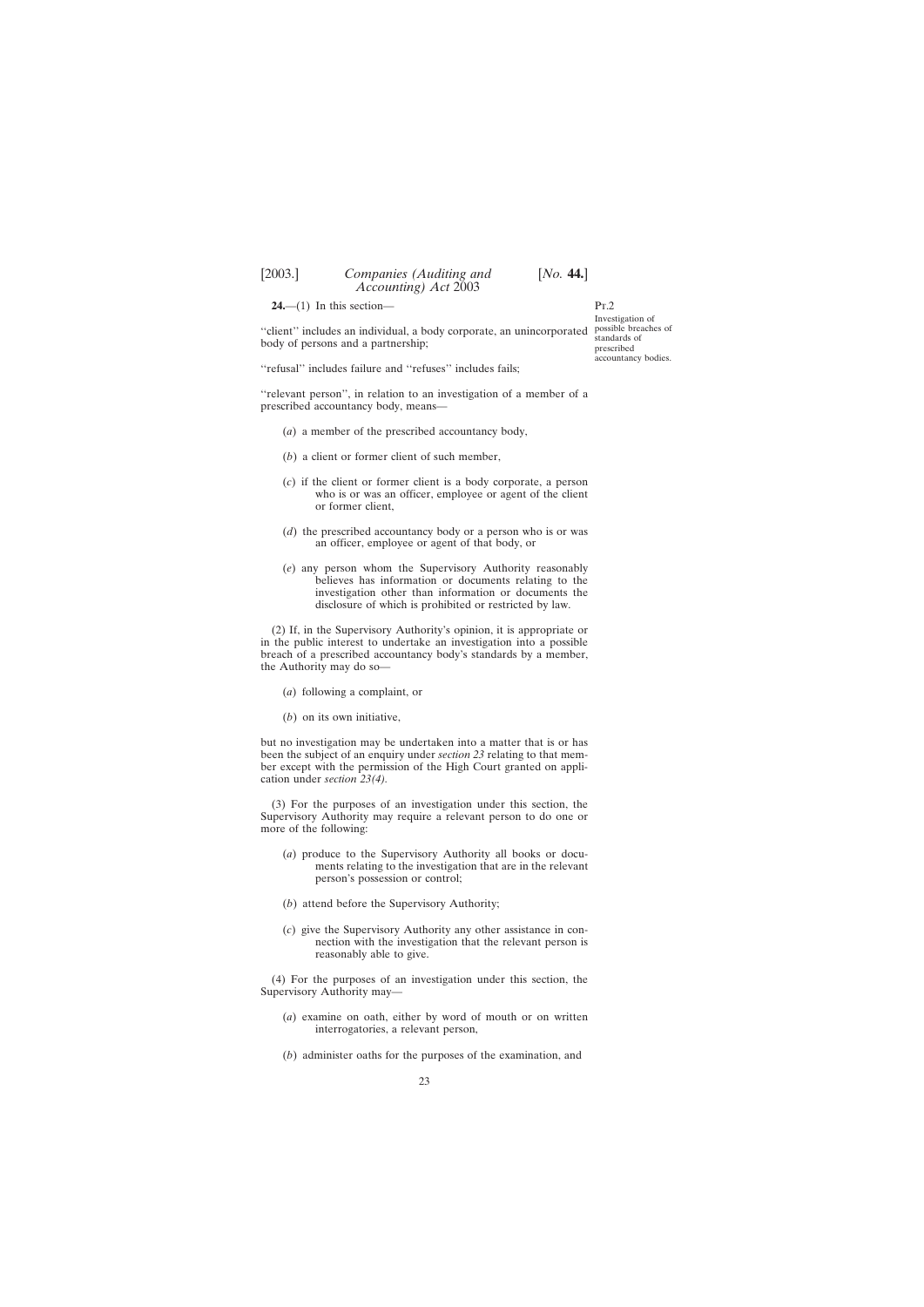Pt.2

Investigation of possible breaches of standards of prescribed accountancy bodies.

**24.**—(1) In this section—

''client'' includes an individual, a body corporate, an unincorporated body of persons and a partnership;

''refusal'' includes failure and ''refuses'' includes fails;

''relevant person'', in relation to an investigation of a member of a prescribed accountancy body, means—

(*a*) a member of the prescribed accountancy body,

(*b*) a client or former client of such member,

(*c*) if the client or former client is a body corporate, a person who is or was an officer, employee or agent of the client or former client,

(*d*) the prescribed accountancy body or a person who is or was an officer, employee or agent of that body, or

(*e*) any person whom the Supervisory Authority reasonably believes has information or documents relating to the investigation other than information or documents the disclosure of which is prohibited or restricted by law.

(2) If, in the Supervisory Authority's opinion, it is appropriate or in the public interest to undertake an investigation into a possible breach of a prescribed accountancy body's standards by a member, the Authority may do so—

(*a*) following a complaint, or

(*b*) on its own initiative,

but no investigation may be undertaken into a matter that is or has been the subject of an enquiry under *section 23* relating to that member except with the permission of the High Court granted on application under *section 23(4)*.

(3) For the purposes of an investigation under this section, the Supervisory Authority may require a relevant person to do one or more of the following:

(*a*) produce to the Supervisory Authority all books or documents relating to the investigation that are in the relevant person's possession or control;

(*b*) attend before the Supervisory Authority;

(*c*) give the Supervisory Authority any other assistance in connection with the investigation that the relevant person is reasonably able to give.

(4) For the purposes of an investigation under this section, the Supervisory Authority may—

(*a*) examine on oath, either by word of mouth or on written interrogatories, a relevant person,

(*b*) administer oaths for the purposes of the examination, and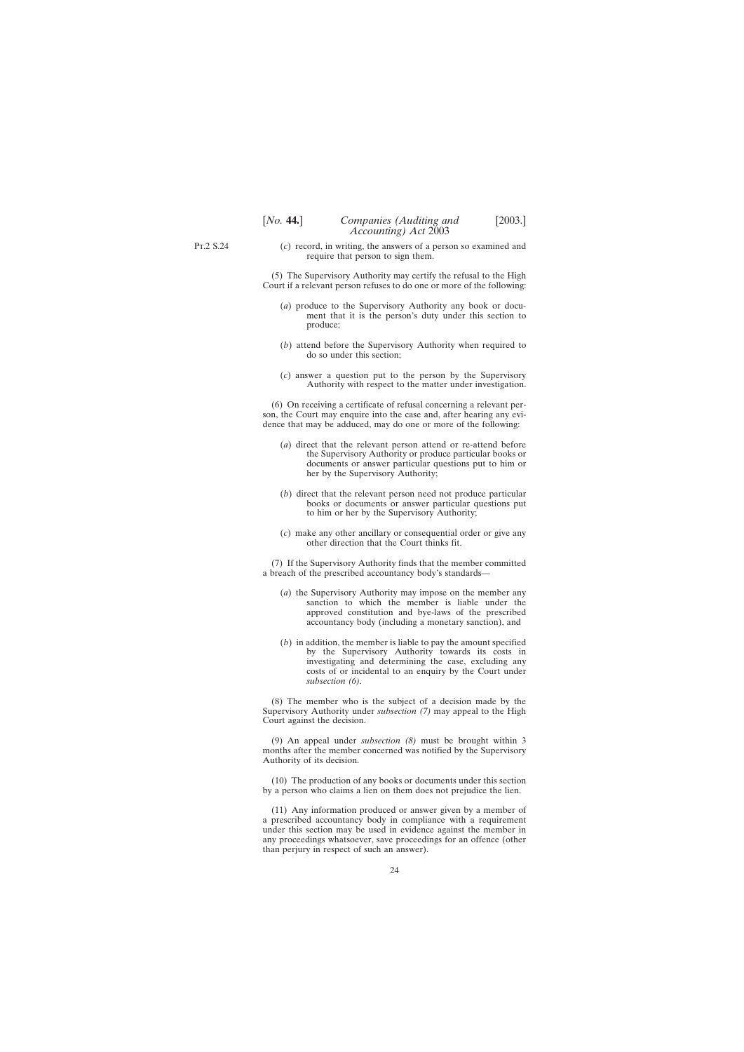(*c*) record, in writing, the answers of a person so examined and require that person to sign them.

(5) The Supervisory Authority may certify the refusal to the High Court if a relevant person refuses to do one or more of the following:

(*a*) produce to the Supervisory Authority any book or document that it is the person's duty under this section to produce;

(*b*) attend before the Supervisory Authority when required to do so under this section;

(*c*) answer a question put to the person by the Supervisory Authority with respect to the matter under investigation.

(6) On receiving a certificate of refusal concerning a relevant person, the Court may enquire into the case and, after hearing any evidence that may be adduced, may do one or more of the following:

(*a*) direct that the relevant person attend or re-attend before the Supervisory Authority or produce particular books or documents or answer particular questions put to him or her by the Supervisory Authority;

(*b*) direct that the relevant person need not produce particular books or documents or answer particular questions put to him or her by the Supervisory Authority;

(*c*) make any other ancillary or consequential order or give any other direction that the Court thinks fit.

(7) If the Supervisory Authority finds that the member committed a breach of the prescribed accountancy body's standards—

(*a*) the Supervisory Authority may impose on the member any sanction to which the member is liable under the approved constitution and bye-laws of the prescribed accountancy body (including a monetary sanction), and

(*b*) in addition, the member is liable to pay the amount specified by the Supervisory Authority towards its costs in investigating and determining the case, excluding any costs of or incidental to an enquiry by the Court under *subsection (6)*.

(8) The member who is the subject of a decision made by the Supervisory Authority under *subsection (7)* may appeal to the High Court against the decision.

(9) An appeal under *subsection (8)* must be brought within 3 months after the member concerned was notified by the Supervisory Authority of its decision.

(10) The production of any books or documents under this section by a person who claims a lien on them does not prejudice the lien.

(11) Any information produced or answer given by a member of a prescribed accountancy body in compliance with a requirement under this section may be used in evidence against the member in any proceedings whatsoever, save proceedings for an offence (other than perjury in respect of such an answer).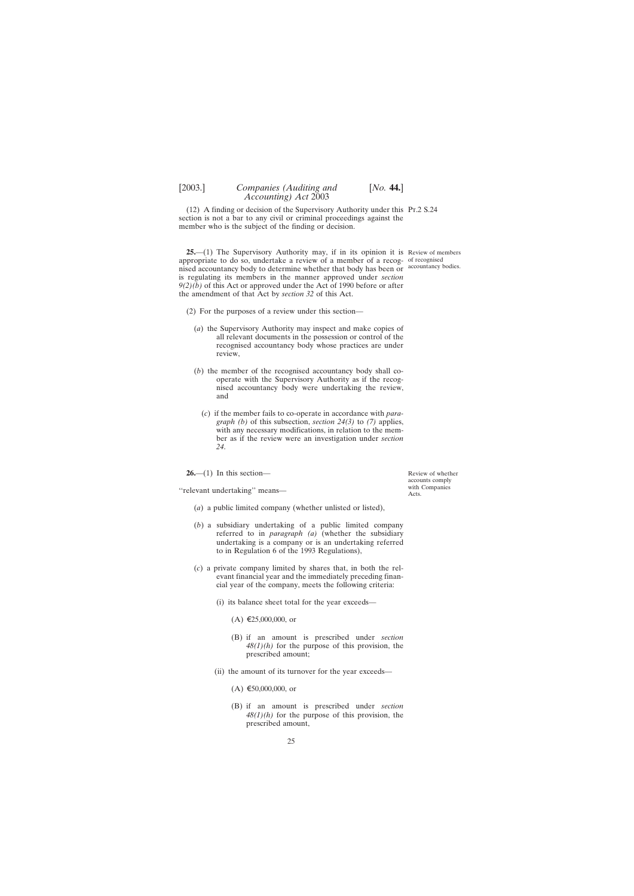(12) A finding or decision of the Supervisory Authority under this section is not a bar to any civil or criminal proceedings against the member who is the subject of the finding or decision.

Review of members of recognised accountancy bodies.

**25.**—(1) The Supervisory Authority may, if in its opinion it is appropriate to do so, undertake a review of a member of a recognised accountancy body to determine whether that body has been or is regulating its members in the manner approved under *section 9(2)(b)* of this Act or approved under the Act of 1990 before or after the amendment of that Act by *section 32* of this Act.

(2) For the purposes of a review under this section—

(*a*) the Supervisory Authority may inspect and make copies of all relevant documents in the possession or control of the recognised accountancy body whose practices are under review,

(*b*) the member of the recognised accountancy body shall co-operate with the Supervisory Authority as if the recognised accountancy body were undertaking the review, and

(*c*) if the member fails to co-operate in accordance with *paragraph (b)* of this subsection, *section 24(3)* to *(7)* applies, with any necessary modifications, in relation to the member as if the review were an investigation under *section 24*.

Review of whether accounts comply with Companies Acts.

**26.**—(1) In this section—

''relevant undertaking'' means—

(*a*) a public limited company (whether unlisted or listed),

(*b*) a subsidiary undertaking of a public limited company referred to in *paragraph (a)* (whether the subsidiary undertaking is a company or is an undertaking referred to in Regulation 6 of the 1993 Regulations),

(*c*) a private company limited by shares that, in both the relevant financial year and the immediately preceding financial year of the company, meets the following criteria:

(i) its balance sheet total for the year exceeds—

(A) €25,000,000, or

(B) if an amount is prescribed under *section 48(1)(h)* for the purpose of this provision, the prescribed amount;

(ii) the amount of its turnover for the year exceeds—

(A) €50,000,000, or

(B) if an amount is prescribed under *section 48(1)(h)* for the purpose of this provision, the prescribed amount,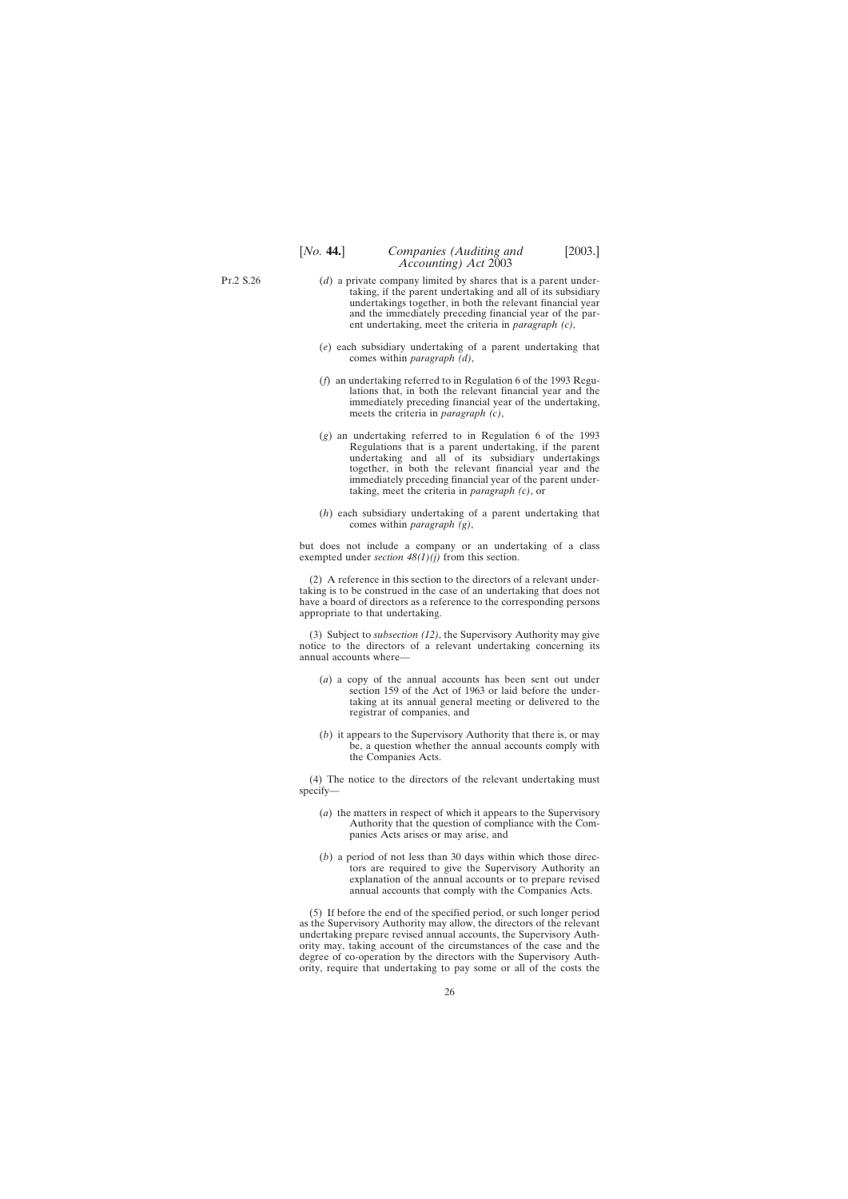(*d*) a private company limited by shares that is a parent undertaking, if the parent undertaking and all of its subsidiary undertakings together, in both the relevant financial year and the immediately preceding financial year of the parent undertaking, meet the criteria in *paragraph (c)*,

(*e*) each subsidiary undertaking of a parent undertaking that comes within *paragraph (d)*,

(*f*) an undertaking referred to in Regulation 6 of the 1993 Regulations that, in both the relevant financial year and the immediately preceding financial year of the undertaking, meets the criteria in *paragraph (c)*,

(*g*) an undertaking referred to in Regulation 6 of the 1993 Regulations that is a parent undertaking, if the parent undertaking and all of its subsidiary undertakings together, in both the relevant financial year and the immediately preceding financial year of the parent undertaking, meet the criteria in *paragraph (c)*, or

(*h*) each subsidiary undertaking of a parent undertaking that comes within *paragraph (g)*,

but does not include a company or an undertaking of a class exempted under *section 48(1)(j)* from this section.

(2) A reference in this section to the directors of a relevant undertaking is to be construed in the case of an undertaking that does not have a board of directors as a reference to the corresponding persons appropriate to that undertaking.

(3) Subject to *subsection (12)*, the Supervisory Authority may give notice to the directors of a relevant undertaking concerning its annual accounts where—

(*a*) a copy of the annual accounts has been sent out under section 159 of the Act of 1963 or laid before the undertaking at its annual general meeting or delivered to the registrar of companies, and

(*b*) it appears to the Supervisory Authority that there is, or may be, a question whether the annual accounts comply with the Companies Acts.

(4) The notice to the directors of the relevant undertaking must specify—

(*a*) the matters in respect of which it appears to the Supervisory Authority that the question of compliance with the Companies Acts arises or may arise, and

(*b*) a period of not less than 30 days within which those directors are required to give the Supervisory Authority an explanation of the annual accounts or to prepare revised annual accounts that comply with the Companies Acts.

(5) If before the end of the specified period, or such longer period as the Supervisory Authority may allow, the directors of the relevant undertaking prepare revised annual accounts, the Supervisory Authority may, taking account of the circumstances of the case and the degree of co-operation by the directors with the Supervisory Authority, require that undertaking to pay some or all of the costs the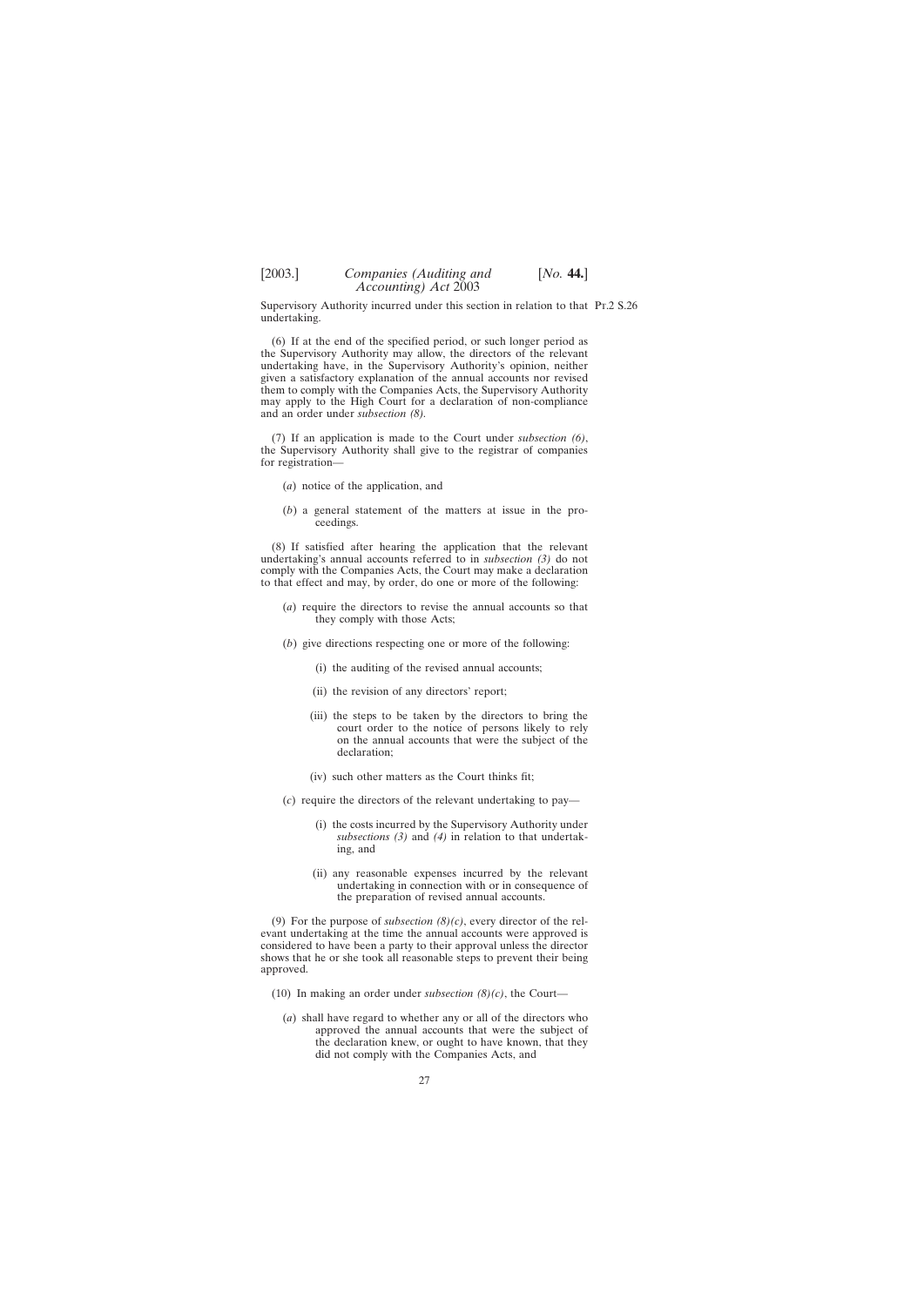Supervisory Authority incurred under this section in relation to that undertaking.

(6) If at the end of the specified period, or such longer period as the Supervisory Authority may allow, the directors of the relevant undertaking have, in the Supervisory Authority's opinion, neither given a satisfactory explanation of the annual accounts nor revised them to comply with the Companies Acts, the Supervisory Authority may apply to the High Court for a declaration of non-compliance and an order under *subsection (8)*.

(7) If an application is made to the Court under *subsection (6)*, the Supervisory Authority shall give to the registrar of companies for registration—

(*a*) notice of the application, and

(*b*) a general statement of the matters at issue in the proceedings.

(8) If satisfied after hearing the application that the relevant undertaking's annual accounts referred to in *subsection (3)* do not comply with the Companies Acts, the Court may make a declaration to that effect and may, by order, do one or more of the following:

(*a*) require the directors to revise the annual accounts so that they comply with those Acts;

(*b*) give directions respecting one or more of the following:

(i) the auditing of the revised annual accounts;

(ii) the revision of any directors' report;

(iii) the steps to be taken by the directors to bring the court order to the notice of persons likely to rely on the annual accounts that were the subject of the declaration;

(iv) such other matters as the Court thinks fit;

(*c*) require the directors of the relevant undertaking to pay—

(i) the costs incurred by the Supervisory Authority under *subsections (3)* and *(4)* in relation to that undertaking, and

(ii) any reasonable expenses incurred by the relevant undertaking in connection with or in consequence of the preparation of revised annual accounts.

(9) For the purpose of *subsection (8)(c)*, every director of the relevant undertaking at the time the annual accounts were approved is considered to have been a party to their approval unless the director shows that he or she took all reasonable steps to prevent their being approved.

(10) In making an order under *subsection (8)(c)*, the Court—

(*a*) shall have regard to whether any or all of the directors who approved the annual accounts that were the subject of the declaration knew, or ought to have known, that they did not comply with the Companies Acts, and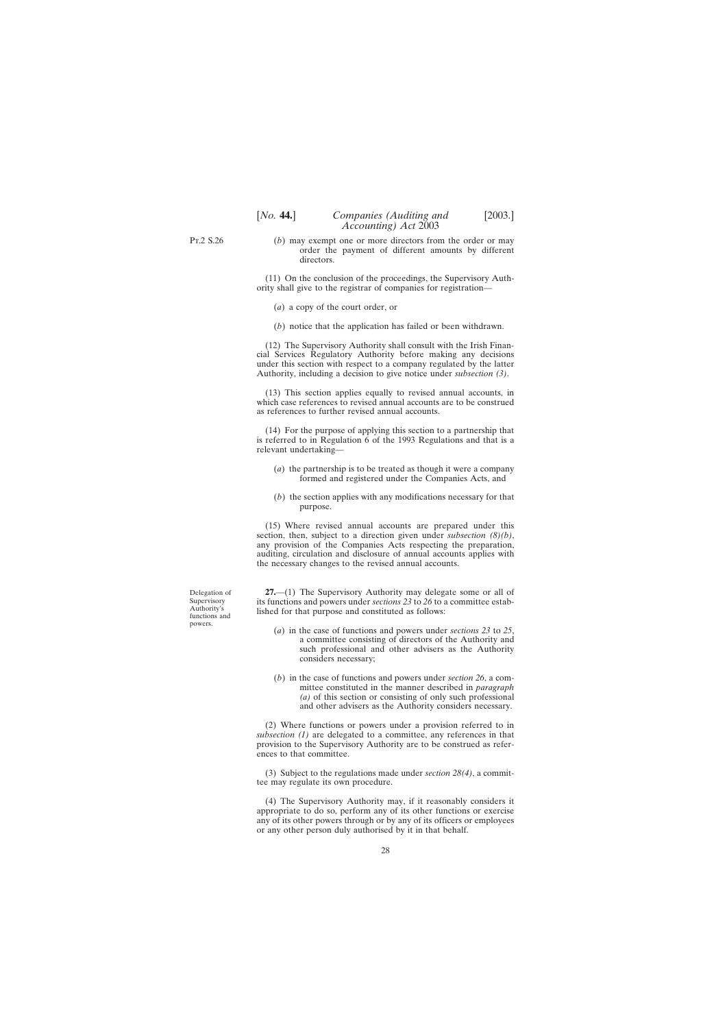(*b*) may exempt one or more directors from the order or may order the payment of different amounts by different directors.

(11) On the conclusion of the proceedings, the Supervisory Authority shall give to the registrar of companies for registration—

(*a*) a copy of the court order, or

(*b*) notice that the application has failed or been withdrawn.

(12) The Supervisory Authority shall consult with the Irish Financial Services Regulatory Authority before making any decisions under this section with respect to a company regulated by the latter Authority, including a decision to give notice under *subsection (3)*.

(13) This section applies equally to revised annual accounts, in which case references to revised annual accounts are to be construed as references to further revised annual accounts.

(14) For the purpose of applying this section to a partnership that is referred to in Regulation 6 of the 1993 Regulations and that is a relevant undertaking—

(*a*) the partnership is to be treated as though it were a company formed and registered under the Companies Acts, and

(*b*) the section applies with any modifications necessary for that purpose.

(15) Where revised annual accounts are prepared under this section, then, subject to a direction given under *subsection (8)(b)*, any provision of the Companies Acts respecting the preparation, auditing, circulation and disclosure of annual accounts applies with the necessary changes to the revised annual accounts.

Delegation of Supervisory Authority's functions and powers.

**27.**—(1) The Supervisory Authority may delegate some or all of its functions and powers under *sections 23* to *26* to a committee established for that purpose and constituted as follows:

(*a*) in the case of functions and powers under *sections 23* to *25*, a committee consisting of directors of the Authority and such professional and other advisers as the Authority considers necessary;

(*b*) in the case of functions and powers under *section 26*, a committee constituted in the manner described in *paragraph (a)* of this section or consisting of only such professional and other advisers as the Authority considers necessary.

(2) Where functions or powers under a provision referred to in *subsection (1)* are delegated to a committee, any references in that provision to the Supervisory Authority are to be construed as references to that committee.

(3) Subject to the regulations made under *section 28(4)*, a committee may regulate its own procedure.

(4) The Supervisory Authority may, if it reasonably considers it appropriate to do so, perform any of its other functions or exercise any of its other powers through or by any of its officers or employees or any other person duly authorised by it in that behalf.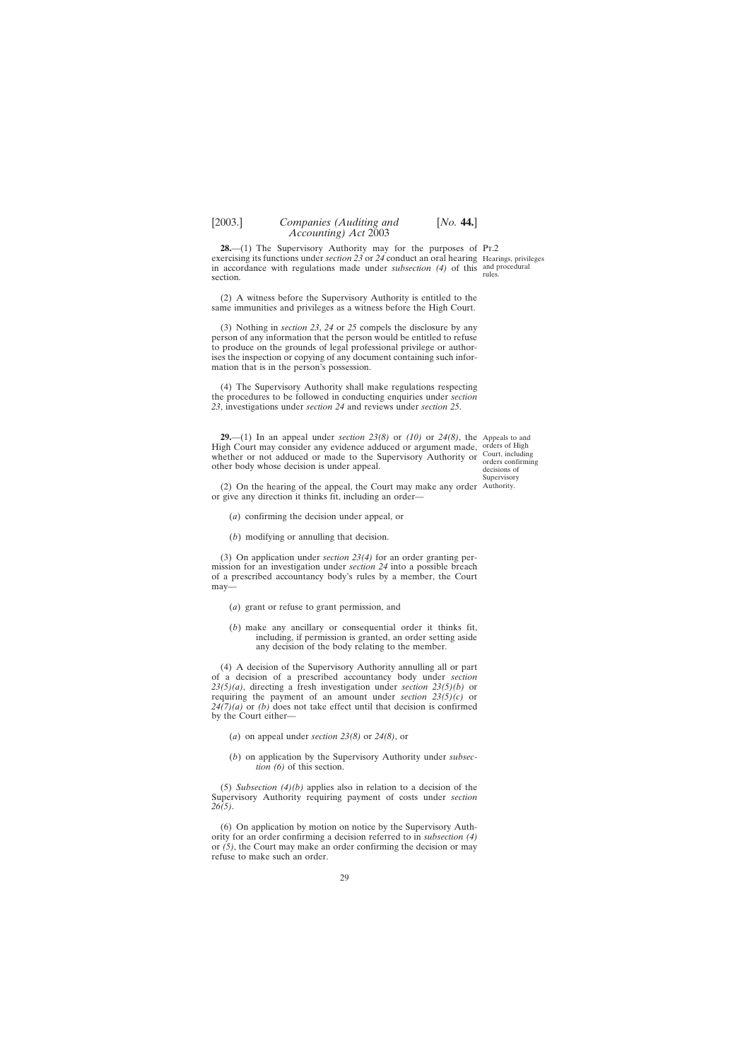**28.**—(1) The Supervisory Authority may for the purposes of exercising its functions under *section 23* or *24* conduct an oral hearing in accordance with regulations made under *subsection (4)* of this section.

Pt.2
Hearings, privileges and procedural rules.

(2) A witness before the Supervisory Authority is entitled to the same immunities and privileges as a witness before the High Court.

(3) Nothing in *section 23*, *24* or *25* compels the disclosure by any person of any information that the person would be entitled to refuse to produce on the grounds of legal professional privilege or authorises the inspection or copying of any document containing such information that is in the person's possession.

(4) The Supervisory Authority shall make regulations respecting the procedures to be followed in conducting enquiries under *section 23*, investigations under *section 24* and reviews under *section 25*.

**29.**—(1) In an appeal under *section 23(8)* or *(10)* or *24(8)*, the High Court may consider any evidence adduced or argument made, whether or not adduced or made to the Supervisory Authority or other body whose decision is under appeal.

Appeals to and orders of High Court, including orders confirming decisions of Supervisory Authority.

(2) On the hearing of the appeal, the Court may make any order or give any direction it thinks fit, including an order—

(*a*) confirming the decision under appeal, or

(*b*) modifying or annulling that decision.

(3) On application under *section 23(4)* for an order granting permission for an investigation under *section 24* into a possible breach of a prescribed accountancy body's rules by a member, the Court may—

(*a*) grant or refuse to grant permission, and

(*b*) make any ancillary or consequential order it thinks fit, including, if permission is granted, an order setting aside any decision of the body relating to the member.

(4) A decision of the Supervisory Authority annulling all or part of a decision of a prescribed accountancy body under *section 23(5)(a)*, directing a fresh investigation under *section 23(5)(b)* or requiring the payment of an amount under *section 23(5)(c)* or *24(7)(a)* or *(b)* does not take effect until that decision is confirmed by the Court either—

(*a*) on appeal under *section 23(8)* or *24(8)*, or

(*b*) on application by the Supervisory Authority under *subsection (6)* of this section.

(5) *Subsection (4)(b)* applies also in relation to a decision of the Supervisory Authority requiring payment of costs under *section 26(5)*.

(6) On application by motion on notice by the Supervisory Authority for an order confirming a decision referred to in *subsection (4)* or *(5)*, the Court may make an order confirming the decision or may refuse to make such an order.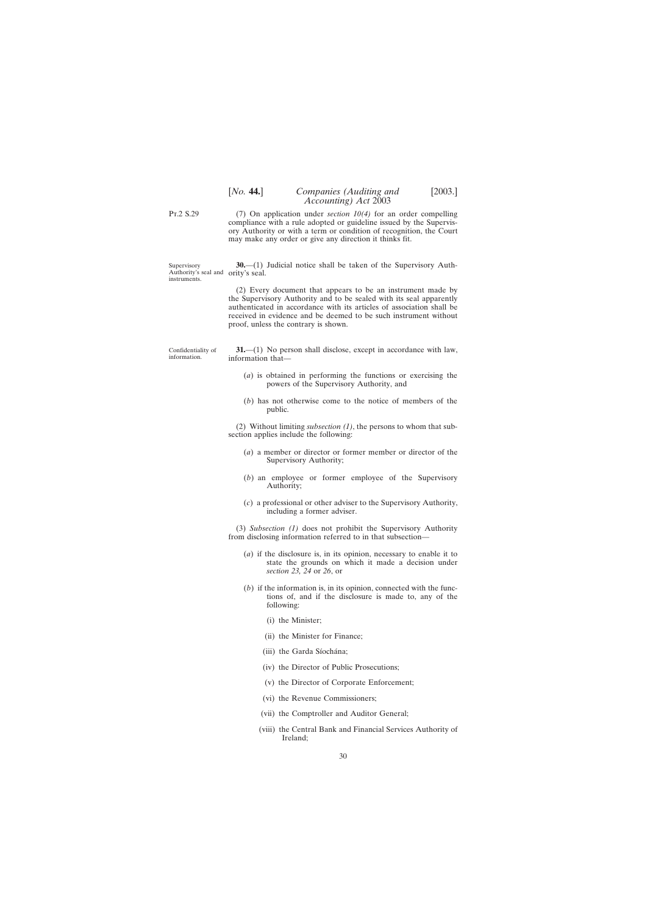(7) On application under *section 10(4)* for an order compelling compliance with a rule adopted or guideline issued by the Supervisory Authority or with a term or condition of recognition, the Court may make any order or give any direction it thinks fit.

Supervisory Authority's seal and instruments.

**30.**—(1) Judicial notice shall be taken of the Supervisory Authority's seal.

(2) Every document that appears to be an instrument made by the Supervisory Authority and to be sealed with its seal apparently authenticated in accordance with its articles of association shall be received in evidence and be deemed to be such instrument without proof, unless the contrary is shown.

Confidentiality of information.

**31.**—(1) No person shall disclose, except in accordance with law, information that—

(*a*) is obtained in performing the functions or exercising the powers of the Supervisory Authority, and

(*b*) has not otherwise come to the notice of members of the public.

(2) Without limiting *subsection (1)*, the persons to whom that subsection applies include the following:

(*a*) a member or director or former member or director of the Supervisory Authority;

(*b*) an employee or former employee of the Supervisory Authority;

(*c*) a professional or other adviser to the Supervisory Authority, including a former adviser.

(3) *Subsection (1)* does not prohibit the Supervisory Authority from disclosing information referred to in that subsection—

(*a*) if the disclosure is, in its opinion, necessary to enable it to state the grounds on which it made a decision under *section 23, 24* or *26*, or

(*b*) if the information is, in its opinion, connected with the functions of, and if the disclosure is made to, any of the following:

(i) the Minister;

(ii) the Minister for Finance;

(iii) the Garda Síochána;

(iv) the Director of Public Prosecutions;

(v) the Director of Corporate Enforcement;

(vi) the Revenue Commissioners;

(vii) the Comptroller and Auditor General;

(viii) the Central Bank and Financial Services Authority of Ireland;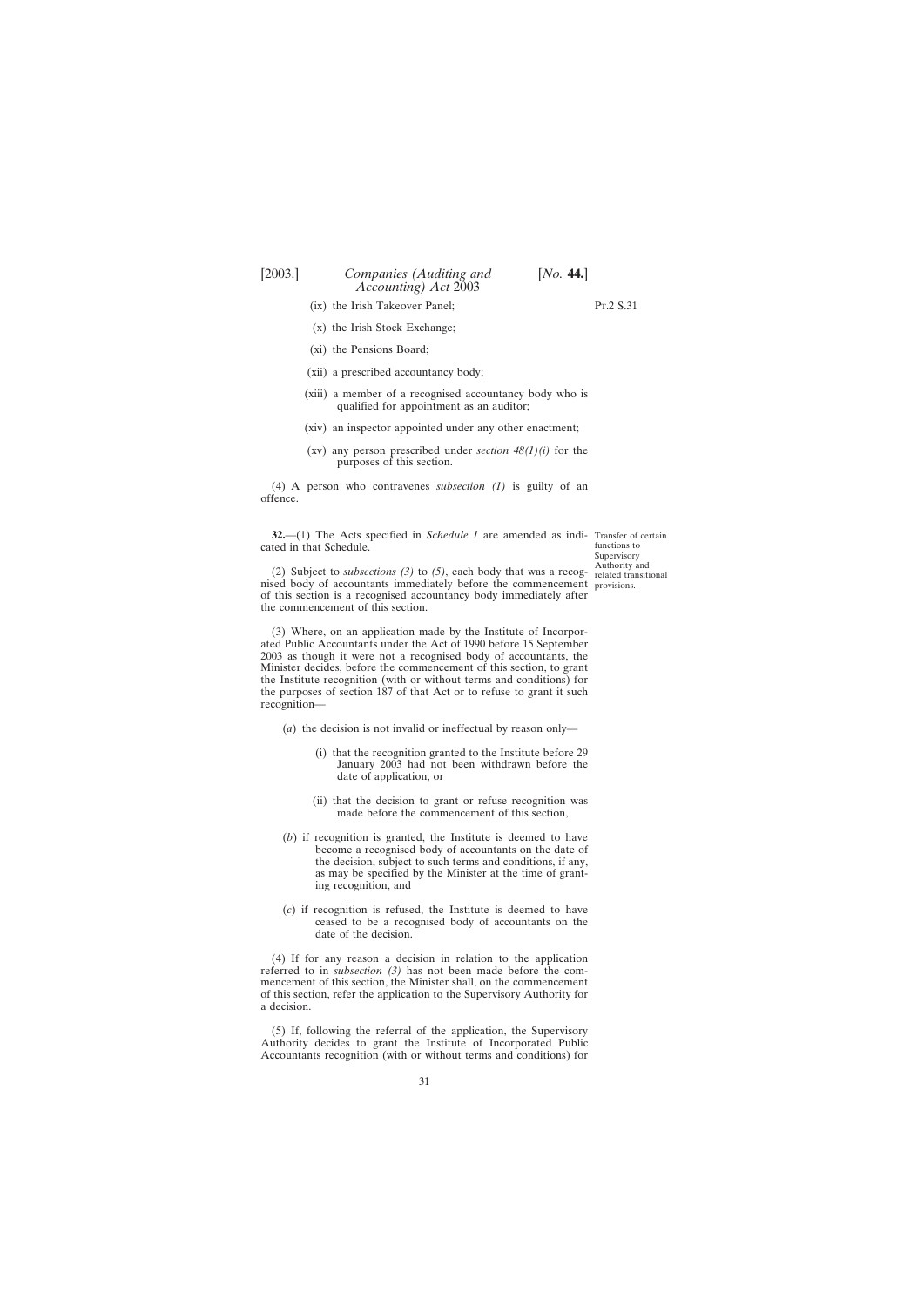(ix) the Irish Takeover Panel;

(x) the Irish Stock Exchange;

(xi) the Pensions Board;

(xii) a prescribed accountancy body;

(xiii) a member of a recognised accountancy body who is qualified for appointment as an auditor;

(xiv) an inspector appointed under any other enactment;

(xv) any person prescribed under *section 48(1)(i)* for the purposes of this section.

(4) A person who contravenes *subsection (1)* is guilty of an offence.

Transfer of certain functions to Supervisory Authority and related transitional provisions.

**32.**—(1) The Acts specified in *Schedule 1* are amended as indicated in that Schedule.

(2) Subject to *subsections (3)* to *(5)*, each body that was a recognised body of accountants immediately before the commencement of this section is a recognised accountancy body immediately after the commencement of this section.

(3) Where, on an application made by the Institute of Incorporated Public Accountants under the Act of 1990 before 15 September 2003 as though it were not a recognised body of accountants, the Minister decides, before the commencement of this section, to grant the Institute recognition (with or without terms and conditions) for the purposes of section 187 of that Act or to refuse to grant it such recognition—

(*a*) the decision is not invalid or ineffectual by reason only—

(i) that the recognition granted to the Institute before 29 January 2003 had not been withdrawn before the date of application, or

(ii) that the decision to grant or refuse recognition was made before the commencement of this section,

(*b*) if recognition is granted, the Institute is deemed to have become a recognised body of accountants on the date of the decision, subject to such terms and conditions, if any, as may be specified by the Minister at the time of granting recognition, and

(*c*) if recognition is refused, the Institute is deemed to have ceased to be a recognised body of accountants on the date of the decision.

(4) If for any reason a decision in relation to the application referred to in *subsection (3)* has not been made before the commencement of this section, the Minister shall, on the commencement of this section, refer the application to the Supervisory Authority for a decision.

(5) If, following the referral of the application, the Supervisory Authority decides to grant the Institute of Incorporated Public Accountants recognition (with or without terms and conditions) for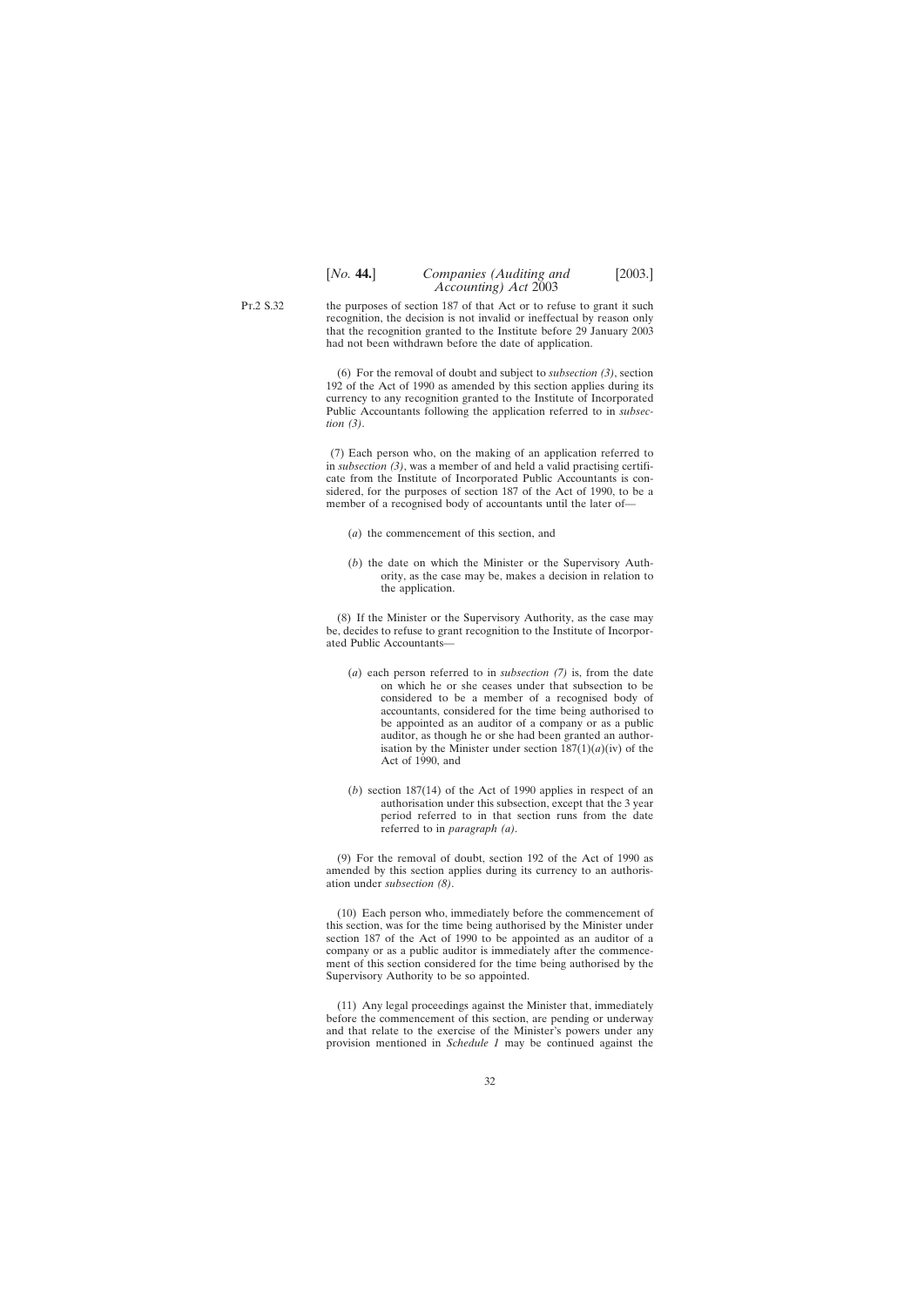the purposes of section 187 of that Act or to refuse to grant it such recognition, the decision is not invalid or ineffectual by reason only that the recognition granted to the Institute before 29 January 2003 had not been withdrawn before the date of application.

(6) For the removal of doubt and subject to *subsection (3)*, section 192 of the Act of 1990 as amended by this section applies during its currency to any recognition granted to the Institute of Incorporated Public Accountants following the application referred to in *subsection (3)*.

(7) Each person who, on the making of an application referred to in *subsection (3)*, was a member of and held a valid practising certificate from the Institute of Incorporated Public Accountants is considered, for the purposes of section 187 of the Act of 1990, to be a member of a recognised body of accountants until the later of—

(*a*) the commencement of this section, and

(*b*) the date on which the Minister or the Supervisory Authority, as the case may be, makes a decision in relation to the application.

(8) If the Minister or the Supervisory Authority, as the case may be, decides to refuse to grant recognition to the Institute of Incorporated Public Accountants—

(*a*) each person referred to in *subsection (7)* is, from the date on which he or she ceases under that subsection to be considered to be a member of a recognised body of accountants, considered for the time being authorised to be appointed as an auditor of a company or as a public auditor, as though he or she had been granted an authorisation by the Minister under section 187(1)(*a*)(iv) of the Act of 1990, and

(*b*) section 187(14) of the Act of 1990 applies in respect of an authorisation under this subsection, except that the 3 year period referred to in that section runs from the date referred to in *paragraph (a)*.

(9) For the removal of doubt, section 192 of the Act of 1990 as amended by this section applies during its currency to an authorisation under *subsection (8)*.

(10) Each person who, immediately before the commencement of this section, was for the time being authorised by the Minister under section 187 of the Act of 1990 to be appointed as an auditor of a company or as a public auditor is immediately after the commencement of this section considered for the time being authorised by the Supervisory Authority to be so appointed.

(11) Any legal proceedings against the Minister that, immediately before the commencement of this section, are pending or underway and that relate to the exercise of the Minister's powers under any provision mentioned in *Schedule 1* may be continued against the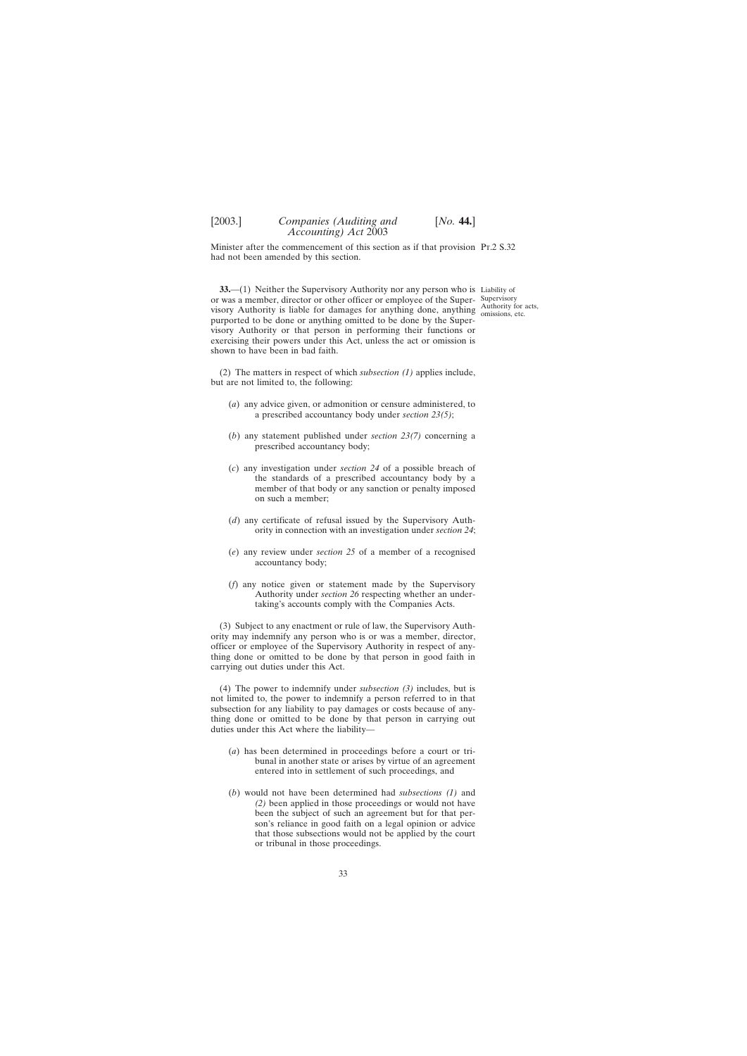Minister after the commencement of this section as if that provision had not been amended by this section.

**33.**—(1) Neither the Supervisory Authority nor any person who is or was a member, director or other officer or employee of the Supervisory Authority is liable for damages for anything done, anything purported to be done or anything omitted to be done by the Supervisory Authority or that person in performing their functions or exercising their powers under this Act, unless the act or omission is shown to have been in bad faith.

Liability of Supervisory Authority for acts, omissions, etc.

(2) The matters in respect of which *subsection (1)* applies include, but are not limited to, the following:

(*a*) any advice given, or admonition or censure administered, to a prescribed accountancy body under *section 23(5)*;

(*b*) any statement published under *section 23(7)* concerning a prescribed accountancy body;

(*c*) any investigation under *section 24* of a possible breach of the standards of a prescribed accountancy body by a member of that body or any sanction or penalty imposed on such a member;

(*d*) any certificate of refusal issued by the Supervisory Authority in connection with an investigation under *section 24*;

(*e*) any review under *section 25* of a member of a recognised accountancy body;

(*f*) any notice given or statement made by the Supervisory Authority under *section 26* respecting whether an undertaking's accounts comply with the Companies Acts.

(3) Subject to any enactment or rule of law, the Supervisory Authority may indemnify any person who is or was a member, director, officer or employee of the Supervisory Authority in respect of anything done or omitted to be done by that person in good faith in carrying out duties under this Act.

(4) The power to indemnify under *subsection (3)* includes, but is not limited to, the power to indemnify a person referred to in that subsection for any liability to pay damages or costs because of anything done or omitted to be done by that person in carrying out duties under this Act where the liability—

(*a*) has been determined in proceedings before a court or tribunal in another state or arises by virtue of an agreement entered into in settlement of such proceedings, and

(*b*) would not have been determined had *subsections (1)* and *(2)* been applied in those proceedings or would not have been the subject of such an agreement but for that person's reliance in good faith on a legal opinion or advice that those subsections would not be applied by the court or tribunal in those proceedings.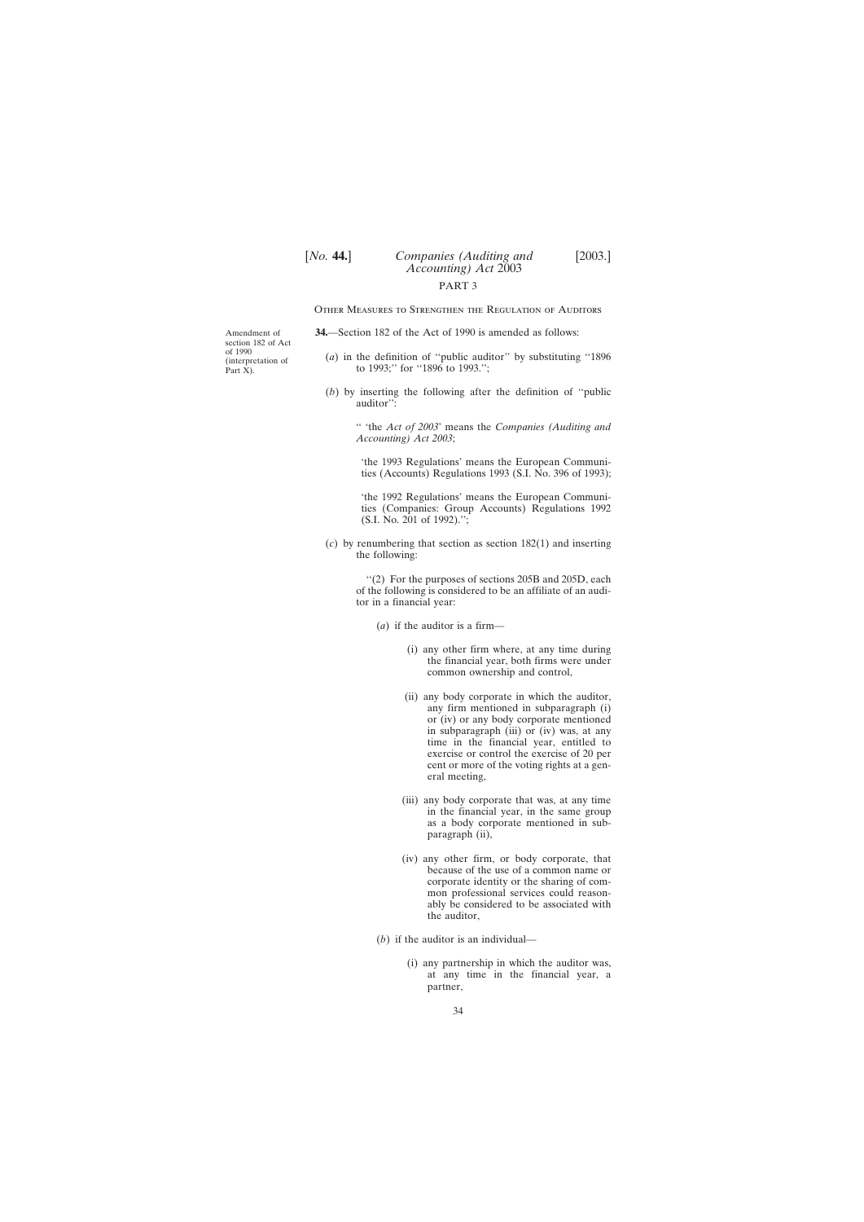PART 3

Other Measures to Strengthen the Regulation of Auditors

Amendment of section 182 of Act of 1990 (interpretation of Part X).

**34.**—Section 182 of the Act of 1990 is amended as follows:

(*a*) in the definition of ''public auditor'' by substituting ''1896 to 1993;'' for ''1896 to 1993.'';

(*b*) by inserting the following after the definition of ''public auditor'':

'' 'the *Act of 2003*' means the *Companies (Auditing and Accounting) Act 2003*;

'the 1993 Regulations' means the European Communities (Accounts) Regulations 1993 (S.I. No. 396 of 1993);

'the 1992 Regulations' means the European Communities (Companies: Group Accounts) Regulations 1992 (S.I. No. 201 of 1992).'';

(*c*) by renumbering that section as section 182(1) and inserting the following:

''(2) For the purposes of sections 205B and 205D, each of the following is considered to be an affiliate of an auditor in a financial year:

(*a*) if the auditor is a firm—

(i) any other firm where, at any time during the financial year, both firms were under common ownership and control,

(ii) any body corporate in which the auditor, any firm mentioned in subparagraph (i) or (iv) or any body corporate mentioned in subparagraph (iii) or (iv) was, at any time in the financial year, entitled to exercise or control the exercise of 20 per cent or more of the voting rights at a general meeting,

(iii) any body corporate that was, at any time in the financial year, in the same group as a body corporate mentioned in subparagraph (ii),

(iv) any other firm, or body corporate, that because of the use of a common name or corporate identity or the sharing of common professional services could reasonably be considered to be associated with the auditor,

(*b*) if the auditor is an individual—

(i) any partnership in which the auditor was, at any time in the financial year, a partner,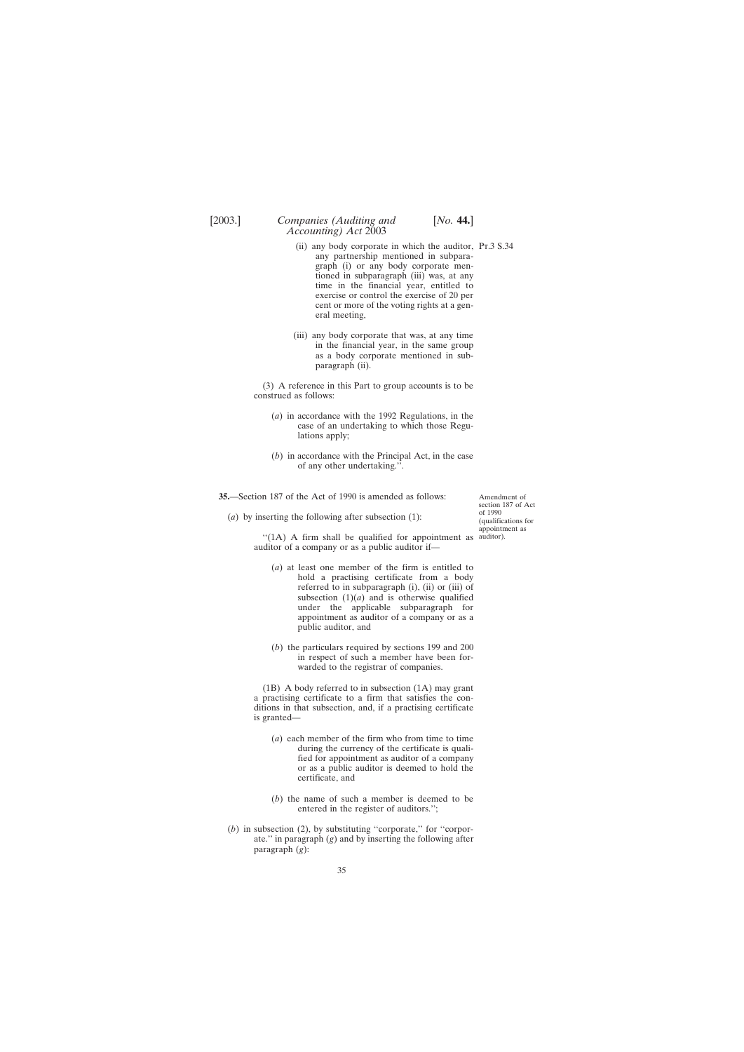(ii) any body corporate in which the auditor, any partnership mentioned in subparagraph (i) or any body corporate mentioned in subparagraph (iii) was, at any time in the financial year, entitled to exercise or control the exercise of 20 per cent or more of the voting rights at a general meeting,

(iii) any body corporate that was, at any time in the financial year, in the same group as a body corporate mentioned in subparagraph (ii).

(3) A reference in this Part to group accounts is to be construed as follows:

(*a*) in accordance with the 1992 Regulations, in the case of an undertaking to which those Regulations apply;

(*b*) in accordance with the Principal Act, in the case of any other undertaking.''.

**35.**—Section 187 of the Act of 1990 is amended as follows:

Amendment of section 187 of Act of 1990 (qualifications for appointment as auditor).

(*a*) by inserting the following after subsection (1):

''(1A) A firm shall be qualified for appointment as auditor of a company or as a public auditor if—

(*a*) at least one member of the firm is entitled to hold a practising certificate from a body referred to in subparagraph (i), (ii) or (iii) of subsection (1)(*a*) and is otherwise qualified under the applicable subparagraph for appointment as auditor of a company or as a public auditor, and

(*b*) the particulars required by sections 199 and 200 in respect of such a member have been forwarded to the registrar of companies.

(1B) A body referred to in subsection (1A) may grant a practising certificate to a firm that satisfies the conditions in that subsection, and, if a practising certificate is granted—

(*a*) each member of the firm who from time to time during the currency of the certificate is qualified for appointment as auditor of a company or as a public auditor is deemed to hold the certificate, and

(*b*) the name of such a member is deemed to be entered in the register of auditors.'';

(*b*) in subsection (2), by substituting ''corporate,'' for ''corporate.'' in paragraph (*g*) and by inserting the following after paragraph (*g*):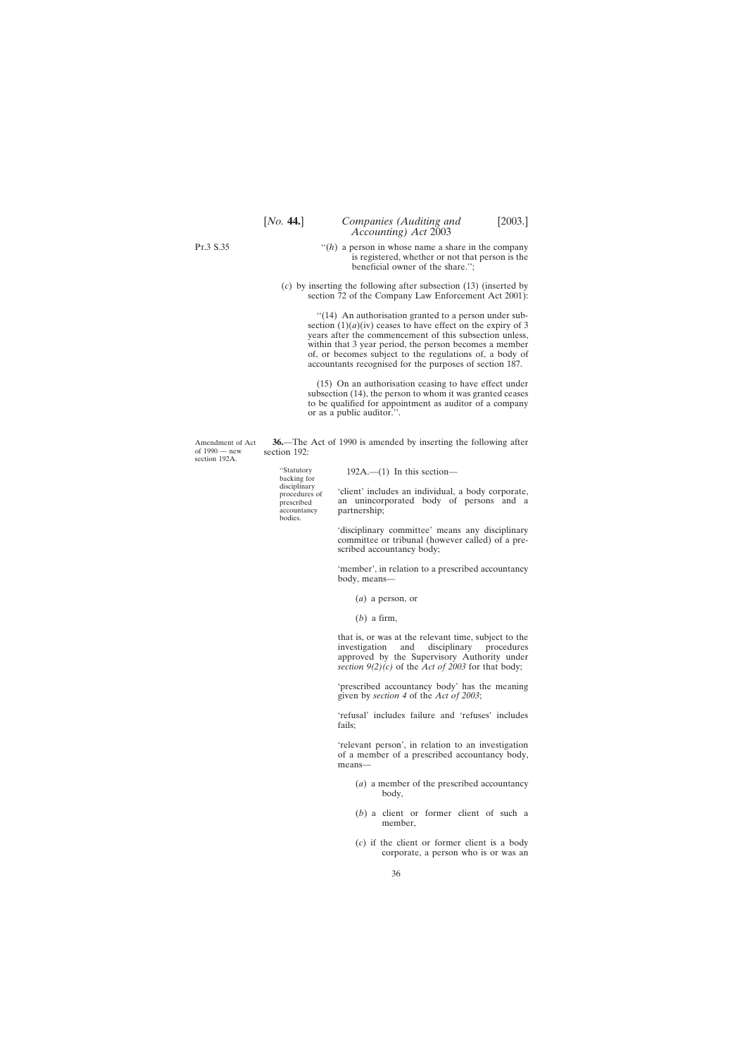"(*h*) a person in whose name a share in the company is registered, whether or not that person is the beneficial owner of the share.";

(*c*) by inserting the following after subsection (13) (inserted by section 72 of the Company Law Enforcement Act 2001):

"(14) An authorisation granted to a person under subsection (1)(*a*)(iv) ceases to have effect on the expiry of 3 years after the commencement of this subsection unless, within that 3 year period, the person becomes a member of, or becomes subject to the regulations of, a body of accountants recognised for the purposes of section 187.

(15) On an authorisation ceasing to have effect under subsection (14), the person to whom it was granted ceases to be qualified for appointment as auditor of a company or as a public auditor.".

Amendment of Act of 1990 — new section 192A.

**36.**—The Act of 1990 is amended by inserting the following after section 192:

"Statutory backing for disciplinary procedures of prescribed accountancy bodies.

192A.—(1) In this section—

'client' includes an individual, a body corporate, an unincorporated body of persons and a partnership;

'disciplinary committee' means any disciplinary committee or tribunal (however called) of a prescribed accountancy body;

'member', in relation to a prescribed accountancy body, means—

(*a*) a person, or

(*b*) a firm,

that is, or was at the relevant time, subject to the investigation and disciplinary procedures approved by the Supervisory Authority under *section 9(2)(c)* of the *Act of 2003* for that body;

'prescribed accountancy body' has the meaning given by *section 4* of the *Act of 2003*;

'refusal' includes failure and 'refuses' includes fails;

'relevant person', in relation to an investigation of a member of a prescribed accountancy body, means—

(*a*) a member of the prescribed accountancy body,

(*b*) a client or former client of such a member,

(*c*) if the client or former client is a body corporate, a person who is or was an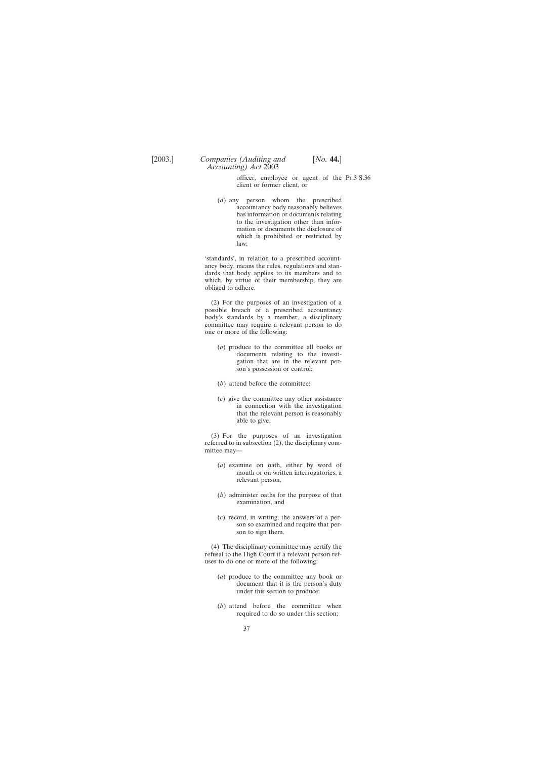officer, employee or agent of the client or former client, or

(*d*) any person whom the prescribed accountancy body reasonably believes has information or documents relating to the investigation other than information or documents the disclosure of which is prohibited or restricted by law;

'standards', in relation to a prescribed accountancy body, means the rules, regulations and standards that body applies to its members and to which, by virtue of their membership, they are obliged to adhere.

(2) For the purposes of an investigation of a possible breach of a prescribed accountancy body's standards by a member, a disciplinary committee may require a relevant person to do one or more of the following:

(*a*) produce to the committee all books or documents relating to the investigation that are in the relevant person's possession or control;

(*b*) attend before the committee;

(*c*) give the committee any other assistance in connection with the investigation that the relevant person is reasonably able to give.

(3) For the purposes of an investigation referred to in subsection (2), the disciplinary committee may—

(*a*) examine on oath, either by word of mouth or on written interrogatories, a relevant person,

(*b*) administer oaths for the purpose of that examination, and

(*c*) record, in writing, the answers of a person so examined and require that person to sign them.

(4) The disciplinary committee may certify the refusal to the High Court if a relevant person refuses to do one or more of the following:

(*a*) produce to the committee any book or document that it is the person's duty under this section to produce;

(*b*) attend before the committee when required to do so under this section;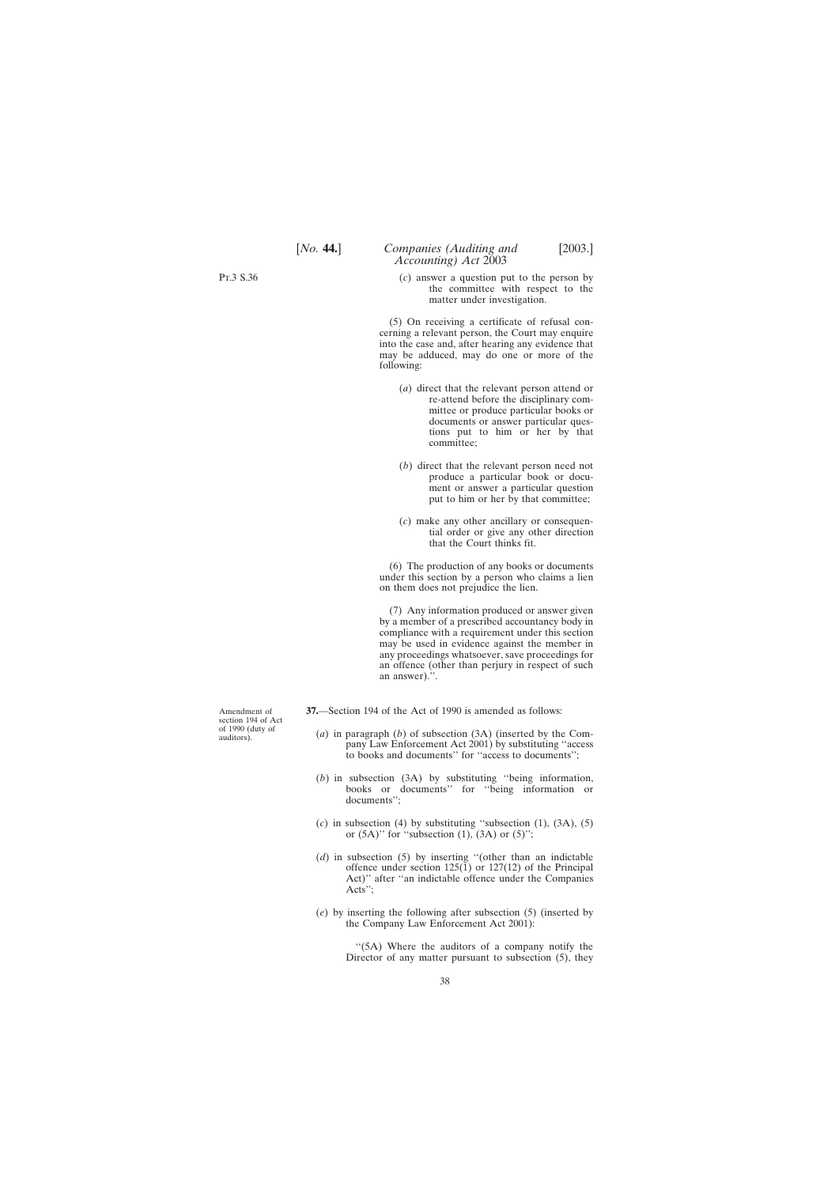(*c*) answer a question put to the person by the committee with respect to the matter under investigation.

(5) On receiving a certificate of refusal concerning a relevant person, the Court may enquire into the case and, after hearing any evidence that may be adduced, may do one or more of the following:

(*a*) direct that the relevant person attend or re-attend before the disciplinary committee or produce particular books or documents or answer particular questions put to him or her by that committee;

(*b*) direct that the relevant person need not produce a particular book or document or answer a particular question put to him or her by that committee;

(*c*) make any other ancillary or consequential order or give any other direction that the Court thinks fit.

(6) The production of any books or documents under this section by a person who claims a lien on them does not prejudice the lien.

(7) Any information produced or answer given by a member of a prescribed accountancy body in compliance with a requirement under this section may be used in evidence against the member in any proceedings whatsoever, save proceedings for an offence (other than perjury in respect of such an answer).''.

Amendment of section 194 of Act of 1990 (duty of auditors).

**37.**—Section 194 of the Act of 1990 is amended as follows:

(*a*) in paragraph (*b*) of subsection (3A) (inserted by the Company Law Enforcement Act 2001) by substituting ''access to books and documents'' for ''access to documents'';

(*b*) in subsection (3A) by substituting ''being information, books or documents'' for ''being information or documents'';

(*c*) in subsection (4) by substituting ''subsection (1), (3A), (5) or (5A)'' for ''subsection (1), (3A) or (5)'';

(*d*) in subsection (5) by inserting ''(other than an indictable offence under section 125(1) or 127(12) of the Principal Act)'' after ''an indictable offence under the Companies Acts'';

(*e*) by inserting the following after subsection (5) (inserted by the Company Law Enforcement Act 2001):

''(5A) Where the auditors of a company notify the Director of any matter pursuant to subsection (5), they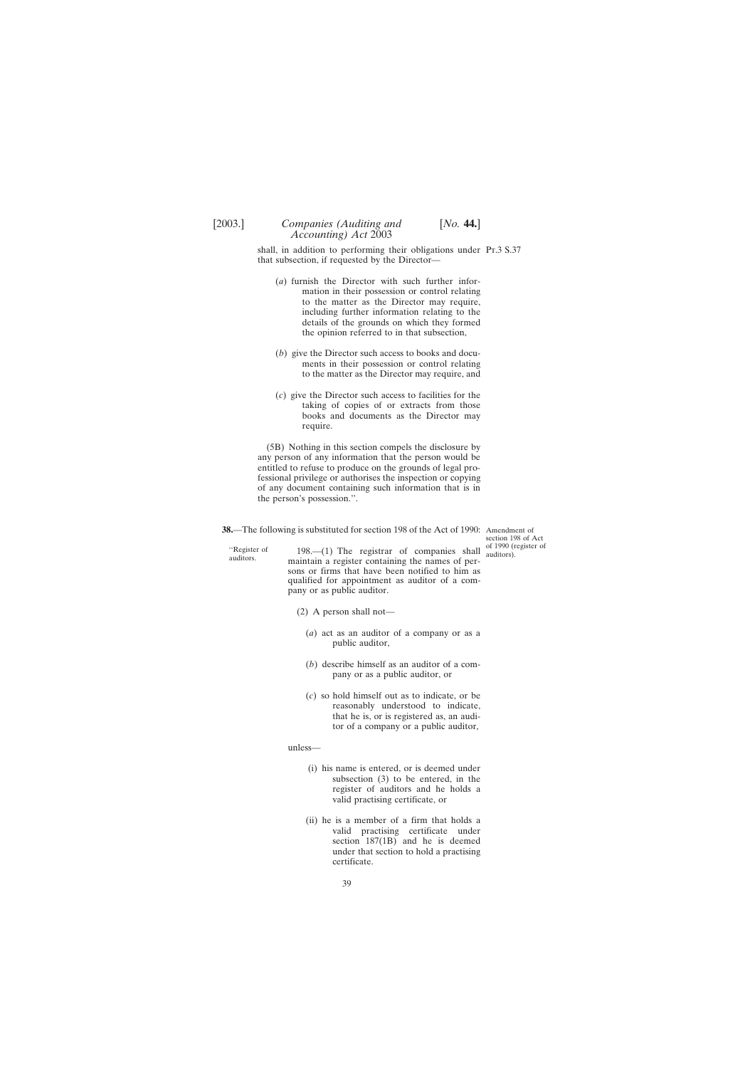shall, in addition to performing their obligations under that subsection, if requested by the Director—

(*a*) furnish the Director with such further information in their possession or control relating to the matter as the Director may require, including further information relating to the details of the grounds on which they formed the opinion referred to in that subsection,

(*b*) give the Director such access to books and documents in their possession or control relating to the matter as the Director may require, and

(*c*) give the Director such access to facilities for the taking of copies of or extracts from those books and documents as the Director may require.

(5B) Nothing in this section compels the disclosure by any person of any information that the person would be entitled to refuse to produce on the grounds of legal professional privilege or authorises the inspection or copying of any document containing such information that is in the person's possession.''.

Amendment of section 198 of Act of 1990 (register of auditors).

**38.**—The following is substituted for section 198 of the Act of 1990:

''Register of auditors.

198.—(1) The registrar of companies shall maintain a register containing the names of persons or firms that have been notified to him as qualified for appointment as auditor of a company or as public auditor.

(2) A person shall not—

(*a*) act as an auditor of a company or as a public auditor,

(*b*) describe himself as an auditor of a company or as a public auditor, or

(*c*) so hold himself out as to indicate, or be reasonably understood to indicate, that he is, or is registered as, an auditor of a company or a public auditor,

unless—

(i) his name is entered, or is deemed under subsection (3) to be entered, in the register of auditors and he holds a valid practising certificate, or

(ii) he is a member of a firm that holds a valid practising certificate under section 187(1B) and he is deemed under that section to hold a practising certificate.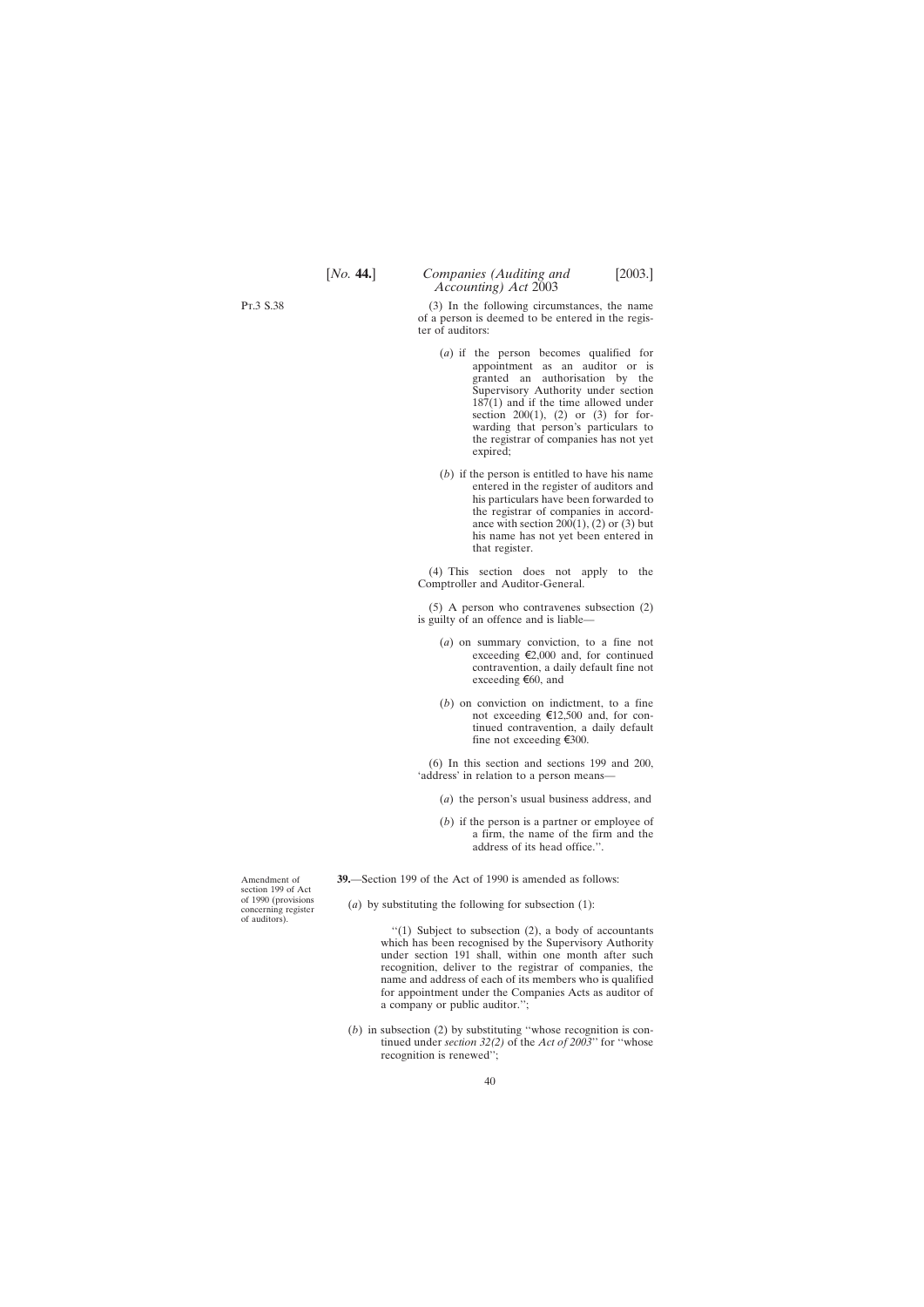(3) In the following circumstances, the name of a person is deemed to be entered in the register of auditors:

(*a*) if the person becomes qualified for appointment as an auditor or is granted an authorisation by the Supervisory Authority under section 187(1) and if the time allowed under section 200(1), (2) or (3) for forwarding that person's particulars to the registrar of companies has not yet expired;

(*b*) if the person is entitled to have his name entered in the register of auditors and his particulars have been forwarded to the registrar of companies in accordance with section 200(1), (2) or (3) but his name has not yet been entered in that register.

(4) This section does not apply to the Comptroller and Auditor-General.

(5) A person who contravenes subsection (2) is guilty of an offence and is liable—

(*a*) on summary conviction, to a fine not exceeding €2,000 and, for continued contravention, a daily default fine not exceeding €60, and

(*b*) on conviction on indictment, to a fine not exceeding €12,500 and, for continued contravention, a daily default fine not exceeding €300.

(6) In this section and sections 199 and 200, 'address' in relation to a person means—

(*a*) the person's usual business address, and

(*b*) if the person is a partner or employee of a firm, the name of the firm and the address of its head office.''.

Amendment of section 199 of Act of 1990 (provisions concerning register of auditors).

**39.**—Section 199 of the Act of 1990 is amended as follows:

(*a*) by substituting the following for subsection (1):

''(1) Subject to subsection (2), a body of accountants which has been recognised by the Supervisory Authority under section 191 shall, within one month after such recognition, deliver to the registrar of companies, the name and address of each of its members who is qualified for appointment under the Companies Acts as auditor of a company or public auditor.'';

(*b*) in subsection (2) by substituting ''whose recognition is continued under *section 32(2)* of the *Act of 2003*'' for ''whose recognition is renewed'';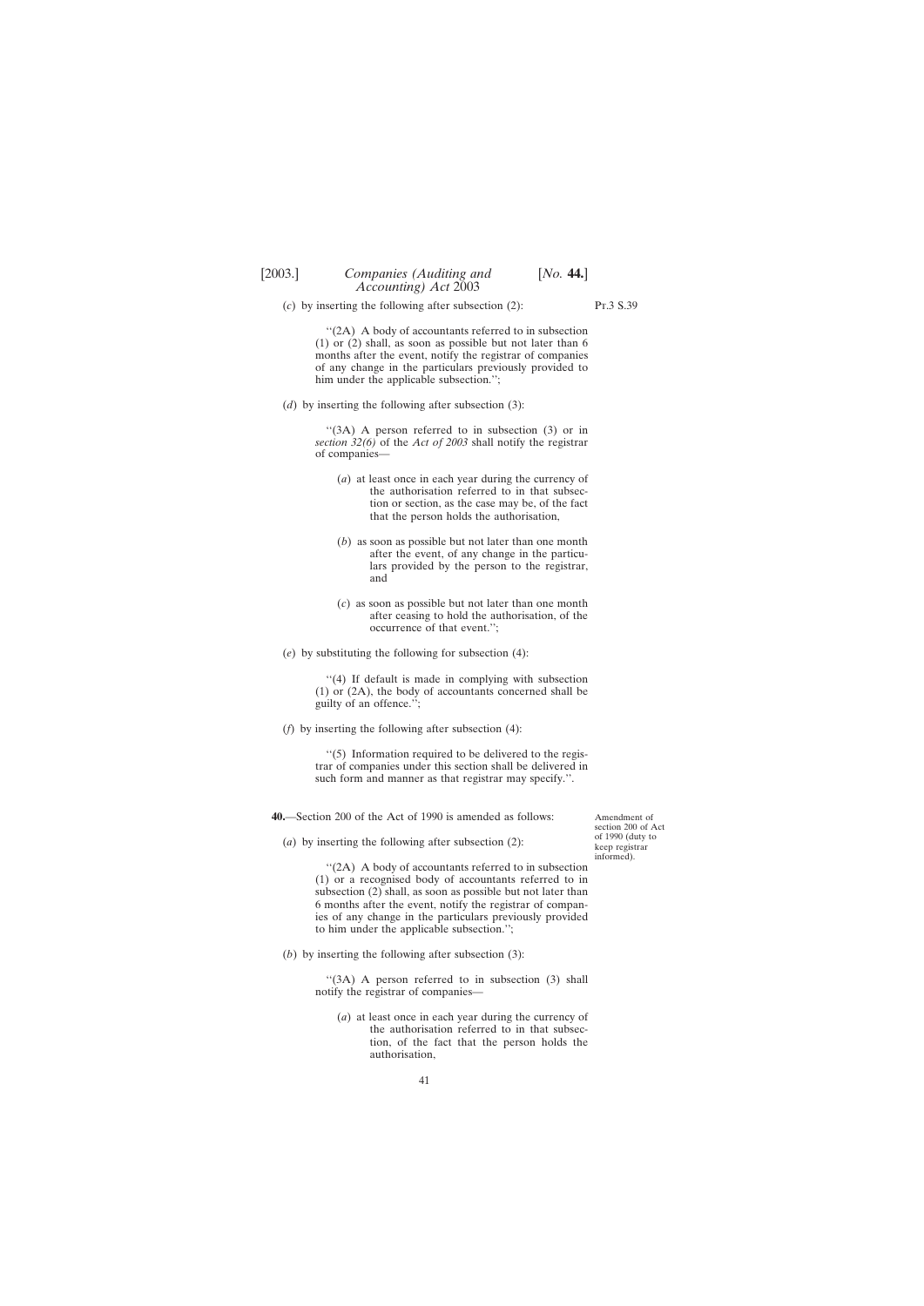(*c*) by inserting the following after subsection (2):

Pt.3 S.39

''(2A) A body of accountants referred to in subsection (1) or (2) shall, as soon as possible but not later than 6 months after the event, notify the registrar of companies of any change in the particulars previously provided to him under the applicable subsection.'';

(*d*) by inserting the following after subsection (3):

''(3A) A person referred to in subsection (3) or in *section 32(6)* of the *Act of 2003* shall notify the registrar of companies—

(*a*) at least once in each year during the currency of the authorisation referred to in that subsection or section, as the case may be, of the fact that the person holds the authorisation,

(*b*) as soon as possible but not later than one month after the event, of any change in the particulars provided by the person to the registrar, and

(*c*) as soon as possible but not later than one month after ceasing to hold the authorisation, of the occurrence of that event.'';

(*e*) by substituting the following for subsection (4):

''(4) If default is made in complying with subsection (1) or (2A), the body of accountants concerned shall be guilty of an offence.'';

(*f*) by inserting the following after subsection (4):

''(5) Information required to be delivered to the registrar of companies under this section shall be delivered in such form and manner as that registrar may specify.''.

**40.**—Section 200 of the Act of 1990 is amended as follows:

Amendment of section 200 of Act of 1990 (duty to keep registrar informed).

(*a*) by inserting the following after subsection (2):

''(2A) A body of accountants referred to in subsection (1) or a recognised body of accountants referred to in subsection (2) shall, as soon as possible but not later than 6 months after the event, notify the registrar of companies of any change in the particulars previously provided to him under the applicable subsection.'';

(*b*) by inserting the following after subsection (3):

''(3A) A person referred to in subsection (3) shall notify the registrar of companies—

(*a*) at least once in each year during the currency of the authorisation referred to in that subsection, of the fact that the person holds the authorisation,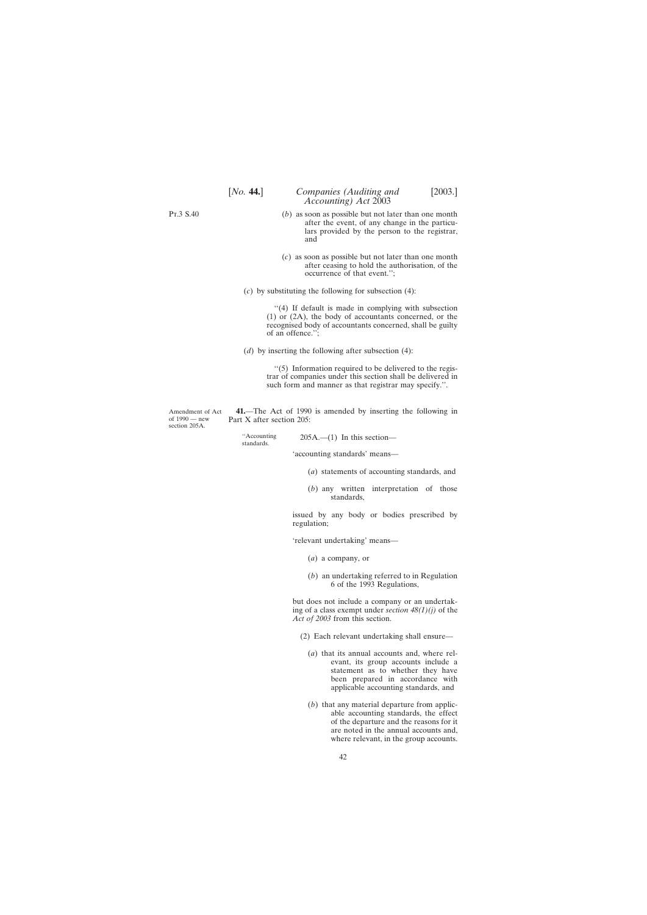Pt.3 S.40

(*b*) as soon as possible but not later than one month after the event, of any change in the particulars provided by the person to the registrar, and

(*c*) as soon as possible but not later than one month after ceasing to hold the authorisation, of the occurrence of that event.'';

(*c*) by substituting the following for subsection (4):

''(4) If default is made in complying with subsection (1) or (2A), the body of accountants concerned, or the recognised body of accountants concerned, shall be guilty of an offence.'';

(*d*) by inserting the following after subsection (4):

''(5) Information required to be delivered to the registrar of companies under this section shall be delivered in such form and manner as that registrar may specify.''.

Amendment of Act of 1990 — new section 205A.

**41.**—The Act of 1990 is amended by inserting the following in Part X after section 205:

''Accounting standards.

205A.—(1) In this section—

'accounting standards' means—

(*a*) statements of accounting standards, and

(*b*) any written interpretation of those standards,

issued by any body or bodies prescribed by regulation;

'relevant undertaking' means—

(*a*) a company, or

(*b*) an undertaking referred to in Regulation 6 of the 1993 Regulations,

but does not include a company or an undertaking of a class exempt under *section 48(1)(j)* of the *Act of 2003* from this section.

(2) Each relevant undertaking shall ensure—

(*a*) that its annual accounts and, where relevant, its group accounts include a statement as to whether they have been prepared in accordance with applicable accounting standards, and

(*b*) that any material departure from applicable accounting standards, the effect of the departure and the reasons for it are noted in the annual accounts and, where relevant, in the group accounts.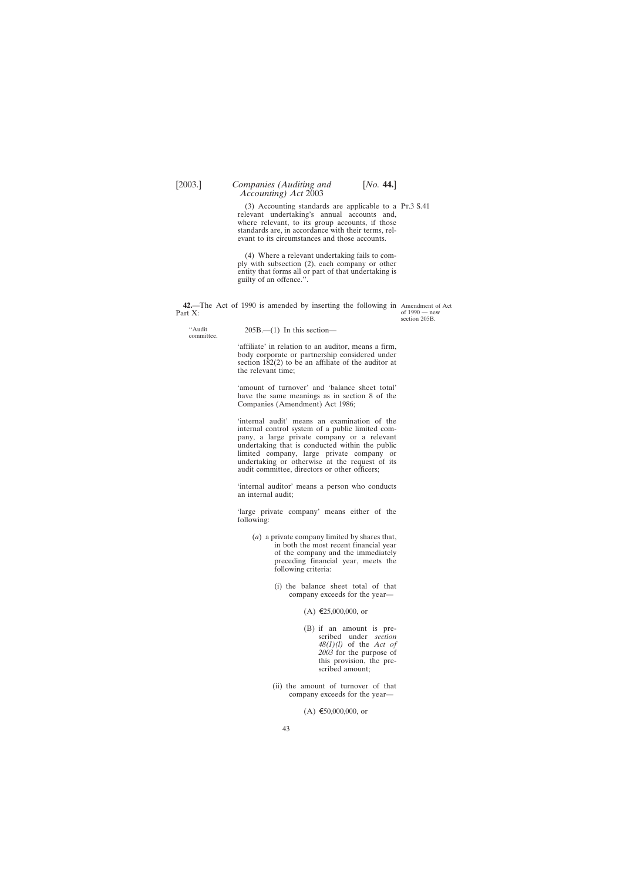(3) Accounting standards are applicable to a relevant undertaking's annual accounts and, where relevant, to its group accounts, if those standards are, in accordance with their terms, relevant to its circumstances and those accounts.

Pt.3 S.41

(4) Where a relevant undertaking fails to comply with subsection (2), each company or other entity that forms all or part of that undertaking is guilty of an offence.''.

**42.**—The Act of 1990 is amended by inserting the following in Part X:

Amendment of Act of 1990 — new section 205B.

''Audit committee.

205B.—(1) In this section—

'affiliate' in relation to an auditor, means a firm, body corporate or partnership considered under section 182(2) to be an affiliate of the auditor at the relevant time;

'amount of turnover' and 'balance sheet total' have the same meanings as in section 8 of the Companies (Amendment) Act 1986;

'internal audit' means an examination of the internal control system of a public limited company, a large private company or a relevant undertaking that is conducted within the public limited company, large private company or undertaking or otherwise at the request of its audit committee, directors or other officers;

'internal auditor' means a person who conducts an internal audit;

'large private company' means either of the following:

(*a*) a private company limited by shares that, in both the most recent financial year of the company and the immediately preceding financial year, meets the following criteria:

(i) the balance sheet total of that company exceeds for the year—

(A) €25,000,000, or

(B) if an amount is prescribed under *section 48(1)(l)* of the *Act of 2003* for the purpose of this provision, the prescribed amount;

(ii) the amount of turnover of that company exceeds for the year—

(A) €50,000,000, or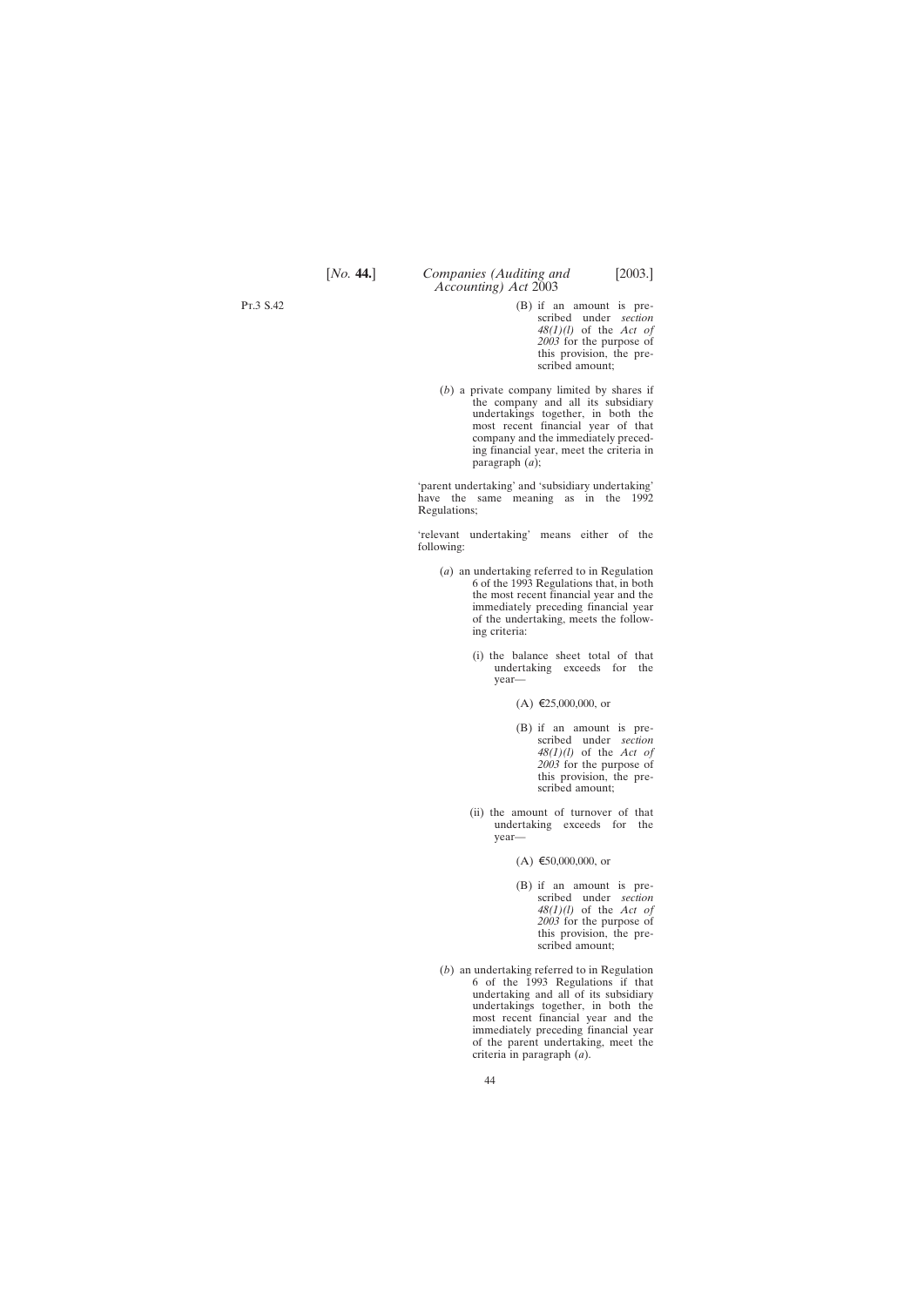(B) if an amount is prescribed under *section 48(1)(l)* of the *Act of 2003* for the purpose of this provision, the prescribed amount;

(*b*) a private company limited by shares if the company and all its subsidiary undertakings together, in both the most recent financial year of that company and the immediately preceding financial year, meet the criteria in paragraph (*a*);

'parent undertaking' and 'subsidiary undertaking' have the same meaning as in the 1992 Regulations;

'relevant undertaking' means either of the following:

(*a*) an undertaking referred to in Regulation 6 of the 1993 Regulations that, in both the most recent financial year and the immediately preceding financial year of the undertaking, meets the following criteria:

(i) the balance sheet total of that undertaking exceeds for the year—

(A) €25,000,000, or

(B) if an amount is prescribed under *section 48(1)(l)* of the *Act of 2003* for the purpose of this provision, the prescribed amount;

(ii) the amount of turnover of that undertaking exceeds for the year—

(A) €50,000,000, or

(B) if an amount is prescribed under *section 48(1)(l)* of the *Act of 2003* for the purpose of this provision, the prescribed amount;

(*b*) an undertaking referred to in Regulation 6 of the 1993 Regulations if that undertaking and all of its subsidiary undertakings together, in both the most recent financial year and the immediately preceding financial year of the parent undertaking, meet the criteria in paragraph (*a*).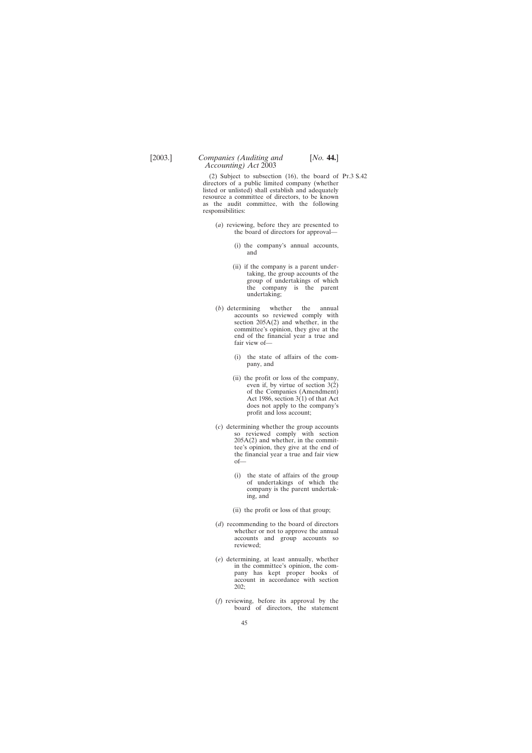(2) Subject to subsection (16), the board of directors of a public limited company (whether listed or unlisted) shall establish and adequately resource a committee of directors, to be known as the audit committee, with the following responsibilities:

(*a*) reviewing, before they are presented to the board of directors for approval—

(i) the company's annual accounts, and

(ii) if the company is a parent undertaking, the group accounts of the group of undertakings of which the company is the parent undertaking;

(*b*) determining whether the annual accounts so reviewed comply with section 205A(2) and whether, in the committee's opinion, they give at the end of the financial year a true and fair view of—

(i) the state of affairs of the company, and

(ii) the profit or loss of the company, even if, by virtue of section 3(2) of the Companies (Amendment) Act 1986, section 3(1) of that Act does not apply to the company's profit and loss account;

(*c*) determining whether the group accounts so reviewed comply with section 205A(2) and whether, in the committee's opinion, they give at the end of the financial year a true and fair view of—

(i) the state of affairs of the group of undertakings of which the company is the parent undertaking, and

(ii) the profit or loss of that group;

(*d*) recommending to the board of directors whether or not to approve the annual accounts and group accounts so reviewed;

(*e*) determining, at least annually, whether in the committee's opinion, the company has kept proper books of account in accordance with section 202;

(*f*) reviewing, before its approval by the board of directors, the statement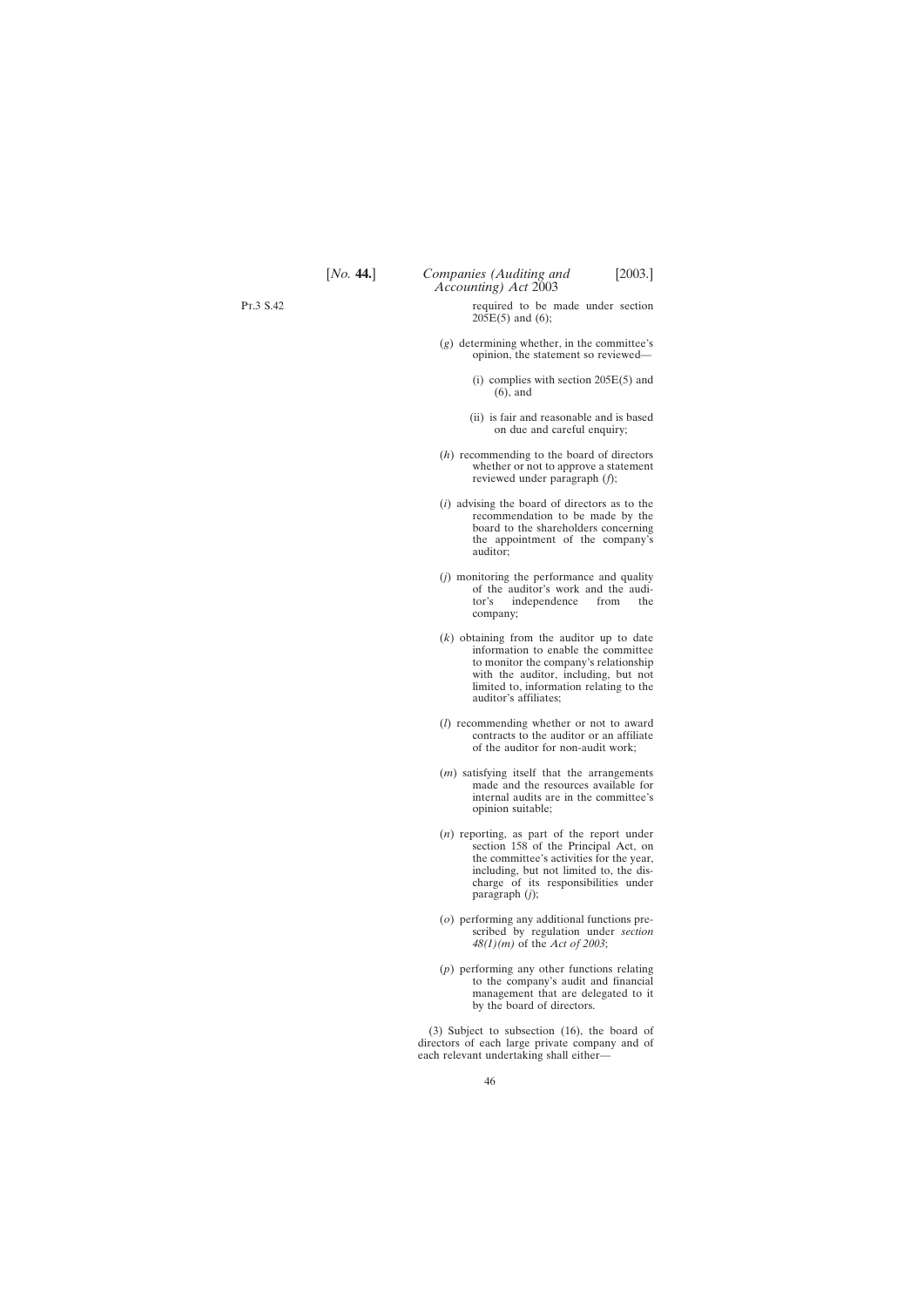required to be made under section 205E(5) and (6);

(*g*) determining whether, in the committee's opinion, the statement so reviewed—

(i) complies with section 205E(5) and (6), and

(ii) is fair and reasonable and is based on due and careful enquiry;

(*h*) recommending to the board of directors whether or not to approve a statement reviewed under paragraph (*f*);

(*i*) advising the board of directors as to the recommendation to be made by the board to the shareholders concerning the appointment of the company's auditor;

(*j*) monitoring the performance and quality of the auditor's work and the auditor's independence from the company;

(*k*) obtaining from the auditor up to date information to enable the committee to monitor the company's relationship with the auditor, including, but not limited to, information relating to the auditor's affiliates;

(*l*) recommending whether or not to award contracts to the auditor or an affiliate of the auditor for non-audit work;

(*m*) satisfying itself that the arrangements made and the resources available for internal audits are in the committee's opinion suitable;

(*n*) reporting, as part of the report under section 158 of the Principal Act, on the committee's activities for the year, including, but not limited to, the discharge of its responsibilities under paragraph (*j*);

(*o*) performing any additional functions prescribed by regulation under *section 48(1)(m)* of the *Act of 2003*;

(*p*) performing any other functions relating to the company's audit and financial management that are delegated to it by the board of directors.

(3) Subject to subsection (16), the board of directors of each large private company and of each relevant undertaking shall either—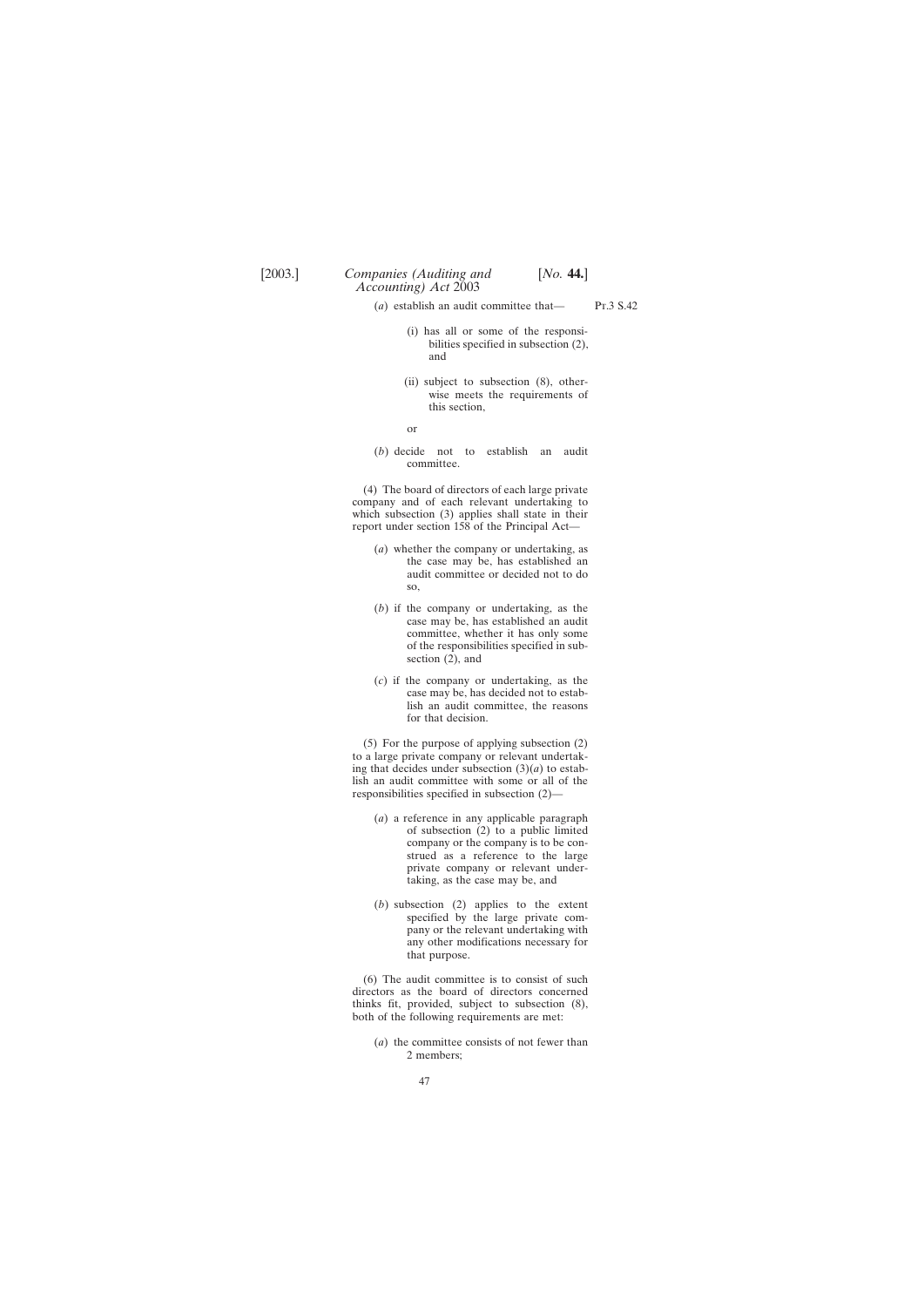(*a*) establish an audit committee that—

(i) has all or some of the responsibilities specified in subsection (2), and

(ii) subject to subsection (8), otherwise meets the requirements of this section,

or

(*b*) decide not to establish an audit committee.

(4) The board of directors of each large private company and of each relevant undertaking to which subsection (3) applies shall state in their report under section 158 of the Principal Act—

(*a*) whether the company or undertaking, as the case may be, has established an audit committee or decided not to do so,

(*b*) if the company or undertaking, as the case may be, has established an audit committee, whether it has only some of the responsibilities specified in subsection (2), and

(*c*) if the company or undertaking, as the case may be, has decided not to establish an audit committee, the reasons for that decision.

(5) For the purpose of applying subsection (2) to a large private company or relevant undertaking that decides under subsection (3)(*a*) to establish an audit committee with some or all of the responsibilities specified in subsection (2)—

(*a*) a reference in any applicable paragraph of subsection (2) to a public limited company or the company is to be construed as a reference to the large private company or relevant undertaking, as the case may be, and

(*b*) subsection (2) applies to the extent specified by the large private company or the relevant undertaking with any other modifications necessary for that purpose.

(6) The audit committee is to consist of such directors as the board of directors concerned thinks fit, provided, subject to subsection (8), both of the following requirements are met:

(*a*) the committee consists of not fewer than 2 members;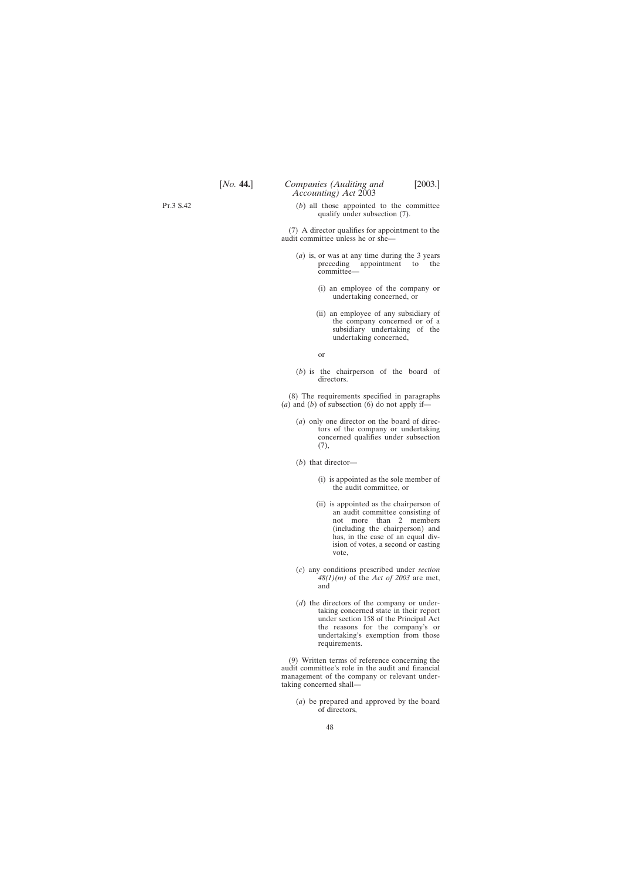Pt.3 S.42

(*b*) all those appointed to the committee qualify under subsection (7).

(7) A director qualifies for appointment to the audit committee unless he or she—

(*a*) is, or was at any time during the 3 years preceding appointment to the committee—

(i) an employee of the company or undertaking concerned, or

(ii) an employee of any subsidiary of the company concerned or of a subsidiary undertaking of the undertaking concerned,

or

(*b*) is the chairperson of the board of directors.

(8) The requirements specified in paragraphs (*a*) and (*b*) of subsection (6) do not apply if—

(*a*) only one director on the board of directors of the company or undertaking concerned qualifies under subsection (7),

(*b*) that director—

(i) is appointed as the sole member of the audit committee, or

(ii) is appointed as the chairperson of an audit committee consisting of not more than 2 members (including the chairperson) and has, in the case of an equal division of votes, a second or casting vote,

(*c*) any conditions prescribed under *section 48(1)(m)* of the *Act of 2003* are met, and

(*d*) the directors of the company or undertaking concerned state in their report under section 158 of the Principal Act the reasons for the company's or undertaking's exemption from those requirements.

(9) Written terms of reference concerning the audit committee's role in the audit and financial management of the company or relevant undertaking concerned shall—

(*a*) be prepared and approved by the board of directors,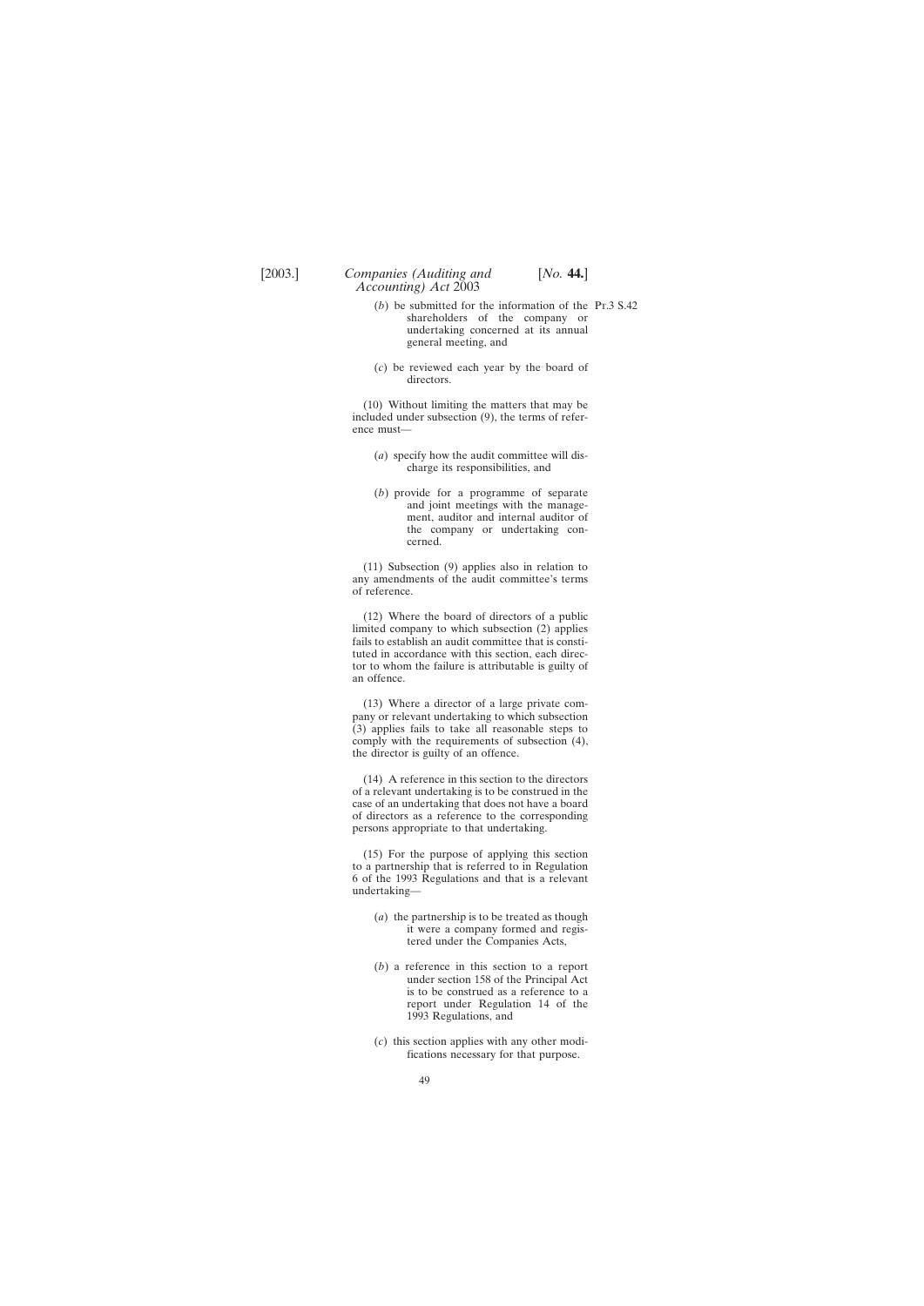(*b*) be submitted for the information of the shareholders of the company or undertaking concerned at its annual general meeting, and

Pt.3 S.42

(*c*) be reviewed each year by the board of directors.

(10) Without limiting the matters that may be included under subsection (9), the terms of reference must—

(*a*) specify how the audit committee will discharge its responsibilities, and

(*b*) provide for a programme of separate and joint meetings with the management, auditor and internal auditor of the company or undertaking concerned.

(11) Subsection (9) applies also in relation to any amendments of the audit committee's terms of reference.

(12) Where the board of directors of a public limited company to which subsection (2) applies fails to establish an audit committee that is constituted in accordance with this section, each director to whom the failure is attributable is guilty of an offence.

(13) Where a director of a large private company or relevant undertaking to which subsection (3) applies fails to take all reasonable steps to comply with the requirements of subsection (4), the director is guilty of an offence.

(14) A reference in this section to the directors of a relevant undertaking is to be construed in the case of an undertaking that does not have a board of directors as a reference to the corresponding persons appropriate to that undertaking.

(15) For the purpose of applying this section to a partnership that is referred to in Regulation 6 of the 1993 Regulations and that is a relevant undertaking—

(*a*) the partnership is to be treated as though it were a company formed and registered under the Companies Acts,

(*b*) a reference in this section to a report under section 158 of the Principal Act is to be construed as a reference to a report under Regulation 14 of the 1993 Regulations, and

(*c*) this section applies with any other modifications necessary for that purpose.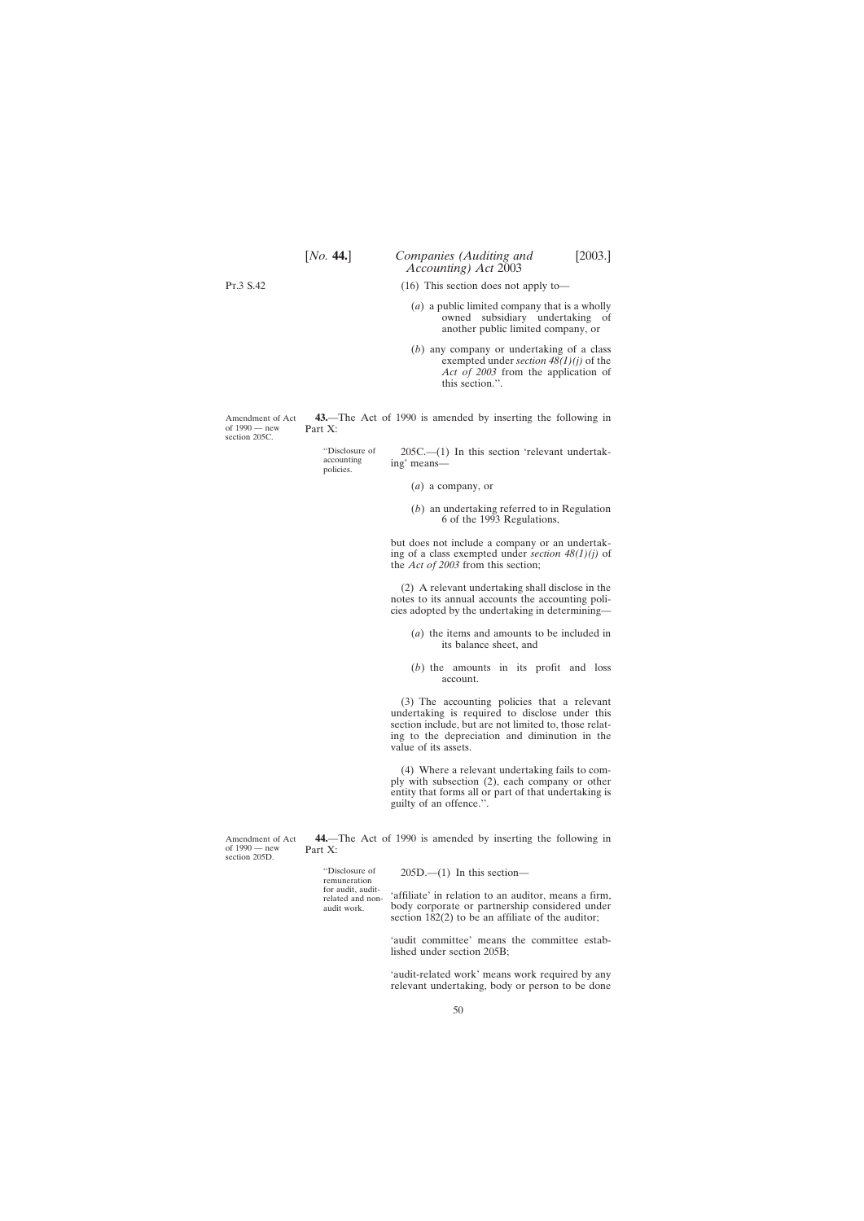(16) This section does not apply to—

(*a*) a public limited company that is a wholly owned subsidiary undertaking of another public limited company, or

(*b*) any company or undertaking of a class exempted under *section 48(1)(j)* of the *Act of 2003* from the application of this section.''.

Amendment of Act of 1990 — new section 205C.

**43.**—The Act of 1990 is amended by inserting the following in Part X:

''Disclosure of accounting policies.

205C.—(1) In this section 'relevant undertaking' means—

(*a*) a company, or

(*b*) an undertaking referred to in Regulation 6 of the 1993 Regulations,

but does not include a company or an undertaking of a class exempted under *section 48(1)(j)* of the *Act of 2003* from this section;

(2) A relevant undertaking shall disclose in the notes to its annual accounts the accounting policies adopted by the undertaking in determining—

(*a*) the items and amounts to be included in its balance sheet, and

(*b*) the amounts in its profit and loss account.

(3) The accounting policies that a relevant undertaking is required to disclose under this section include, but are not limited to, those relating to the depreciation and diminution in the value of its assets.

(4) Where a relevant undertaking fails to comply with subsection (2), each company or other entity that forms all or part of that undertaking is guilty of an offence.''.

Amendment of Act of 1990 — new section 205D.

**44.**—The Act of 1990 is amended by inserting the following in Part X:

''Disclosure of remuneration for audit, audit-related and non-audit work.

205D.—(1) In this section—

'affiliate' in relation to an auditor, means a firm, body corporate or partnership considered under section 182(2) to be an affiliate of the auditor;

'audit committee' means the committee established under section 205B;

'audit-related work' means work required by any relevant undertaking, body or person to be done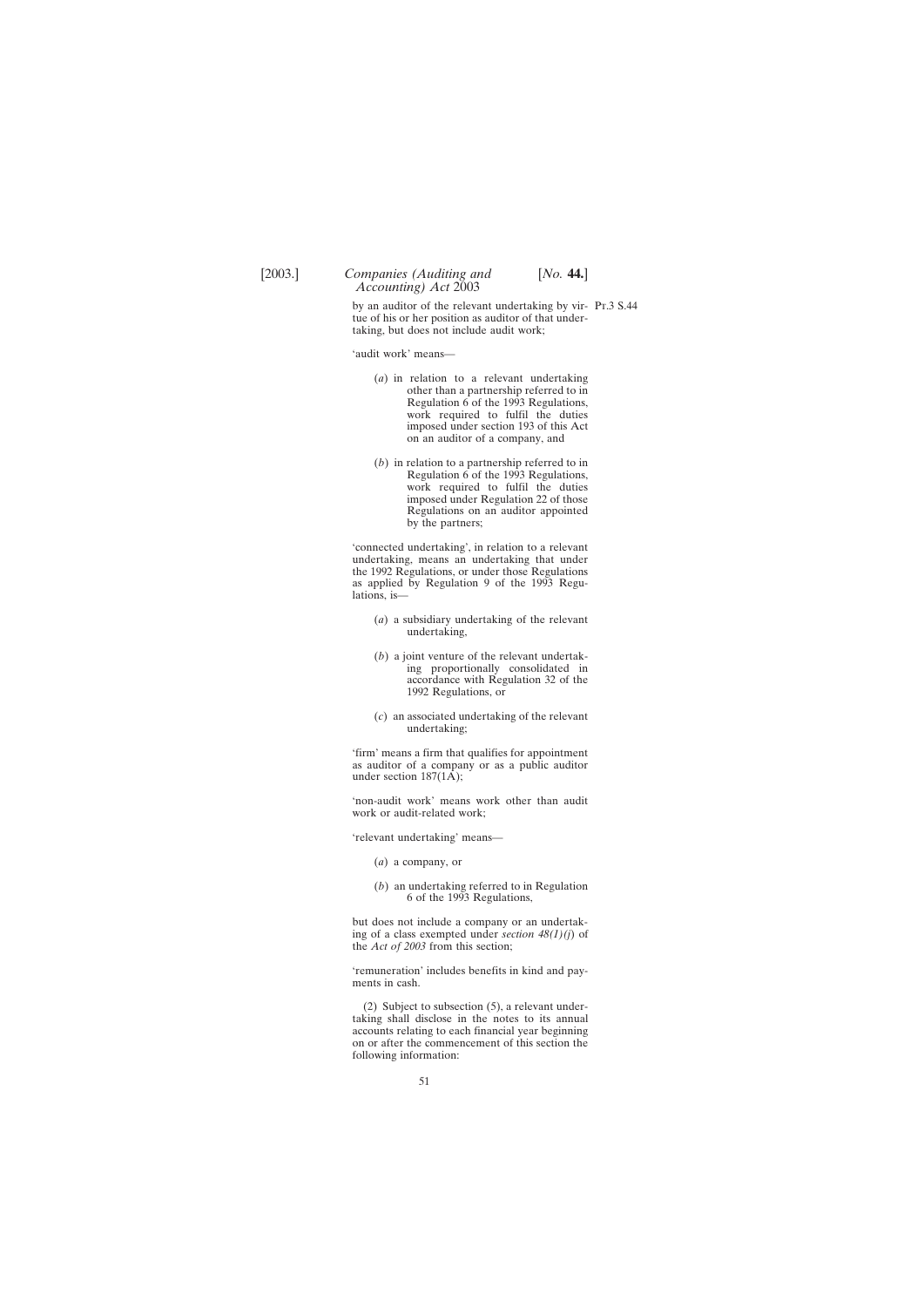by an auditor of the relevant undertaking by virtue of his or her position as auditor of that undertaking, but does not include audit work;

Pt.3 S.44

'audit work' means—

(*a*) in relation to a relevant undertaking other than a partnership referred to in Regulation 6 of the 1993 Regulations, work required to fulfil the duties imposed under section 193 of this Act on an auditor of a company, and

(*b*) in relation to a partnership referred to in Regulation 6 of the 1993 Regulations, work required to fulfil the duties imposed under Regulation 22 of those Regulations on an auditor appointed by the partners;

'connected undertaking', in relation to a relevant undertaking, means an undertaking that under the 1992 Regulations, or under those Regulations as applied by Regulation 9 of the 1993 Regulations, is—

(*a*) a subsidiary undertaking of the relevant undertaking,

(*b*) a joint venture of the relevant undertaking proportionally consolidated in accordance with Regulation 32 of the 1992 Regulations, or

(*c*) an associated undertaking of the relevant undertaking;

'firm' means a firm that qualifies for appointment as auditor of a company or as a public auditor under section 187(1A);

'non-audit work' means work other than audit work or audit-related work;

'relevant undertaking' means—

(*a*) a company, or

(*b*) an undertaking referred to in Regulation 6 of the 1993 Regulations,

but does not include a company or an undertaking of a class exempted under *section 48(1)(j)* of the *Act of 2003* from this section;

'remuneration' includes benefits in kind and payments in cash.

(2) Subject to subsection (5), a relevant undertaking shall disclose in the notes to its annual accounts relating to each financial year beginning on or after the commencement of this section the following information: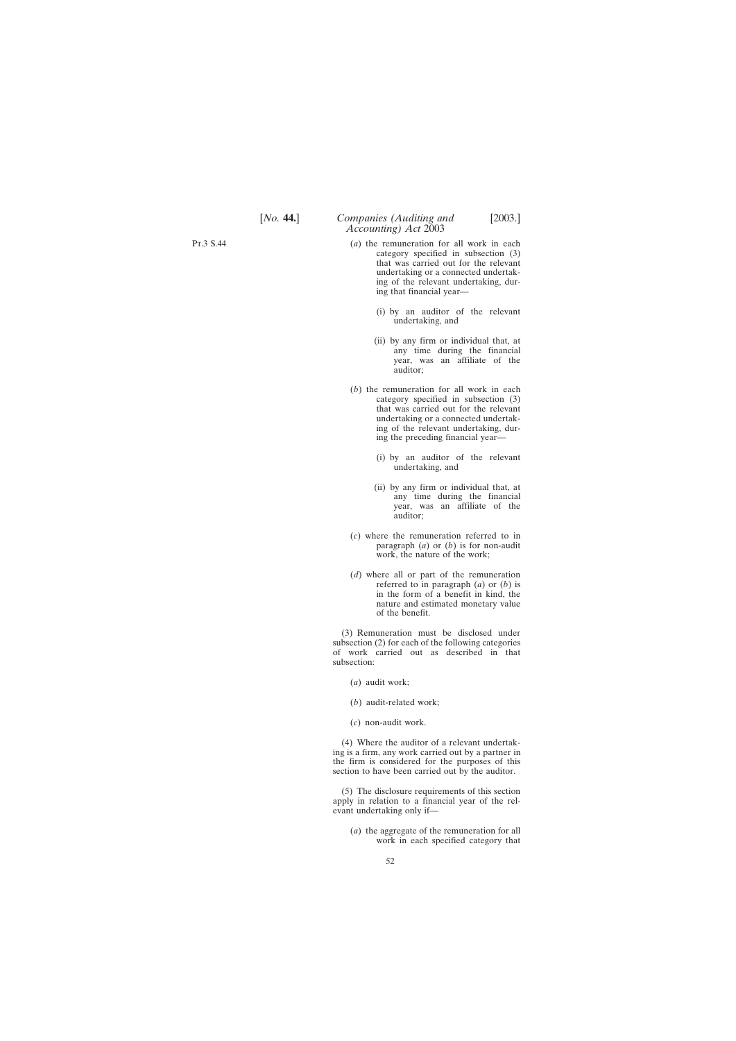(*a*) the remuneration for all work in each category specified in subsection (3) that was carried out for the relevant undertaking or a connected undertaking of the relevant undertaking, during that financial year—

(i) by an auditor of the relevant undertaking, and

(ii) by any firm or individual that, at any time during the financial year, was an affiliate of the auditor;

(*b*) the remuneration for all work in each category specified in subsection (3) that was carried out for the relevant undertaking or a connected undertaking of the relevant undertaking, during the preceding financial year—

(i) by an auditor of the relevant undertaking, and

(ii) by any firm or individual that, at any time during the financial year, was an affiliate of the auditor;

(*c*) where the remuneration referred to in paragraph (*a*) or (*b*) is for non-audit work, the nature of the work;

(*d*) where all or part of the remuneration referred to in paragraph (*a*) or (*b*) is in the form of a benefit in kind, the nature and estimated monetary value of the benefit.

(3) Remuneration must be disclosed under subsection (2) for each of the following categories of work carried out as described in that subsection:

(*a*) audit work;

(*b*) audit-related work;

(*c*) non-audit work.

(4) Where the auditor of a relevant undertaking is a firm, any work carried out by a partner in the firm is considered for the purposes of this section to have been carried out by the auditor.

(5) The disclosure requirements of this section apply in relation to a financial year of the relevant undertaking only if—

(*a*) the aggregate of the remuneration for all work in each specified category that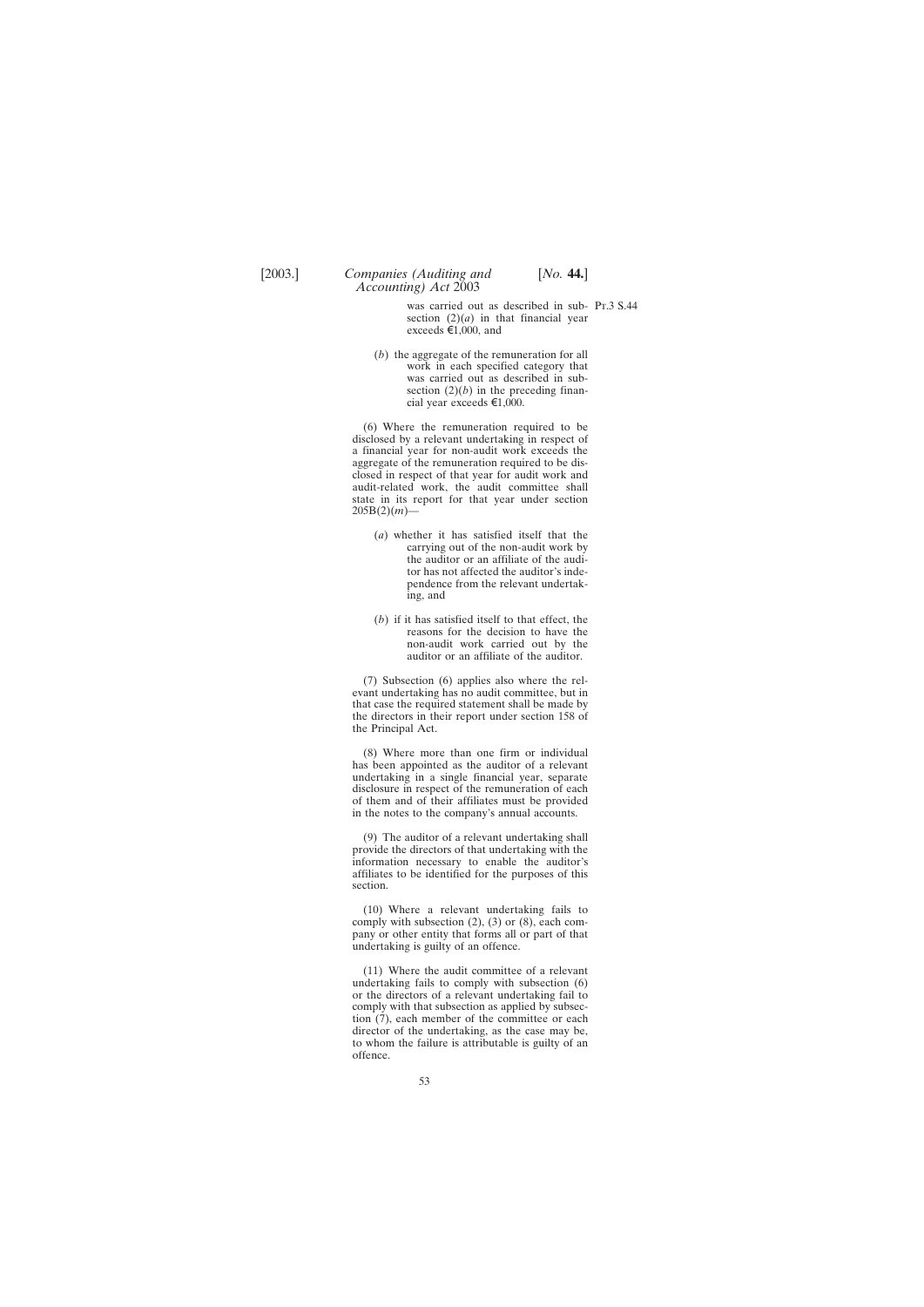was carried out as described in subsection (2)(*a*) in that financial year exceeds €1,000, and

(*b*) the aggregate of the remuneration for all work in each specified category that was carried out as described in subsection (2)(*b*) in the preceding financial year exceeds €1,000.

(6) Where the remuneration required to be disclosed by a relevant undertaking in respect of a financial year for non-audit work exceeds the aggregate of the remuneration required to be disclosed in respect of that year for audit work and audit-related work, the audit committee shall state in its report for that year under section 205B(2)(*m*)—

(*a*) whether it has satisfied itself that the carrying out of the non-audit work by the auditor or an affiliate of the auditor has not affected the auditor's independence from the relevant undertaking, and

(*b*) if it has satisfied itself to that effect, the reasons for the decision to have the non-audit work carried out by the auditor or an affiliate of the auditor.

(7) Subsection (6) applies also where the relevant undertaking has no audit committee, but in that case the required statement shall be made by the directors in their report under section 158 of the Principal Act.

(8) Where more than one firm or individual has been appointed as the auditor of a relevant undertaking in a single financial year, separate disclosure in respect of the remuneration of each of them and of their affiliates must be provided in the notes to the company's annual accounts.

(9) The auditor of a relevant undertaking shall provide the directors of that undertaking with the information necessary to enable the auditor's affiliates to be identified for the purposes of this section.

(10) Where a relevant undertaking fails to comply with subsection (2), (3) or (8), each company or other entity that forms all or part of that undertaking is guilty of an offence.

(11) Where the audit committee of a relevant undertaking fails to comply with subsection (6) or the directors of a relevant undertaking fail to comply with that subsection as applied by subsection (7), each member of the committee or each director of the undertaking, as the case may be, to whom the failure is attributable is guilty of an offence.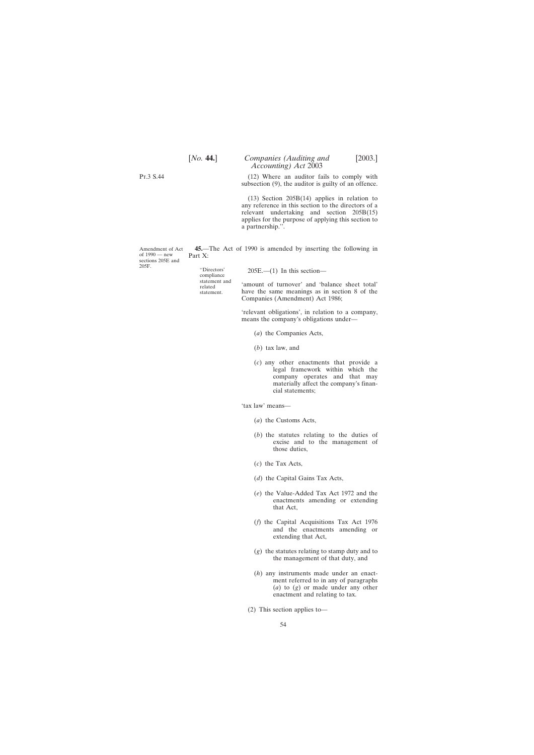Pt.3 S.44

(12) Where an auditor fails to comply with subsection (9), the auditor is guilty of an offence.

(13) Section 205B(14) applies in relation to any reference in this section to the directors of a relevant undertaking and section 205B(15) applies for the purpose of applying this section to a partnership.''.

Amendment of Act of 1990 — new sections 205E and 205F.

**45.**—The Act of 1990 is amended by inserting the following in Part X:

''Directors' compliance statement and related statement.

205E.—(1) In this section—

'amount of turnover' and 'balance sheet total' have the same meanings as in section 8 of the Companies (Amendment) Act 1986;

'relevant obligations', in relation to a company, means the company's obligations under—

(*a*) the Companies Acts,

(*b*) tax law, and

(*c*) any other enactments that provide a legal framework within which the company operates and that may materially affect the company's financial statements;

'tax law' means—

(*a*) the Customs Acts,

(*b*) the statutes relating to the duties of excise and to the management of those duties,

(*c*) the Tax Acts,

(*d*) the Capital Gains Tax Acts,

(*e*) the Value-Added Tax Act 1972 and the enactments amending or extending that Act,

(*f*) the Capital Acquisitions Tax Act 1976 and the enactments amending or extending that Act,

(*g*) the statutes relating to stamp duty and to the management of that duty, and

(*h*) any instruments made under an enactment referred to in any of paragraphs (*a*) to (*g*) or made under any other enactment and relating to tax.

(2) This section applies to—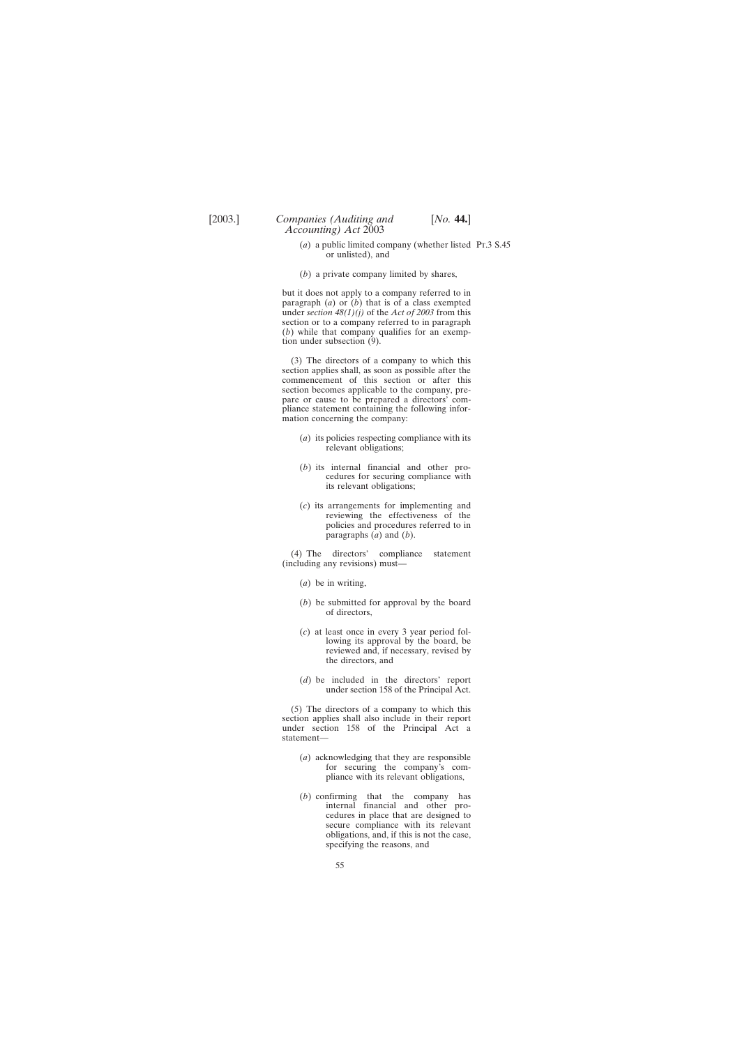(*a*) a public limited company (whether listed or unlisted), and

(*b*) a private company limited by shares,

but it does not apply to a company referred to in paragraph (*a*) or (*b*) that is of a class exempted under *section 48(1)(j)* of the *Act of 2003* from this section or to a company referred to in paragraph (*b*) while that company qualifies for an exemption under subsection (9).

(3) The directors of a company to which this section applies shall, as soon as possible after the commencement of this section or after this section becomes applicable to the company, prepare or cause to be prepared a directors' compliance statement containing the following information concerning the company:

(*a*) its policies respecting compliance with its relevant obligations;

(*b*) its internal financial and other procedures for securing compliance with its relevant obligations;

(*c*) its arrangements for implementing and reviewing the effectiveness of the policies and procedures referred to in paragraphs (*a*) and (*b*).

(4) The directors' compliance statement (including any revisions) must—

(*a*) be in writing,

(*b*) be submitted for approval by the board of directors,

(*c*) at least once in every 3 year period following its approval by the board, be reviewed and, if necessary, revised by the directors, and

(*d*) be included in the directors' report under section 158 of the Principal Act.

(5) The directors of a company to which this section applies shall also include in their report under section 158 of the Principal Act a statement—

(*a*) acknowledging that they are responsible for securing the company's compliance with its relevant obligations,

(*b*) confirming that the company has internal financial and other procedures in place that are designed to secure compliance with its relevant obligations, and, if this is not the case, specifying the reasons, and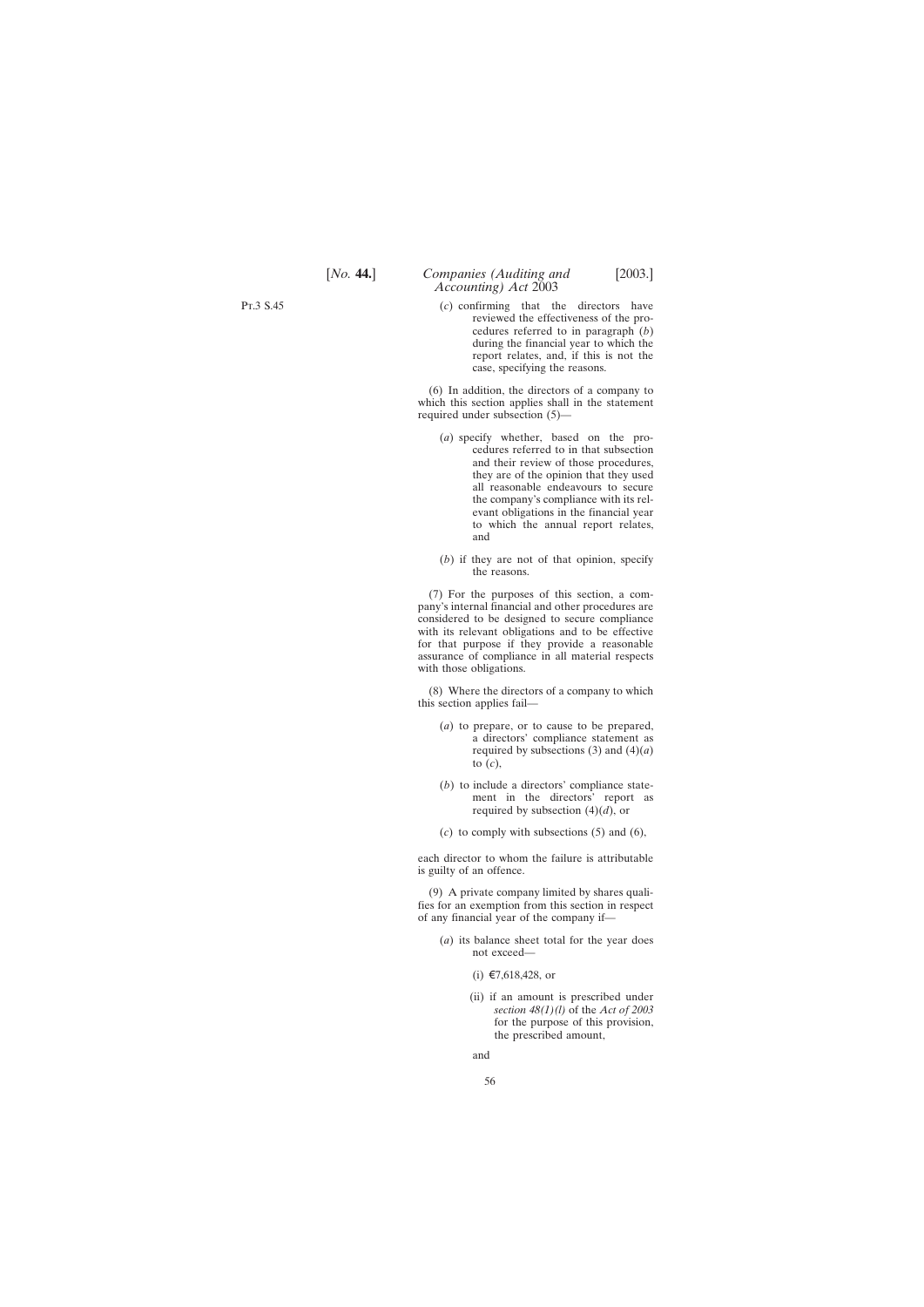(c) confirming that the directors have reviewed the effectiveness of the procedures referred to in paragraph (b) during the financial year to which the report relates, and, if this is not the case, specifying the reasons.

(6) In addition, the directors of a company to which this section applies shall in the statement required under subsection (5)—

(a) specify whether, based on the procedures referred to in that subsection and their review of those procedures, they are of the opinion that they used all reasonable endeavours to secure the company's compliance with its relevant obligations in the financial year to which the annual report relates, and

(b) if they are not of that opinion, specify the reasons.

(7) For the purposes of this section, a company's internal financial and other procedures are considered to be designed to secure compliance with its relevant obligations and to be effective for that purpose if they provide a reasonable assurance of compliance in all material respects with those obligations.

(8) Where the directors of a company to which this section applies fail—

(a) to prepare, or to cause to be prepared, a directors' compliance statement as required by subsections (3) and (4)(a) to (c),

(b) to include a directors' compliance statement in the directors' report as required by subsection (4)(d), or

(c) to comply with subsections (5) and (6),

each director to whom the failure is attributable is guilty of an offence.

(9) A private company limited by shares qualifies for an exemption from this section in respect of any financial year of the company if—

(a) its balance sheet total for the year does not exceed—

(i) €7,618,428, or

(ii) if an amount is prescribed under *section 48(1)(l)* of the *Act of 2003* for the purpose of this provision, the prescribed amount,

and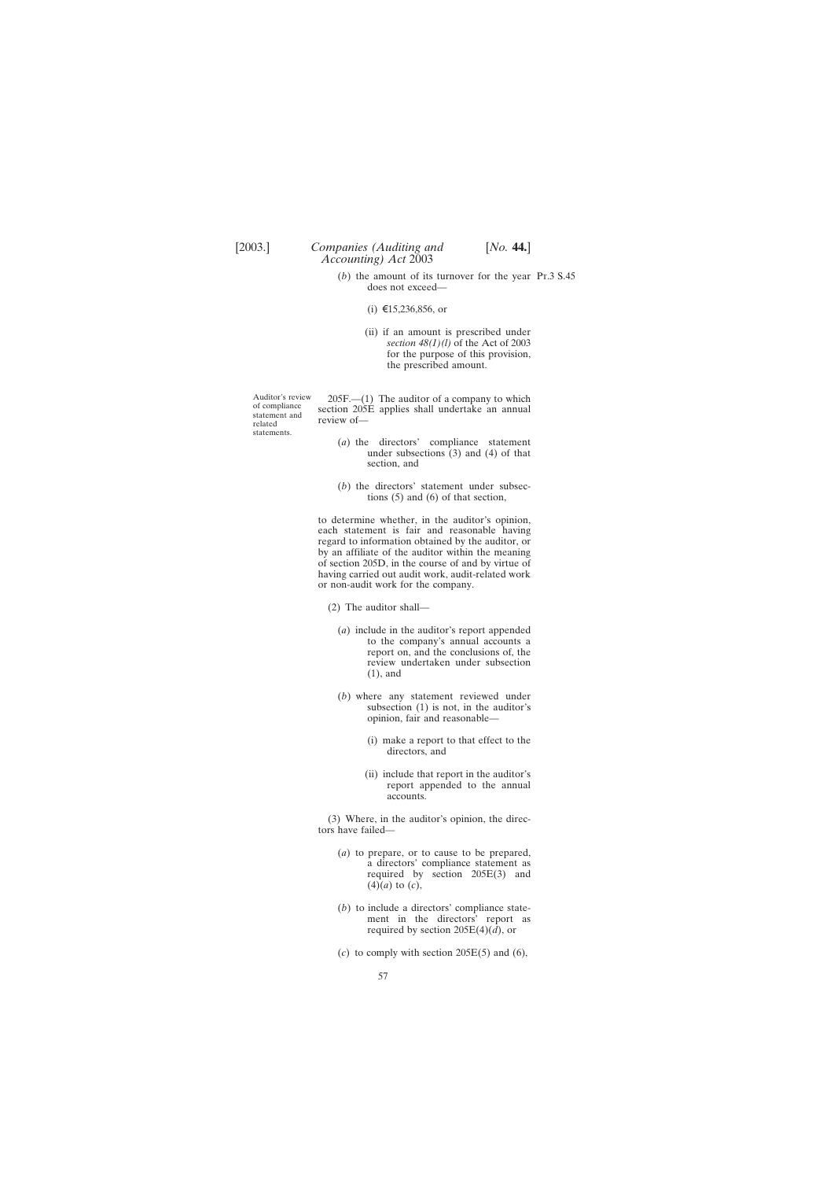(*b*) the amount of its turnover for the year does not exceed—

(i) €15,236,856, or

(ii) if an amount is prescribed under *section 48(1)(l)* of the Act of 2003 for the purpose of this provision, the prescribed amount.

Auditor's review of compliance statement and related statements.

205F.—(1) The auditor of a company to which section 205E applies shall undertake an annual review of—

(*a*) the directors' compliance statement under subsections (3) and (4) of that section, and

(*b*) the directors' statement under subsections (5) and (6) of that section,

to determine whether, in the auditor's opinion, each statement is fair and reasonable having regard to information obtained by the auditor, or by an affiliate of the auditor within the meaning of section 205D, in the course of and by virtue of having carried out audit work, audit-related work or non-audit work for the company.

(2) The auditor shall—

(*a*) include in the auditor's report appended to the company's annual accounts a report on, and the conclusions of, the review undertaken under subsection (1), and

(*b*) where any statement reviewed under subsection (1) is not, in the auditor's opinion, fair and reasonable—

(i) make a report to that effect to the directors, and

(ii) include that report in the auditor's report appended to the annual accounts.

(3) Where, in the auditor's opinion, the directors have failed—

(*a*) to prepare, or to cause to be prepared, a directors' compliance statement as required by section 205E(3) and (4)(*a*) to (*c*),

(*b*) to include a directors' compliance statement in the directors' report as required by section 205E(4)(*d*), or

(*c*) to comply with section 205E(5) and (6),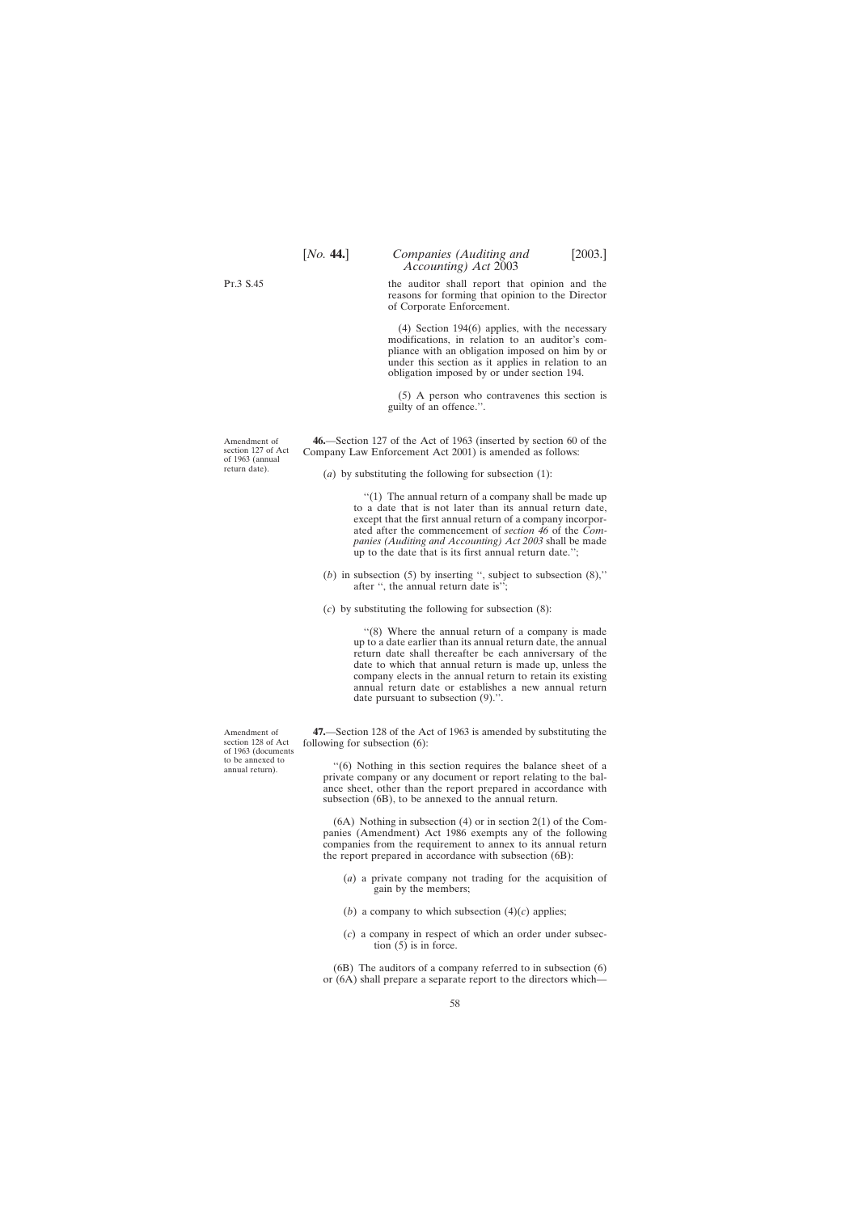the auditor shall report that opinion and the reasons for forming that opinion to the Director of Corporate Enforcement.

(4) Section 194(6) applies, with the necessary modifications, in relation to an auditor's compliance with an obligation imposed on him by or under this section as it applies in relation to an obligation imposed by or under section 194.

(5) A person who contravenes this section is guilty of an offence.''.

Amendment of section 127 of Act of 1963 (annual return date).

**46.**—Section 127 of the Act of 1963 (inserted by section 60 of the Company Law Enforcement Act 2001) is amended as follows:

(*a*) by substituting the following for subsection (1):

''(1) The annual return of a company shall be made up to a date that is not later than its annual return date, except that the first annual return of a company incorporated after the commencement of *section 46* of the *Companies (Auditing and Accounting) Act 2003* shall be made up to the date that is its first annual return date.'';

(*b*) in subsection (5) by inserting '', subject to subsection (8),'' after '', the annual return date is'';

(*c*) by substituting the following for subsection (8):

''(8) Where the annual return of a company is made up to a date earlier than its annual return date, the annual return date shall thereafter be each anniversary of the date to which that annual return is made up, unless the company elects in the annual return to retain its existing annual return date or establishes a new annual return date pursuant to subsection (9).''.

Amendment of section 128 of Act of 1963 (documents to be annexed to annual return).

**47.**—Section 128 of the Act of 1963 is amended by substituting the following for subsection (6):

''(6) Nothing in this section requires the balance sheet of a private company or any document or report relating to the balance sheet, other than the report prepared in accordance with subsection (6B), to be annexed to the annual return.

(6A) Nothing in subsection (4) or in section 2(1) of the Companies (Amendment) Act 1986 exempts any of the following companies from the requirement to annex to its annual return the report prepared in accordance with subsection (6B):

(*a*) a private company not trading for the acquisition of gain by the members;

(*b*) a company to which subsection (4)(*c*) applies;

(*c*) a company in respect of which an order under subsection (5) is in force.

(6B) The auditors of a company referred to in subsection (6) or (6A) shall prepare a separate report to the directors which—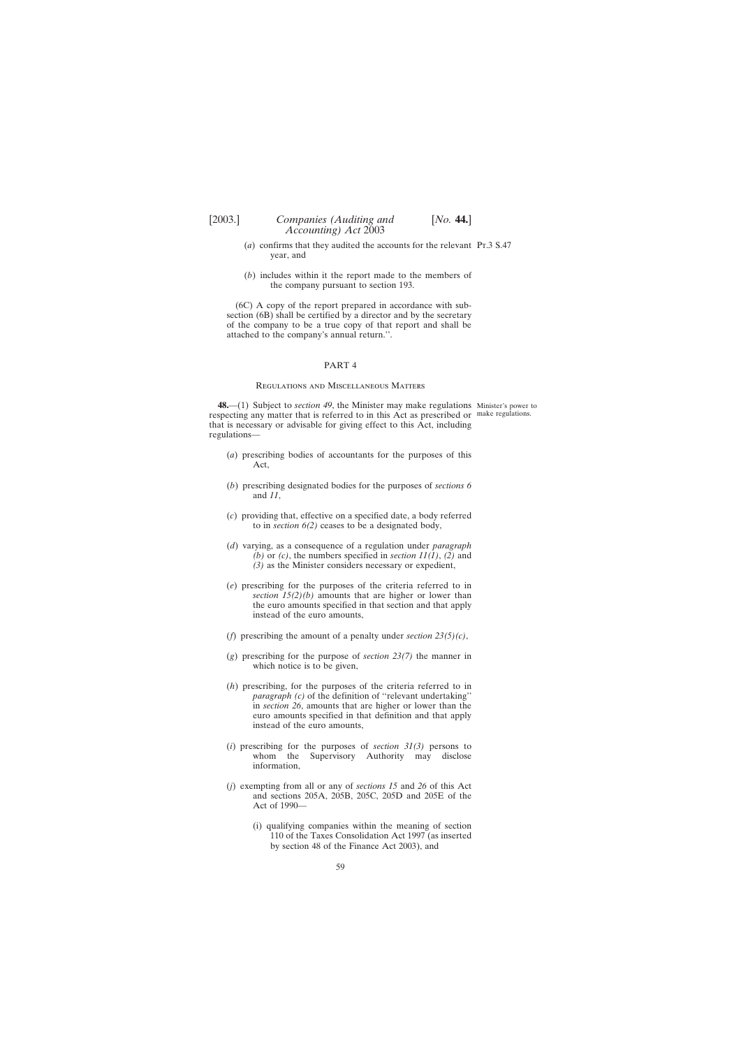(*a*) confirms that they audited the accounts for the relevant year, and

(*b*) includes within it the report made to the members of the company pursuant to section 193.

(6C) A copy of the report prepared in accordance with subsection (6B) shall be certified by a director and by the secretary of the company to be a true copy of that report and shall be attached to the company's annual return.''.

## PART 4

### Regulations and Miscellaneous Matters

Minister's power to make regulations.

**48.**—(1) Subject to *section 49*, the Minister may make regulations respecting any matter that is referred to in this Act as prescribed or that is necessary or advisable for giving effect to this Act, including regulations—

(*a*) prescribing bodies of accountants for the purposes of this Act,

(*b*) prescribing designated bodies for the purposes of *sections 6* and *11*,

(*c*) providing that, effective on a specified date, a body referred to in *section 6(2)* ceases to be a designated body,

(*d*) varying, as a consequence of a regulation under *paragraph (b)* or *(c)*, the numbers specified in *section 11(1)*, *(2)* and *(3)* as the Minister considers necessary or expedient,

(*e*) prescribing for the purposes of the criteria referred to in *section 15(2)(b)* amounts that are higher or lower than the euro amounts specified in that section and that apply instead of the euro amounts,

(*f*) prescribing the amount of a penalty under *section 23(5)(c)*,

(*g*) prescribing for the purpose of *section 23(7)* the manner in which notice is to be given,

(*h*) prescribing, for the purposes of the criteria referred to in *paragraph (c)* of the definition of ''relevant undertaking'' in *section 26*, amounts that are higher or lower than the euro amounts specified in that definition and that apply instead of the euro amounts,

(*i*) prescribing for the purposes of *section 31(3)* persons to whom the Supervisory Authority may disclose information,

(*j*) exempting from all or any of *sections 15* and *26* of this Act and sections 205A, 205B, 205C, 205D and 205E of the Act of 1990—

(i) qualifying companies within the meaning of section 110 of the Taxes Consolidation Act 1997 (as inserted by section 48 of the Finance Act 2003), and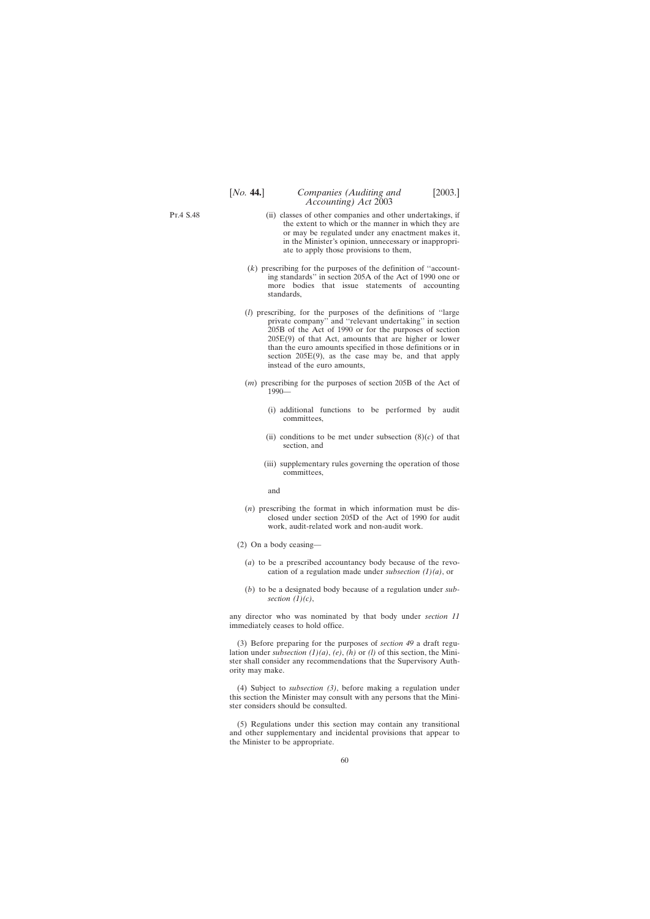(ii) classes of other companies and other undertakings, if the extent to which or the manner in which they are or may be regulated under any enactment makes it, in the Minister's opinion, unnecessary or inappropriate to apply those provisions to them,

(*k*) prescribing for the purposes of the definition of ''accounting standards'' in section 205A of the Act of 1990 one or more bodies that issue statements of accounting standards,

(*l*) prescribing, for the purposes of the definitions of ''large private company'' and ''relevant undertaking'' in section 205B of the Act of 1990 or for the purposes of section 205E(9) of that Act, amounts that are higher or lower than the euro amounts specified in those definitions or in section 205E(9), as the case may be, and that apply instead of the euro amounts,

(*m*) prescribing for the purposes of section 205B of the Act of 1990—

(i) additional functions to be performed by audit committees,

(ii) conditions to be met under subsection (8)(*c*) of that section, and

(iii) supplementary rules governing the operation of those committees,

and

(*n*) prescribing the format in which information must be disclosed under section 205D of the Act of 1990 for audit work, audit-related work and non-audit work.

(2) On a body ceasing—

(*a*) to be a prescribed accountancy body because of the revocation of a regulation made under *subsection (1)(a)*, or

(*b*) to be a designated body because of a regulation under *subsection (1)(c)*,

any director who was nominated by that body under *section 11* immediately ceases to hold office.

(3) Before preparing for the purposes of *section 49* a draft regulation under *subsection (1)(a)*, *(e)*, *(h)* or *(l)* of this section, the Minister shall consider any recommendations that the Supervisory Authority may make.

(4) Subject to *subsection (3)*, before making a regulation under this section the Minister may consult with any persons that the Minister considers should be consulted.

(5) Regulations under this section may contain any transitional and other supplementary and incidental provisions that appear to the Minister to be appropriate.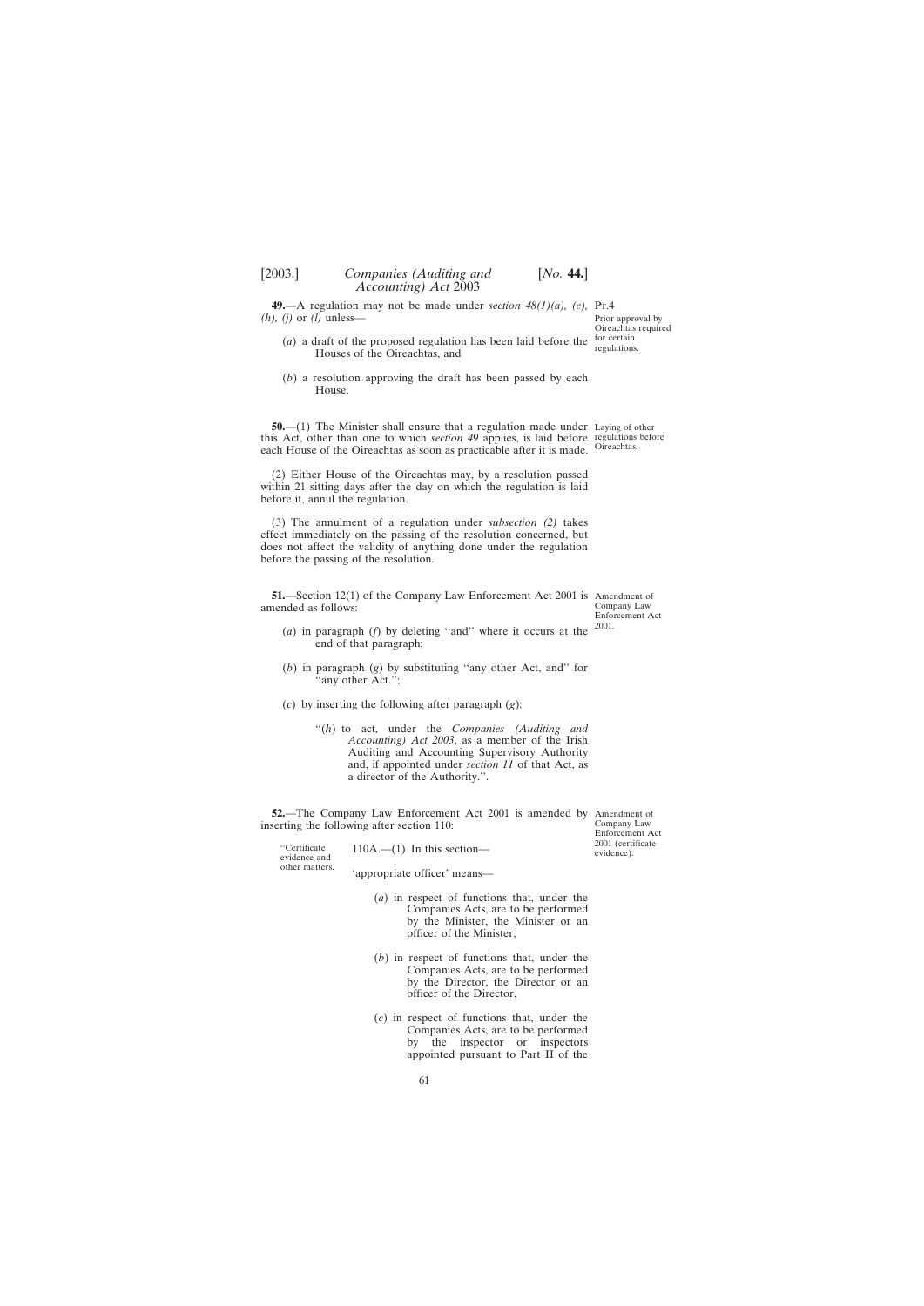**49.**—A regulation may not be made under *section 48(1)(a), (e), (h), (j)* or *(l)* unless—

Pt.4

Prior approval by Oireachtas required for certain regulations.

(*a*) a draft of the proposed regulation has been laid before the Houses of the Oireachtas, and

(*b*) a resolution approving the draft has been passed by each House.

**50.**—(1) The Minister shall ensure that a regulation made under this Act, other than one to which *section 49* applies, is laid before each House of the Oireachtas as soon as practicable after it is made.

Laying of other regulations before Oireachtas.

(2) Either House of the Oireachtas may, by a resolution passed within 21 sitting days after the day on which the regulation is laid before it, annul the regulation.

(3) The annulment of a regulation under *subsection (2)* takes effect immediately on the passing of the resolution concerned, but does not affect the validity of anything done under the regulation before the passing of the resolution.

**51.**—Section 12(1) of the Company Law Enforcement Act 2001 is amended as follows:

Amendment of Company Law Enforcement Act 2001.

(*a*) in paragraph (*f*) by deleting ''and'' where it occurs at the end of that paragraph;

(*b*) in paragraph (*g*) by substituting ''any other Act, and'' for ''any other Act.'';

(*c*) by inserting the following after paragraph (*g*):

> ''(*h*) to act, under the *Companies (Auditing and Accounting) Act 2003*, as a member of the Irish Auditing and Accounting Supervisory Authority and, if appointed under *section 11* of that Act, as a director of the Authority.''.

**52.**—The Company Law Enforcement Act 2001 is amended by inserting the following after section 110:

Amendment of Company Law Enforcement Act 2001 (certificate evidence).

> ''Certificate evidence and other matters.
>
> 110A.—(1) In this section—
>
> 'appropriate officer' means—
>
> (*a*) in respect of functions that, under the Companies Acts, are to be performed by the Minister, the Minister or an officer of the Minister,
>
> (*b*) in respect of functions that, under the Companies Acts, are to be performed by the Director, the Director or an officer of the Director,
>
> (*c*) in respect of functions that, under the Companies Acts, are to be performed by the inspector or inspectors appointed pursuant to Part II of the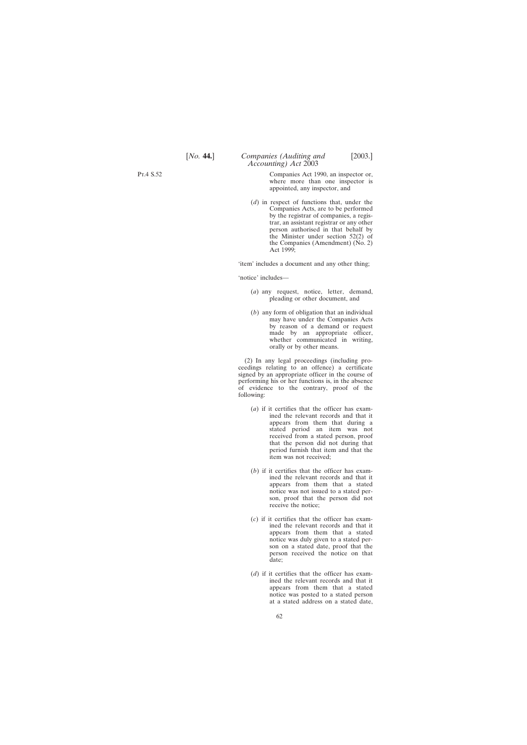Companies Act 1990, an inspector or, where more than one inspector is appointed, any inspector, and

(*d*) in respect of functions that, under the Companies Acts, are to be performed by the registrar of companies, a registrar, an assistant registrar or any other person authorised in that behalf by the Minister under section 52(2) of the Companies (Amendment) (No. 2) Act 1999;

'item' includes a document and any other thing;

'notice' includes—

(*a*) any request, notice, letter, demand, pleading or other document, and

(*b*) any form of obligation that an individual may have under the Companies Acts by reason of a demand or request made by an appropriate officer, whether communicated in writing, orally or by other means.

(2) In any legal proceedings (including proceedings relating to an offence) a certificate signed by an appropriate officer in the course of performing his or her functions is, in the absence of evidence to the contrary, proof of the following:

(*a*) if it certifies that the officer has examined the relevant records and that it appears from them that during a stated period an item was not received from a stated person, proof that the person did not during that period furnish that item and that the item was not received;

(*b*) if it certifies that the officer has examined the relevant records and that it appears from them that a stated notice was not issued to a stated person, proof that the person did not receive the notice;

(*c*) if it certifies that the officer has examined the relevant records and that it appears from them that a stated notice was duly given to a stated person on a stated date, proof that the person received the notice on that date;

(*d*) if it certifies that the officer has examined the relevant records and that it appears from them that a stated notice was posted to a stated person at a stated address on a stated date,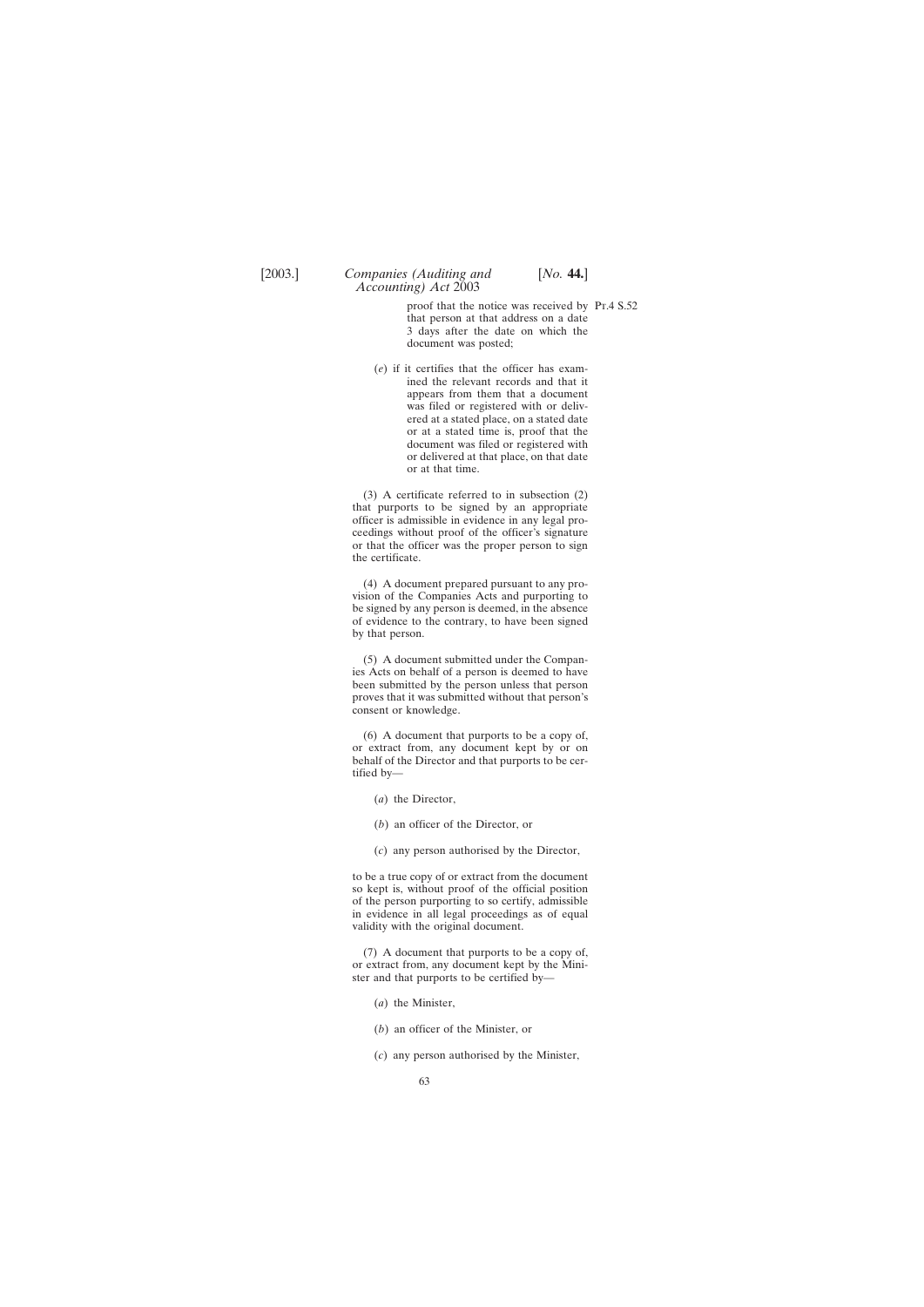proof that the notice was received by that person at that address on a date 3 days after the date on which the document was posted;

(*e*) if it certifies that the officer has examined the relevant records and that it appears from them that a document was filed or registered with or delivered at a stated place, on a stated date or at a stated time is, proof that the document was filed or registered with or delivered at that place, on that date or at that time.

(3) A certificate referred to in subsection (2) that purports to be signed by an appropriate officer is admissible in evidence in any legal proceedings without proof of the officer's signature or that the officer was the proper person to sign the certificate.

(4) A document prepared pursuant to any provision of the Companies Acts and purporting to be signed by any person is deemed, in the absence of evidence to the contrary, to have been signed by that person.

(5) A document submitted under the Companies Acts on behalf of a person is deemed to have been submitted by the person unless that person proves that it was submitted without that person's consent or knowledge.

(6) A document that purports to be a copy of, or extract from, any document kept by or on behalf of the Director and that purports to be certified by—

(*a*) the Director,

(*b*) an officer of the Director, or

(*c*) any person authorised by the Director,

to be a true copy of or extract from the document so kept is, without proof of the official position of the person purporting to so certify, admissible in evidence in all legal proceedings as of equal validity with the original document.

(7) A document that purports to be a copy of, or extract from, any document kept by the Minister and that purports to be certified by—

(*a*) the Minister,

(*b*) an officer of the Minister, or

(*c*) any person authorised by the Minister,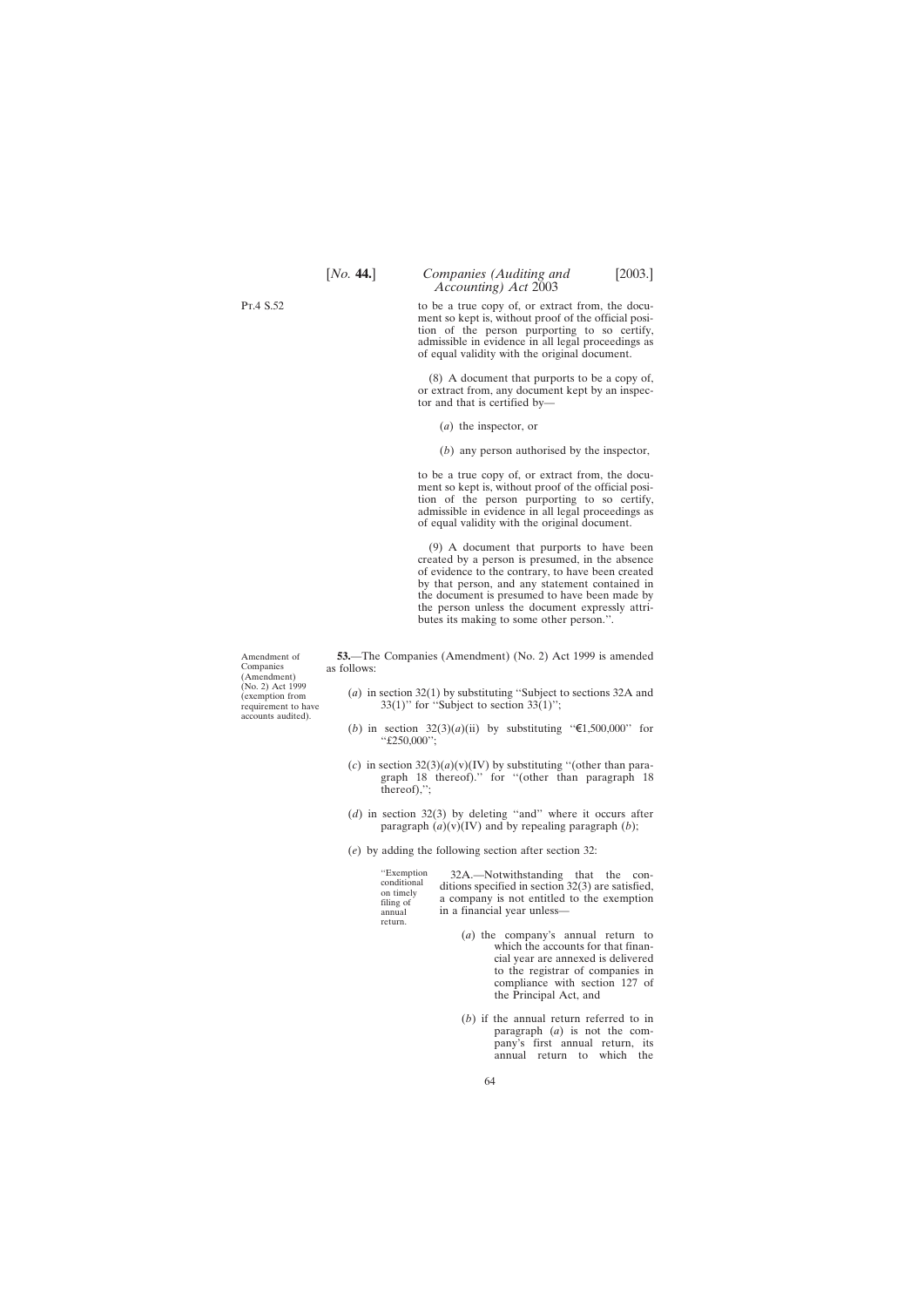to be a true copy of, or extract from, the document so kept is, without proof of the official position of the person purporting to so certify, admissible in evidence in all legal proceedings as of equal validity with the original document.

(8) A document that purports to be a copy of, or extract from, any document kept by an inspector and that is certified by—

(*a*) the inspector, or

(*b*) any person authorised by the inspector,

to be a true copy of, or extract from, the document so kept is, without proof of the official position of the person purporting to so certify, admissible in evidence in all legal proceedings as of equal validity with the original document.

(9) A document that purports to have been created by a person is presumed, in the absence of evidence to the contrary, to have been created by that person, and any statement contained in the document is presumed to have been made by the person unless the document expressly attributes its making to some other person.''.

Amendment of Companies (Amendment) (No. 2) Act 1999 (exemption from requirement to have accounts audited).

**53.**—The Companies (Amendment) (No. 2) Act 1999 is amended as follows:

(*a*) in section 32(1) by substituting ''Subject to sections 32A and 33(1)'' for ''Subject to section 33(1)'';

(*b*) in section 32(3)(*a*)(ii) by substituting ''€1,500,000'' for ''£250,000'';

(*c*) in section 32(3)(*a*)(v)(IV) by substituting ''(other than paragraph 18 thereof).'' for ''(other than paragraph 18 thereof),'';

(*d*) in section 32(3) by deleting ''and'' where it occurs after paragraph (*a*)(v)(IV) and by repealing paragraph (*b*);

(*e*) by adding the following section after section 32:

''Exemption conditional on timely filing of annual return.

32A.—Notwithstanding that the conditions specified in section 32(3) are satisfied, a company is not entitled to the exemption in a financial year unless—

(*a*) the company's annual return to which the accounts for that financial year are annexed is delivered to the registrar of companies in compliance with section 127 of the Principal Act, and

(*b*) if the annual return referred to in paragraph (*a*) is not the company's first annual return, its annual return to which the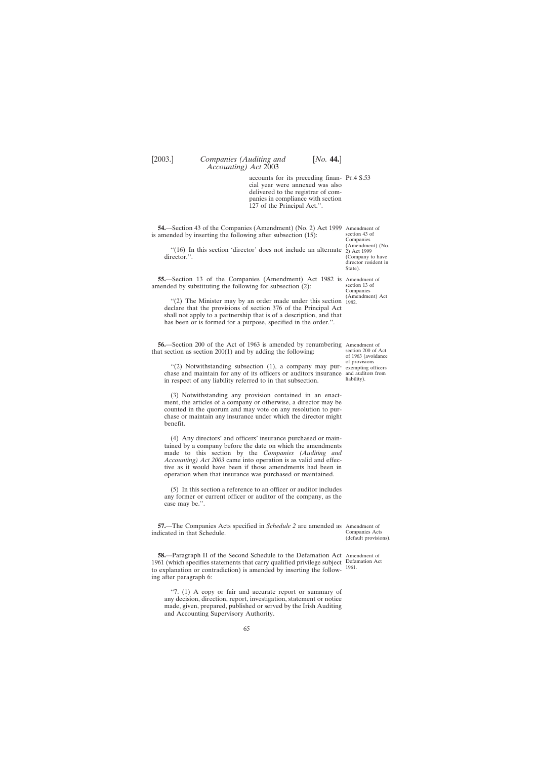accounts for its preceding financial year were annexed was also delivered to the registrar of companies in compliance with section 127 of the Principal Act.''.

Pt.4 S.53

**54.**—Section 43 of the Companies (Amendment) (No. 2) Act 1999 is amended by inserting the following after subsection (15):

Amendment of section 43 of Companies (Amendment) (No. 2) Act 1999 (Company to have director resident in State).

> ''(16) In this section 'director' does not include an alternate director.''.

**55.**—Section 13 of the Companies (Amendment) Act 1982 is amended by substituting the following for subsection (2):

Amendment of section 13 of Companies (Amendment) Act 1982.

> ''(2) The Minister may by an order made under this section declare that the provisions of section 376 of the Principal Act shall not apply to a partnership that is of a description, and that has been or is formed for a purpose, specified in the order.''.

**56.**—Section 200 of the Act of 1963 is amended by renumbering that section as section 200(1) and by adding the following:

Amendment of section 200 of Act of 1963 (avoidance of provisions exempting officers and auditors from liability).

> ''(2) Notwithstanding subsection (1), a company may purchase and maintain for any of its officers or auditors insurance in respect of any liability referred to in that subsection.
>
> (3) Notwithstanding any provision contained in an enactment, the articles of a company or otherwise, a director may be counted in the quorum and may vote on any resolution to purchase or maintain any insurance under which the director might benefit.
>
> (4) Any directors' and officers' insurance purchased or maintained by a company before the date on which the amendments made to this section by the *Companies (Auditing and Accounting) Act 2003* came into operation is as valid and effective as it would have been if those amendments had been in operation when that insurance was purchased or maintained.
>
> (5) In this section a reference to an officer or auditor includes any former or current officer or auditor of the company, as the case may be.''.

**57.**—The Companies Acts specified in *Schedule 2* are amended as indicated in that Schedule.

Amendment of Companies Acts (default provisions).

**58.**—Paragraph II of the Second Schedule to the Defamation Act 1961 (which specifies statements that carry qualified privilege subject to explanation or contradiction) is amended by inserting the following after paragraph 6:

Amendment of Defamation Act 1961.

> ''7. (1) A copy or fair and accurate report or summary of any decision, direction, report, investigation, statement or notice made, given, prepared, published or served by the Irish Auditing and Accounting Supervisory Authority.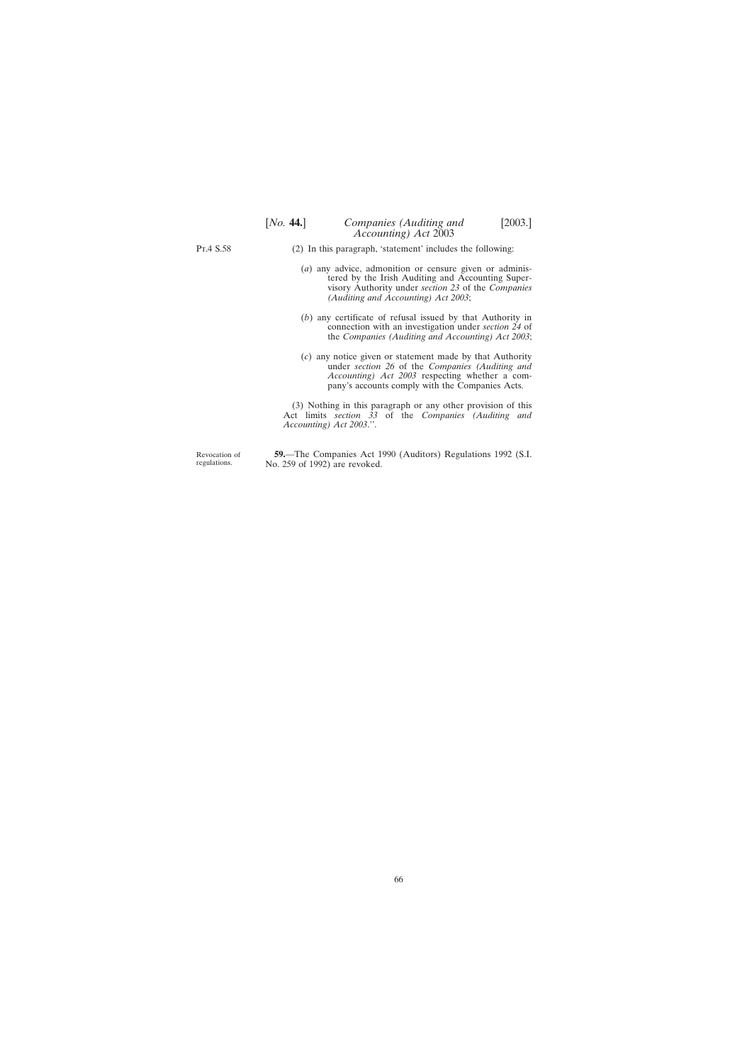(2) In this paragraph, 'statement' includes the following:

(*a*) any advice, admonition or censure given or administered by the Irish Auditing and Accounting Supervisory Authority under *section 23* of the *Companies (Auditing and Accounting) Act 2003*;

(*b*) any certificate of refusal issued by that Authority in connection with an investigation under *section 24* of the *Companies (Auditing and Accounting) Act 2003*;

(*c*) any notice given or statement made by that Authority under *section 26* of the *Companies (Auditing and Accounting) Act 2003* respecting whether a company's accounts comply with the Companies Acts.

(3) Nothing in this paragraph or any other provision of this Act limits *section 33* of the *Companies (Auditing and Accounting) Act 2003*.''.

Revocation of regulations.

**59.**—The Companies Act 1990 (Auditors) Regulations 1992 (S.I. No. 259 of 1992) are revoked.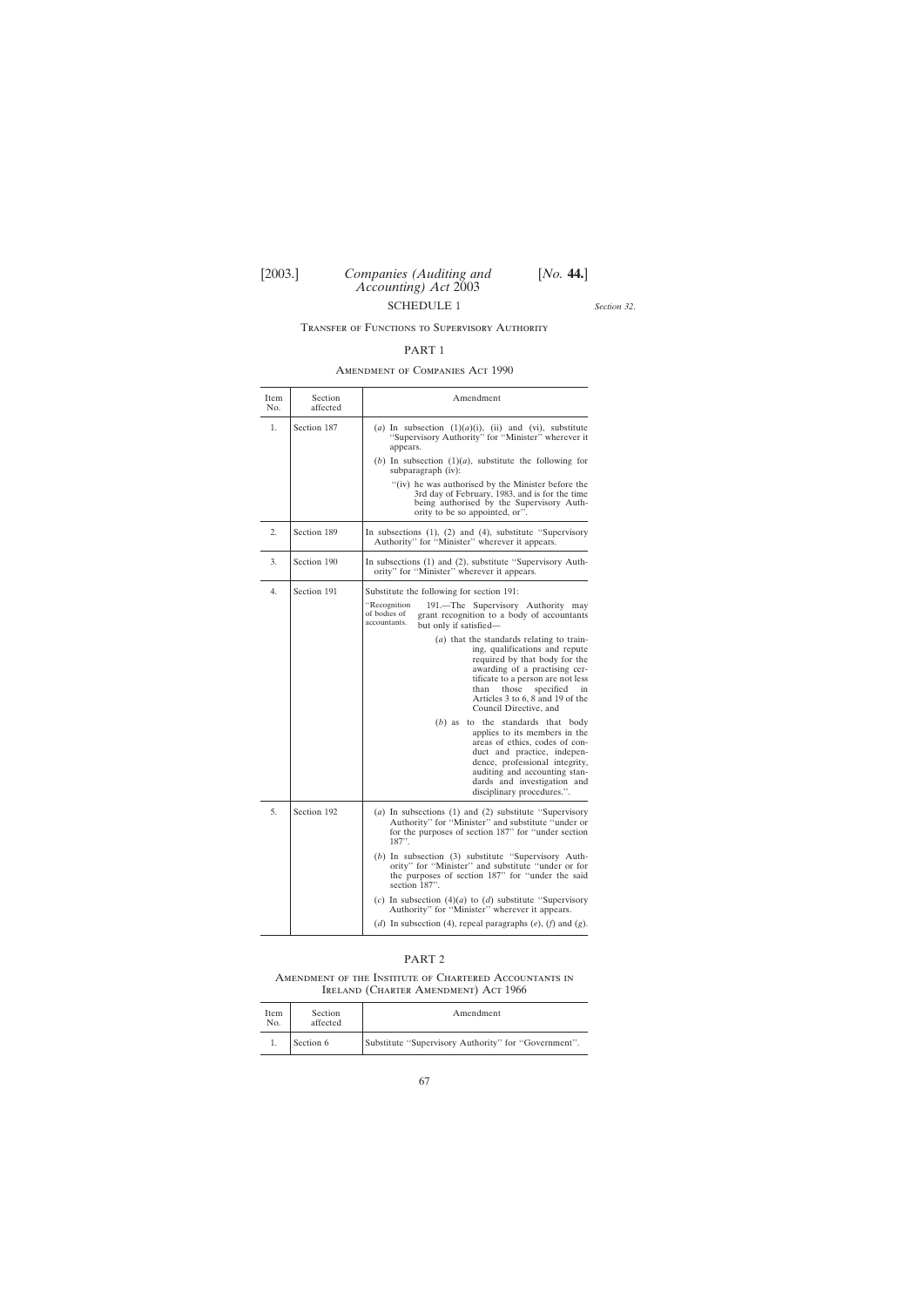## SCHEDULE 1

*Section 32.*

### Transfer of Functions to Supervisory Authority

### PART 1

#### Amendment of Companies Act 1990

| Item No. | Section affected | Amendment |
|---|---|---|
| 1. | Section 187 | (*a*) In subsection (1)(*a*)(i), (ii) and (vi), substitute "Supervisory Authority" for "Minister" wherever it appears.<br>(*b*) In subsection (1)(*a*), substitute the following for subparagraph (iv):<br>"(iv) he was authorised by the Minister before the 3rd day of February, 1983, and is for the time being authorised by the Supervisory Authority to be so appointed, or". |
| 2. | Section 189 | In subsections (1), (2) and (4), substitute "Supervisory Authority" for "Minister" wherever it appears. |
| 3. | Section 190 | In subsections (1) and (2), substitute "Supervisory Authority" for "Minister" wherever it appears. |
| 4. | Section 191 | Substitute the following for section 191:<br>"Recognition of bodies of accountants. 191.—The Supervisory Authority may grant recognition to a body of accountants but only if satisfied—<br>(*a*) that the standards relating to training, qualifications and repute required by that body for the awarding of a practising certificate to a person are not less than those specified in Articles 3 to 6, 8 and 19 of the Council Directive, and<br>(*b*) as to the standards that body applies to its members in the areas of ethics, codes of conduct and practice, independence, professional integrity, auditing and accounting standards and investigation and disciplinary procedures.". |
| 5. | Section 192 | (*a*) In subsections (1) and (2) substitute "Supervisory Authority" for "Minister" and substitute "under or for the purposes of section 187" for "under section 187".<br>(*b*) In subsection (3) substitute "Supervisory Authority" for "Minister" and substitute "under or for the purposes of section 187" for "under the said section 187".<br>(*c*) In subsection (4)(*a*) to (*d*) substitute "Supervisory Authority" for "Minister" wherever it appears.<br>(*d*) In subsection (4), repeal paragraphs (*e*), (*f*) and (*g*). |

### PART 2

#### Amendment of the Institute of Chartered Accountants in Ireland (Charter Amendment) Act 1966

| Item No. | Section affected | Amendment |
|---|---|---|
| 1. | Section 6 | Substitute "Supervisory Authority" for "Government". |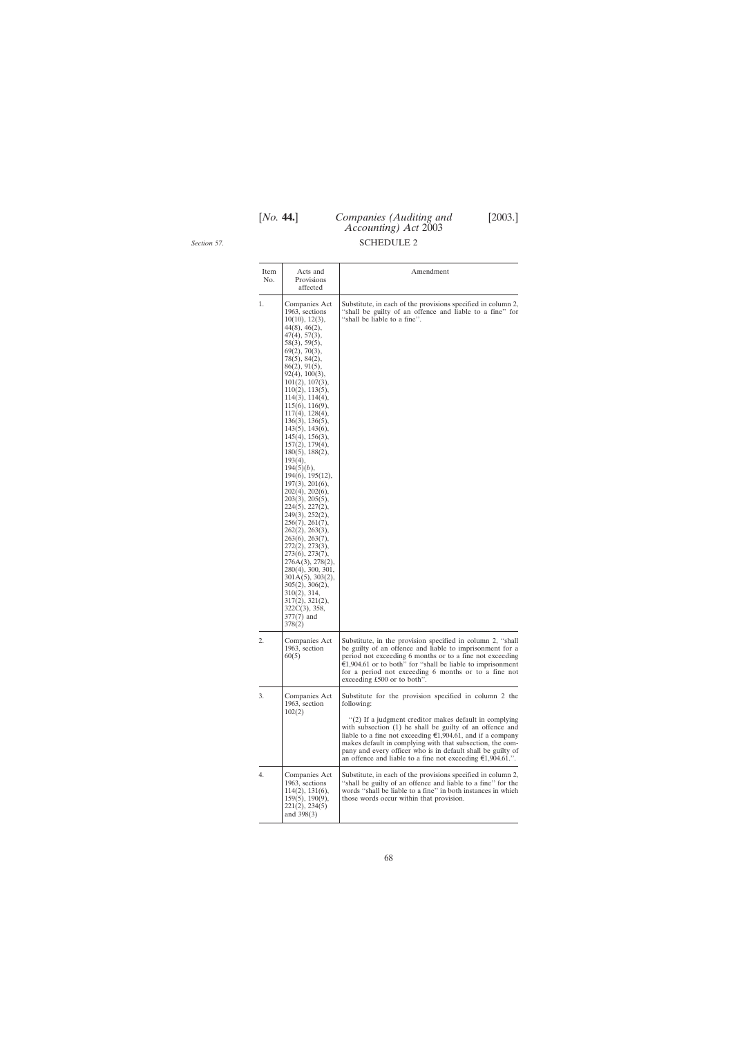*Section 57.*

## SCHEDULE 2

| Item No. | Acts and Provisions affected | Amendment |
|---|---|---|
| 1. | Companies Act 1963, sections 10(10), 12(3), 44(8), 46(2), 47(4), 57(3), 58(3), 59(5), 69(2), 70(3), 78(5), 84(2), 86(2), 91(5), 92(4), 100(3), 101(2), 107(3), 110(2), 113(5), 114(3), 114(4), 115(6), 116(9), 117(4), 128(4), 136(3), 136(5), 143(5), 143(6), 145(4), 156(3), 157(2), 179(4), 180(5), 188(2), 193(4), 194(5)(*b*), 194(6), 195(12), 197(3), 201(6), 202(4), 202(6), 203(3), 205(5), 224(5), 227(2), 249(3), 252(2), 256(7), 261(7), 262(2), 263(3), 263(6), 263(7), 272(2), 273(3), 273(6), 273(7), 276A(3), 278(2), 280(4), 300, 301, 301A(5), 303(2), 305(2), 306(2), 310(2), 314, 317(2), 321(2), 322C(3), 358, 377(7) and 378(2) | Substitute, in each of the provisions specified in column 2, "shall be guilty of an offence and liable to a fine" for "shall be liable to a fine". |
| 2. | Companies Act 1963, section 60(5) | Substitute, in the provision specified in column 2, "shall be guilty of an offence and liable to imprisonment for a period not exceeding 6 months or to a fine not exceeding €1,904.61 or to both" for "shall be liable to imprisonment for a period not exceeding 6 months or to a fine not exceeding £500 or to both". |
| 3. | Companies Act 1963, section 102(2) | Substitute for the provision specified in column 2 the following:<br><br>"(2) If a judgment creditor makes default in complying with subsection (1) he shall be guilty of an offence and liable to a fine not exceeding €1,904.61, and if a company makes default in complying with that subsection, the company and every officer who is in default shall be guilty of an offence and liable to a fine not exceeding €1,904.61.". |
| 4. | Companies Act 1963, sections 114(2), 131(6), 159(5), 190(9), 221(2), 234(5) and 398(3) | Substitute, in each of the provisions specified in column 2, "shall be guilty of an offence and liable to a fine" for the words "shall be liable to a fine" in both instances in which those words occur within that provision. |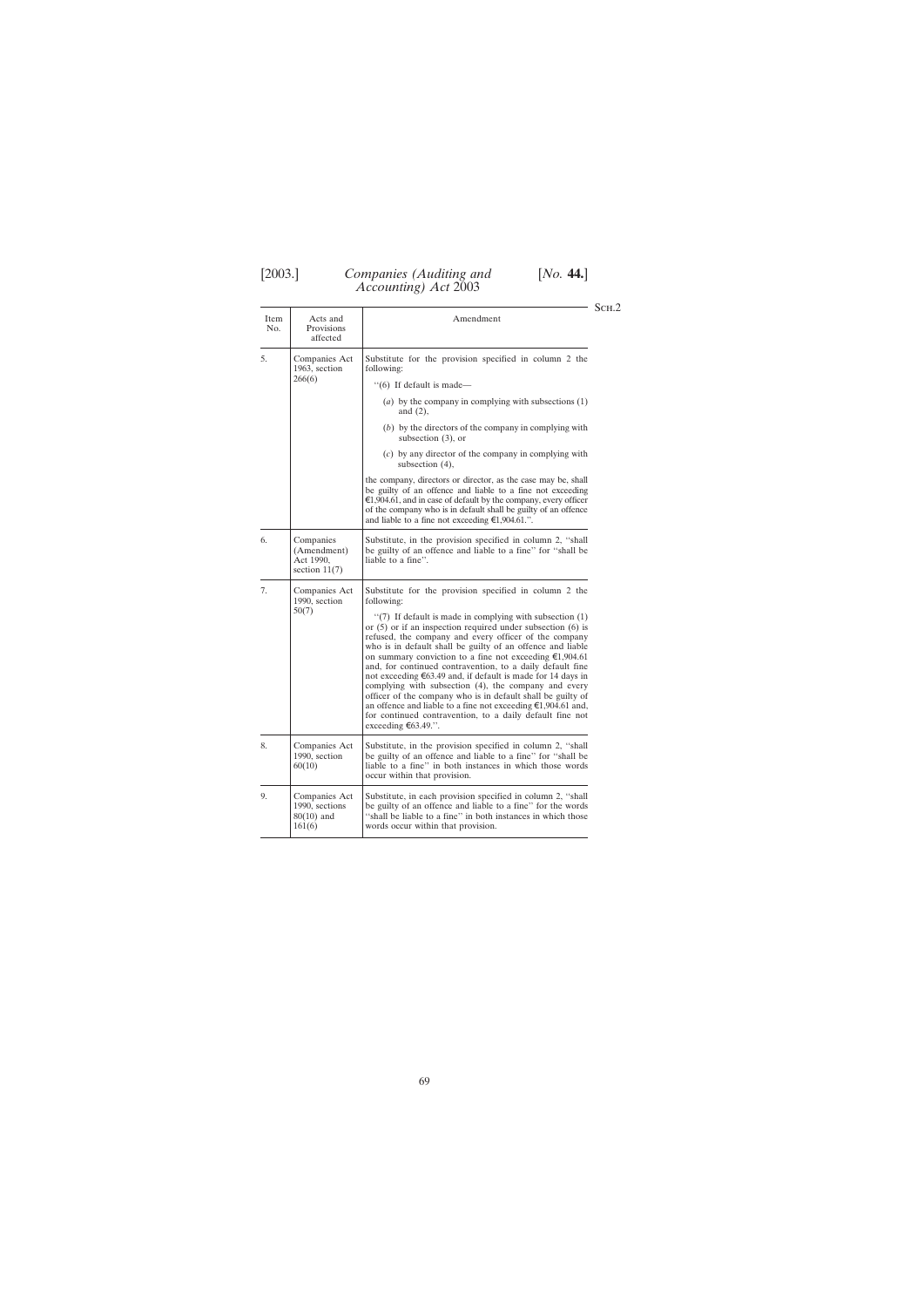Sch.2

| Item No. | Acts and Provisions affected | Amendment |
|---|---|---|
| 5. | Companies Act 1963, section 266(6) | Substitute for the provision specified in column 2 the following: ''(6) If default is made— (*a*) by the company in complying with subsections (1) and (2), (*b*) by the directors of the company in complying with subsection (3), or (*c*) by any director of the company in complying with subsection (4), the company, directors or director, as the case may be, shall be guilty of an offence and liable to a fine not exceeding €1,904.61, and in case of default by the company, every officer of the company who is in default shall be guilty of an offence and liable to a fine not exceeding €1,904.61.''. |
| 6. | Companies (Amendment) Act 1990, section 11(7) | Substitute, in the provision specified in column 2, ''shall be guilty of an offence and liable to a fine'' for ''shall be liable to a fine''. |
| 7. | Companies Act 1990, section 50(7) | Substitute for the provision specified in column 2 the following: ''(7) If default is made in complying with subsection (1) or (5) or if an inspection required under subsection (6) is refused, the company and every officer of the company who is in default shall be guilty of an offence and liable on summary conviction to a fine not exceeding €1,904.61 and, for continued contravention, to a daily default fine not exceeding €63.49 and, if default is made for 14 days in complying with subsection (4), the company and every officer of the company who is in default shall be guilty of an offence and liable to a fine not exceeding €1,904.61 and, for continued contravention, to a daily default fine not exceeding €63.49.''. |
| 8. | Companies Act 1990, section 60(10) | Substitute, in the provision specified in column 2, ''shall be guilty of an offence and liable to a fine'' for ''shall be liable to a fine'' in both instances in which those words occur within that provision. |
| 9. | Companies Act 1990, sections 80(10) and 161(6) | Substitute, in each provision specified in column 2, ''shall be guilty of an offence and liable to a fine'' for the words ''shall be liable to a fine'' in both instances in which those words occur within that provision. |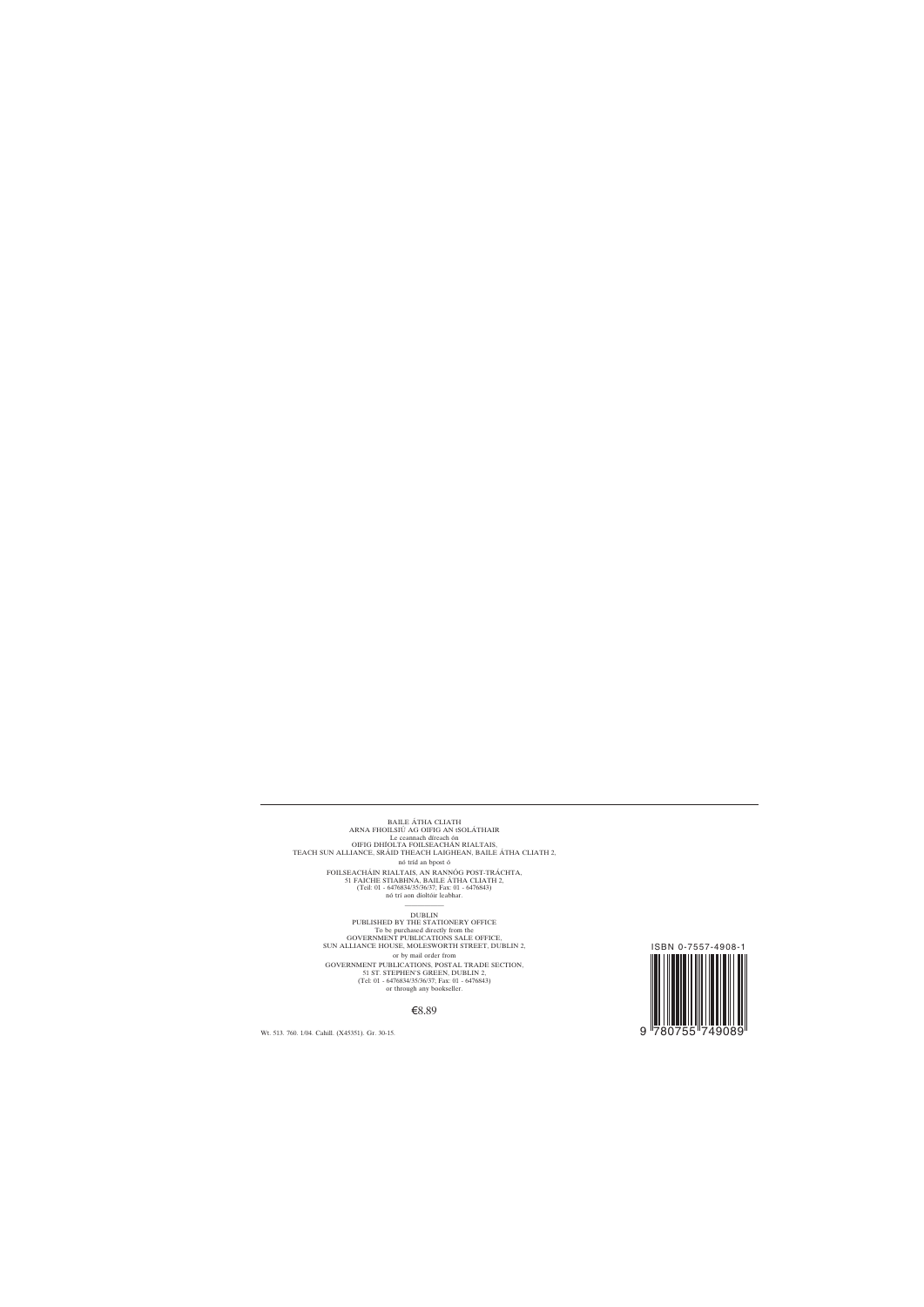BAILE ÁTHA CLIATH
ARNA FHOILSIÚ AG OIFIG AN tSOLÁTHAIR
Le ceannach díreach ón
OIFIG DHÍOLTA FOILSEACHÁN RIALTAIS,
TEACH SUN ALLIANCE, SRÁID THEACH LAIGHEAN, BAILE ÁTHA CLIATH 2,
nó tríd an bpost ó
FOILSEACHÁIN RIALTAIS, AN RANNÓG POST-TRÁCHTA,
51 FAICHE STIABHNA, BAILE ÁTHA CLIATH 2,
(Teil: 01 - 6476834/35/36/37; Fax: 01 - 6476843)
nó trí aon díoltóir leabhar.

---

DUBLIN
PUBLISHED BY THE STATIONERY OFFICE
To be purchased directly from the
GOVERNMENT PUBLICATIONS SALE OFFICE,
SUN ALLIANCE HOUSE, MOLESWORTH STREET, DUBLIN 2,
or by mail order from
GOVERNMENT PUBLICATIONS, POSTAL TRADE SECTION,
51 ST. STEPHEN'S GREEN, DUBLIN 2,
(Tel: 01 - 6476834/35/36/37; Fax: 01 - 6476843)
or through any bookseller.

€8.89

ISBN 0-7557-4908-1

9 780755 749089

Wt. 513. 760. 1/04. Cahill. (X45351). Gr. 30-15.